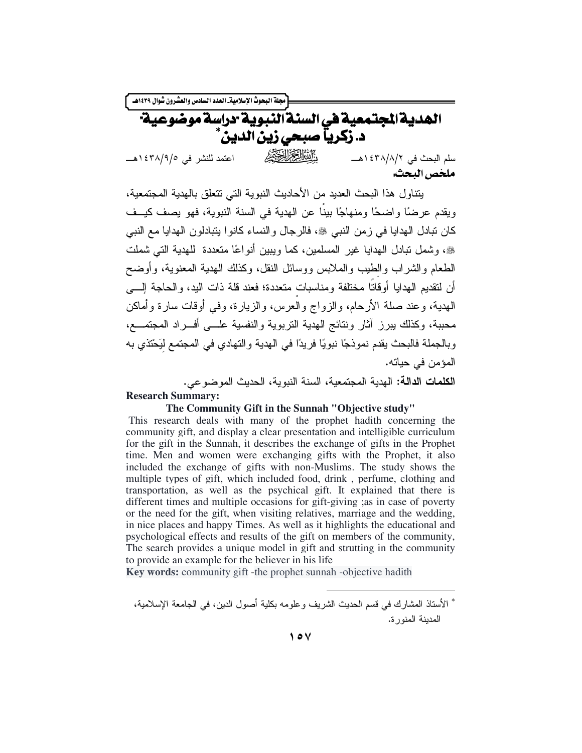# الهدية المجتمعية في السنة النبوية -دراسة موضوعية-

## د. زكريا صبحي زين الدين*

سلم البحث في ١٤٣٨/٨/٢هـ ﷽ اعتمد للنشر في ١٤٣٨/٩/٥هـ

**ملخص البحث:**

يتناول هذا البحث العديد من الأحاديث النبوية التي تتعلق بالهدية المجتمعية، ويقدم عرضًا واضحًا ومنهاجًا بينًا عن الهدية في السنة النبوية، فهو يصف كيف كان تبادل الهدايا في زمن النبي ﷺ، فالرجال والنساء كانوا يتبادلون الهدايا مع النبي ﷺ، وشمل تبادل الهدايا غير المسلمين، كما ويبين أنواعًا متعددة للهدية التي شملت الطعام والشراب والطيب والملابس ووسائل النقل، وكذلك الهدية المعنوية، وأوضح أن لتقديم الهدايا أوقاتًا مختلفة ومناسبات متعددة؛ فعند قلة ذات اليد، والحاجة إلى الهدية، وعند صلة الأرحام، والزواج والعرس، والزيارة، وفي أوقات سارة وأماكن محببة، وكذلك يبرز آثار ونتائج الهدية التربوية والنفسية على أفراد المجتمع، وبالجملة فالبحث يقدم نموذجًا نبويًا فريدًا في الهدية والتهادي في المجتمع لِيَحْتَذي به المؤمن في حياته.

**الكلمات الدالة:** الهدية المجتمعية، السنة النبوية، الحديث الموضوعي.

**Research Summary:**

**The Community Gift in the Sunnah "Objective study"**

This research deals with many of the prophet hadith concerning the community gift, and display a clear presentation and intelligible curriculum for the gift in the Sunnah, it describes the exchange of gifts in the Prophet time. Men and women were exchanging gifts with the Prophet, it also included the exchange of gifts with non-Muslims. The study shows the multiple types of gift, which included food, drink , perfume, clothing and transportation, as well as the psychical gift. It explained that there is different times and multiple occasions for gift-giving ;as in case of poverty or the need for the gift, when visiting relatives, marriage and the wedding, in nice places and happy Times. As well as it highlights the educational and psychological effects and results of the gift on members of the community, The search provides a unique model in gift and strutting in the community to provide an example for the believer in his life

**Key words:** community gift -the prophet sunnah -objective hadith

---

* الأستاذ المشارك في قسم الحديث الشريف وعلومه بكلية أصول الدين، في الجامعة الإسلامية، المدينة المنورة.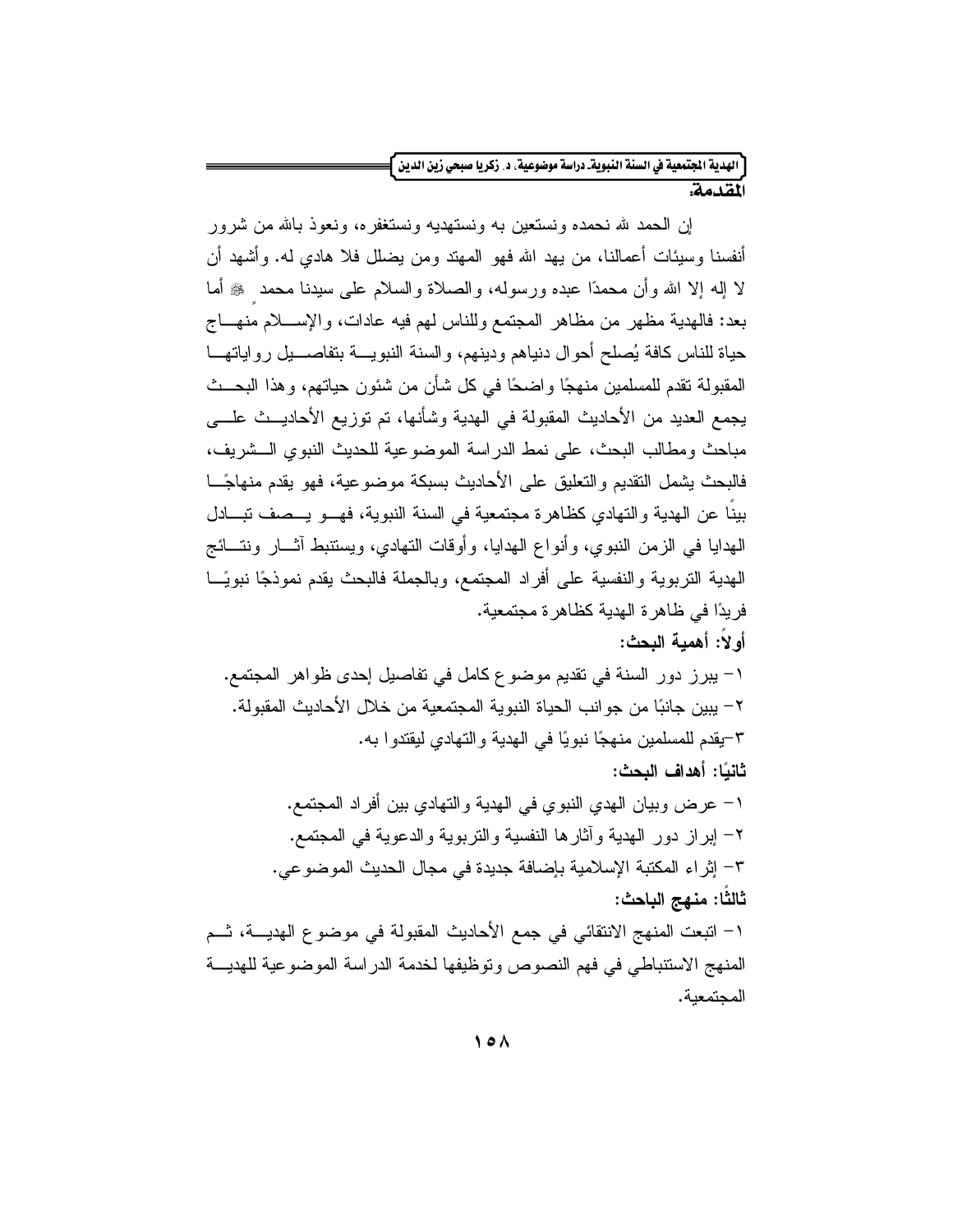## المقدمة:

إن الحمد لله نحمده ونستعين به ونستهديه ونستغفره، ونعوذ بالله من شرور أنفسنا وسيئات أعمالنا، من يهد الله فهو المهتد ومن يضلل فلا هادي له. وأشهد أن لا إله إلا الله وأن محمدًا عبده ورسوله، والصلاة والسلام على سيدنا محمد ﷺ أما بعد: فالهدية مظهر من مظاهر المجتمع وللناس لهم فيه عادات، والإسلام منهاج حياة للناس كافة يُصلح أحوال دنياهم ودينهم، والسنة النبوية بتفاصيل رواياتها المقبولة تقدم للمسلمين منهجًا واضحًا في كل شأن من شئون حياتهم، وهذا البحث يجمع العديد من الأحاديث المقبولة في الهدية وشأنها، تم توزيع الأحاديث على مباحث ومطالب البحث، على نمط الدراسة الموضوعية للحديث النبوي الشريف، فالبحث يشمل التقديم والتعليق على الأحاديث بسبكة موضوعية، فهو يقدم منهاجًا بيناً عن الهدية والتهادي كظاهرة مجتمعية في السنة النبوية، فهو يصف تبادل الهدايا في الزمن النبوي، وأنواع الهدايا، وأوقات التهادي، ويستنبط آثار ونتائج الهدية التربوية والنفسية على أفراد المجتمع، وبالجملة فالبحث يقدم نموذجًا نبويًا فريدًا في ظاهرة الهدية كظاهرة مجتمعية.

### أولاً: أهمية البحث:

١- يبرز دور السنة في تقديم موضوع كامل في تفاصيل إحدى ظواهر المجتمع.
٢- يبين جانبًا من جوانب الحياة النبوية المجتمعية من خلال الأحاديث المقبولة.
٣-يقدم للمسلمين منهجًا نبويًا في الهدية والتهادي ليقتدوا به.

### ثانيًا: أهداف البحث:

١- عرض وبيان الهدي النبوي في الهدية والتهادي بين أفراد المجتمع.
٢- إبراز دور الهدية وآثارها النفسية والتربوية والدعوية في المجتمع.
٣- إثراء المكتبة الإسلامية بإضافة جديدة في مجال الحديث الموضوعي.

### ثالثًا: منهج الباحث:

١- اتبعت المنهج الانتقائي في جمع الأحاديث المقبولة في موضوع الهدية، ثم المنهج الاستنباطي في فهم النصوص وتوظيفها لخدمة الدراسة الموضوعية للهدية المجتمعية.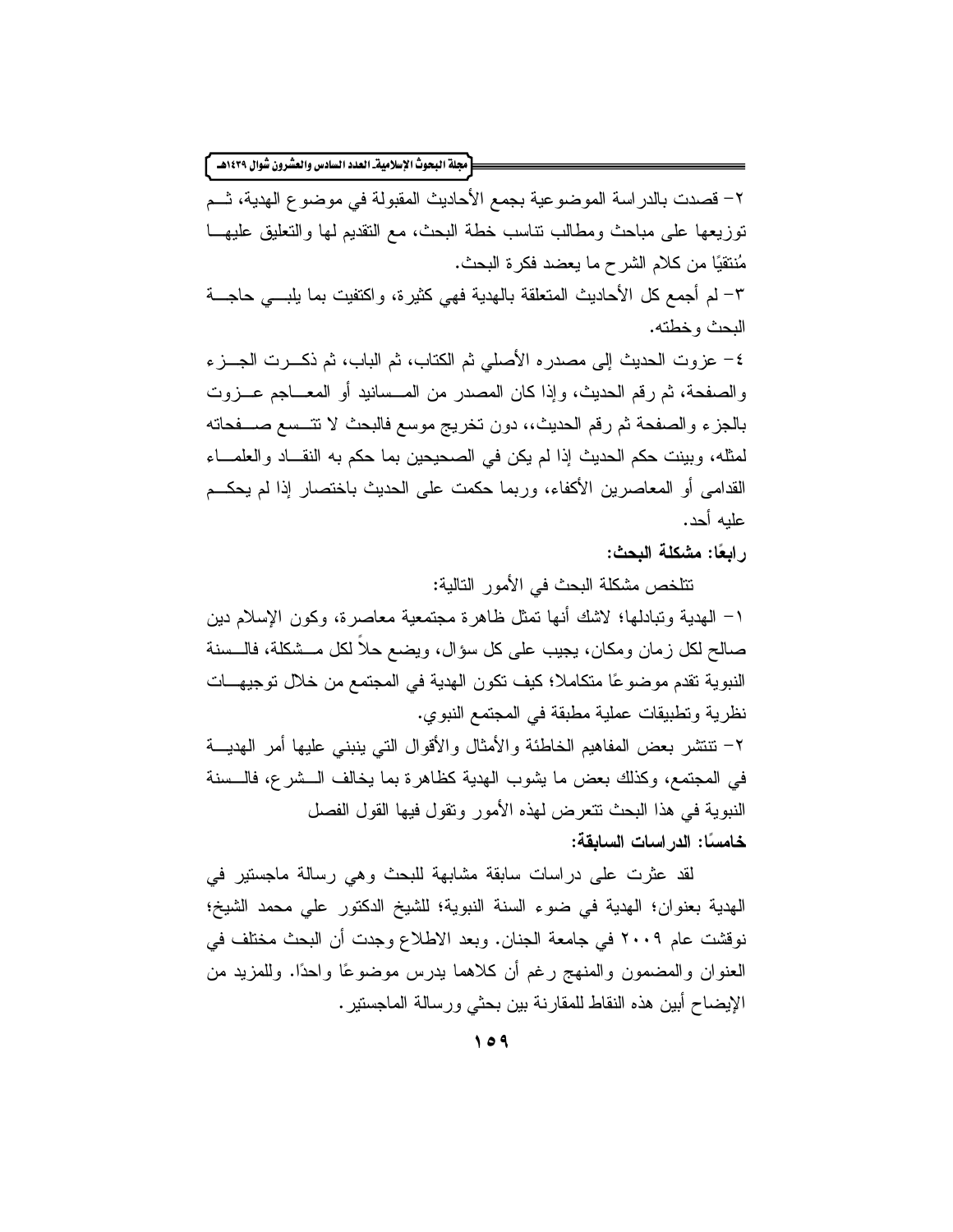٢- قصدت بالدراسة الموضوعية بجمع الأحاديث المقبولة في موضوع الهدية، ثم توزيعها على مباحث ومطالب تناسب خطة البحث، مع التقديم لها والتعليق عليها مُنتقيًا من كلام الشرح ما يعضد فكرة البحث.

٣- لم أجمع كل الأحاديث المتعلقة بالهدية فهي كثيرة، واكتفيت بما يلبي حاجة البحث وخطته.

٤- عزوت الحديث إلى مصدره الأصلي ثم الكتاب، ثم الباب، ثم ذكرت الجزء والصفحة، ثم رقم الحديث، وإذا كان المصدر من المسانيد أو المعاجم عزوت بالجزء والصفحة ثم رقم الحديث،، دون تخريج موسع فالبحث لا تتسع صفحاته لمثله، وبينت حكم الحديث إذا لم يكن في الصحيحين بما حكم به النقاد والعلماء القدامى أو المعاصرين الأكفاء، وربما حكمت على الحديث باختصار إذا لم يحكم عليه أحد.

**رابعًا: مشكلة البحث:**

تتلخص مشكلة البحث في الأمور التالية:

١- الهدية وتبادلها؛ لاشك أنها تمثل ظاهرة مجتمعية معاصرة، وكون الإسلام دين صالح لكل زمان ومكان، يجيب على كل سؤال، ويضع حلاً لكل مشكلة، فالسنة النبوية تقدم موضوعًا متكاملا؛ كيف تكون الهدية في المجتمع من خلال توجيهات نظرية وتطبيقات عملية مطبقة في المجتمع النبوي.

٢- تنتشر بعض المفاهيم الخاطئة والأمثال والأقوال التي ينبني عليها أمر الهدية في المجتمع، وكذلك بعض ما يشوب الهدية كظاهرة بما يخالف الشرع، فالسنة النبوية في هذا البحث تتعرض لهذه الأمور وتقول فيها القول الفصل

**خامسًا: الدراسات السابقة:**

لقد عثرت على دراسات سابقة مشابهة للبحث وهي رسالة ماجستير في الهدية بعنوان؛ الهدية في ضوء السنة النبوية؛ للشيخ الدكتور علي محمد الشيخ؛ نوقشت عام ٢٠٠٩ في جامعة الجنان. وبعد الاطلاع وجدت أن البحث مختلف في العنوان والمضمون والمنهج رغم أن كلاهما يدرس موضوعًا واحدًا. وللمزيد من الإيضاح أبين هذه النقاط للمقارنة بين بحثي ورسالة الماجستير.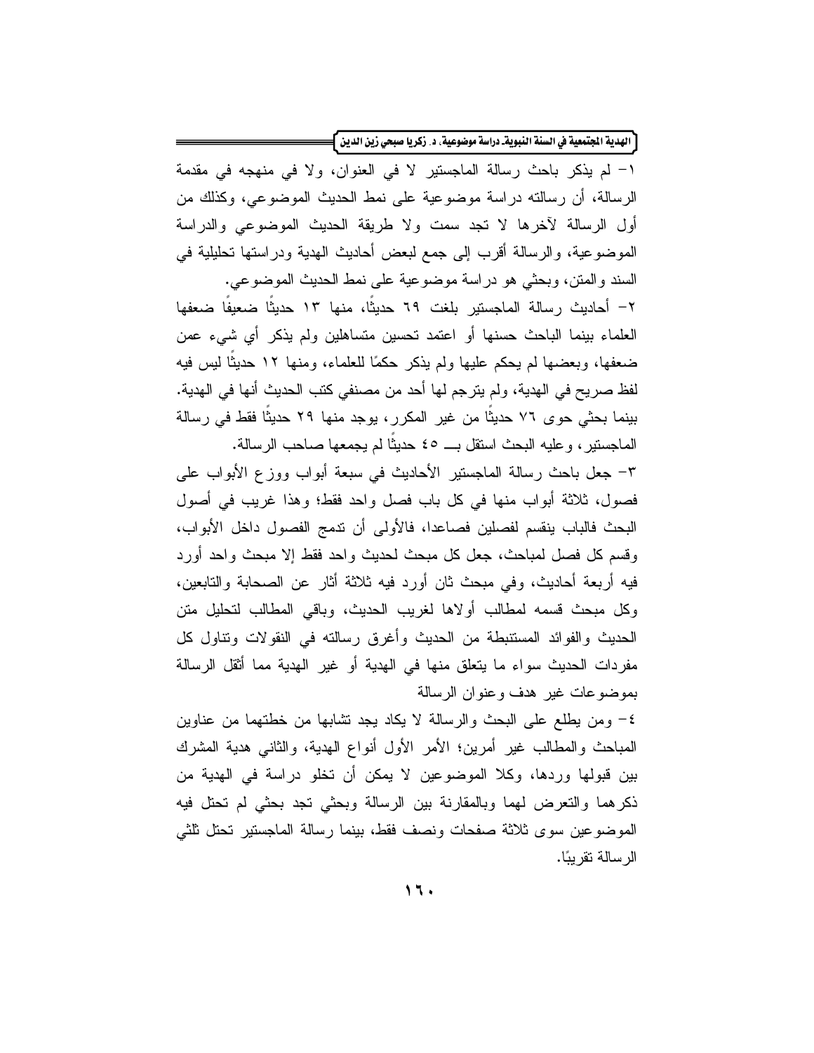١- لم يذكر باحث رسالة الماجستير لا في العنوان، ولا في منهجه في مقدمة الرسالة، أن رسالته دراسة موضوعية على نمط الحديث الموضوعي، وكذلك من أول الرسالة لآخرها لا تجد سمت ولا طريقة الحديث الموضوعي والدراسة الموضوعية، والرسالة أقرب إلى جمع لبعض أحاديث الهدية ودراستها تحليلية في السند والمتن، وبحثي هو دراسة موضوعية على نمط الحديث الموضوعي.

٢- أحاديث رسالة الماجستير بلغت ٦٩ حديثًا، منها ١٣ حديثًا ضعيفًا ضعفها العلماء بينما الباحث حسنها أو اعتمد تحسين متساهلين ولم يذكر أي شيء عمن ضعفها، وبعضها لم يحكم عليها ولم يذكر حكمًا للعلماء، ومنها ١٢ حديثًا ليس فيه لفظ صريح في الهدية، ولم يترجم لها أحد من مصنفي كتب الحديث أنها في الهدية. بينما بحثي حوى ٧٦ حديثًا من غير المكرر، يوجد منها ٢٩ حديثًا فقط في رسالة الماجستير، وعليه البحث استقل بـــ ٤٥ حديثًا لم يجمعها صاحب الرسالة.

٣- جعل باحث رسالة الماجستير الأحاديث في سبعة أبواب ووزع الأبواب على فصول، ثلاثة أبواب منها في كل باب فصل واحد فقط؛ وهذا غريب في أصول البحث فالباب ينقسم لفصلين فصاعدا، فالأولى أن تدمج الفصول داخل الأبواب، وقسم كل فصل لمباحث، جعل كل مبحث لحديث واحد فقط إلا مبحث واحد أورد فيه أربعة أحاديث، وفي مبحث ثان أورد فيه ثلاثة أثار عن الصحابة والتابعين، وكل مبحث قسمه لمطالب أولاها لغريب الحديث، وباقي المطالب لتحليل متن الحديث والفوائد المستنبطة من الحديث وأغرق رسالته في النقولات وتناول كل مفردات الحديث سواء ما يتعلق منها في الهدية أو غير الهدية مما أثقل الرسالة بموضوعات غير هدف وعنوان الرسالة

٤- ومن يطلع على البحث والرسالة لا يكاد يجد تشابها من خطتهما من عناوين المباحث والمطالب غير أمرين؛ الأمر الأول أنواع الهدية، والثاني هدية المشرك بين قبولها وردها، وكلا الموضوعين لا يمكن أن تخلو دراسة في الهدية من ذكرهما والتعرض لهما وبالمقارنة بين الرسالة وبحثي تجد بحثي لم تحتل فيه الموضوعين سوى ثلاثة صفحات ونصف فقط، بينما رسالة الماجستير تحتل ثلثي الرسالة تقريبًا.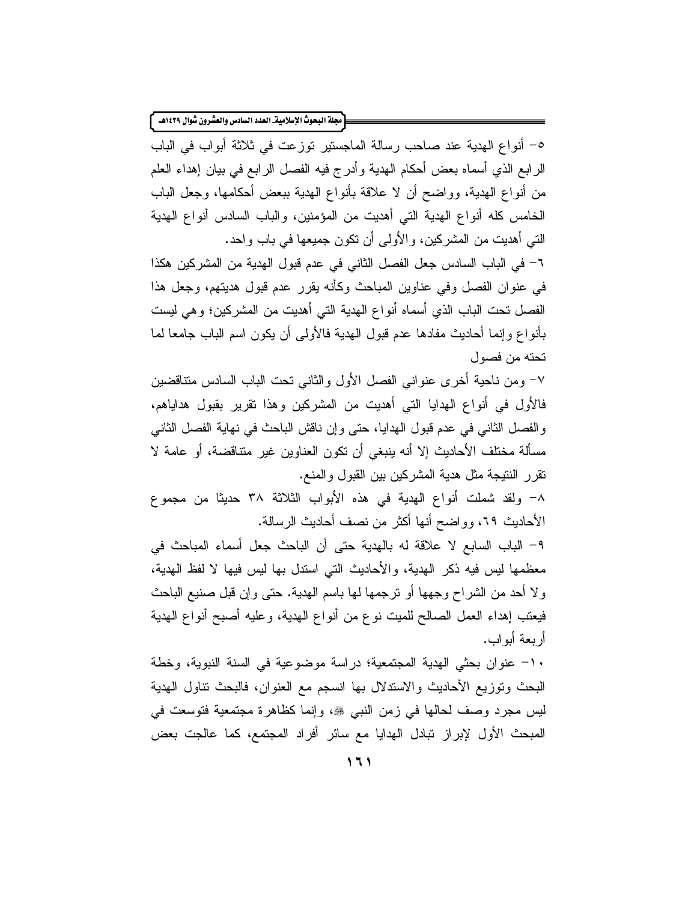٥- أنواع الهدية عند صاحب رسالة الماجستير توزعت في ثلاثة أبواب في الباب الرابع الذي أسماه بعض أحكام الهدية وأدرج فيه الفصل الرابع في بيان إهداء العلم من أنواع الهدية، وواضح أن لا علاقة بأنواع الهدية ببعض أحكامها، وجعل الباب الخامس كله أنواع الهدية التي أهديت من المؤمنين، والباب السادس أنواع الهدية التي أهديت من المشركين، والأولى أن تكون جميعها في باب واحد.

٦- في الباب السادس جعل الفصل الثاني في عدم قبول الهدية من المشركين هكذا في عنوان الفصل وفي عناوين المباحث وكأنه يقرر عدم قبول هديتهم، وجعل هذا الفصل تحت الباب الذي أسماه أنواع الهدية التي أهديت من المشركين؛ وهي ليست بأنواع وإنما أحاديث مفادها عدم قبول الهدية فالأولى أن يكون اسم الباب جامعا لما تحته من فصول

٧- ومن ناحية أخرى عنواني الفصل الأول والثاني تحت الباب السادس متناقضين فالأول في أنواع الهدايا التي أهديت من المشركين وهذا تقرير بقبول هداياهم، والفصل الثاني في عدم قبول الهدايا، حتى وإن ناقش الباحث في نهاية الفصل الثاني مسألة مختلف الأحاديث إلا أنه ينبغي أن تكون العناوين غير متناقضة، أو عامة لا تقرر النتيجة مثل هدية المشركين بين القبول والمنع.

٨- ولقد شملت أنواع الهدية في هذه الأبواب الثلاثة ٣٨ حديثا من مجموع الأحاديث ٦٩، وواضح أنها أكثر من نصف أحاديث الرسالة.

٩- الباب السابع لا علاقة له بالهدية حتى أن الباحث جعل أسماء المباحث في معظمها ليس فيه ذكر الهدية، والأحاديث التي استدل بها ليس فيها لا لفظ الهدية، ولا أحد من الشراح وجهها أو ترجمها لها باسم الهدية. حتى وإن قبل صنيع الباحث فيعتبر إهداء العمل الصالح للميت نوع من أنواع الهدية، وعليه أصبح أنواع الهدية أربعة أبواب.

١٠- عنوان بحثي الهدية المجتمعية؛ دراسة موضوعية في السنة النبوية، وخطة البحث وتوزيع الأحاديث والاستدلال بها انسجم مع العنوان، فالبحث تناول الهدية ليس مجرد وصف لحالها في زمن النبي ﷺ، وإنما كظاهرة مجتمعية فتوسعت في المبحث الأول لإبراز تبادل الهدايا مع سائر أفراد المجتمع، كما عالجت بعض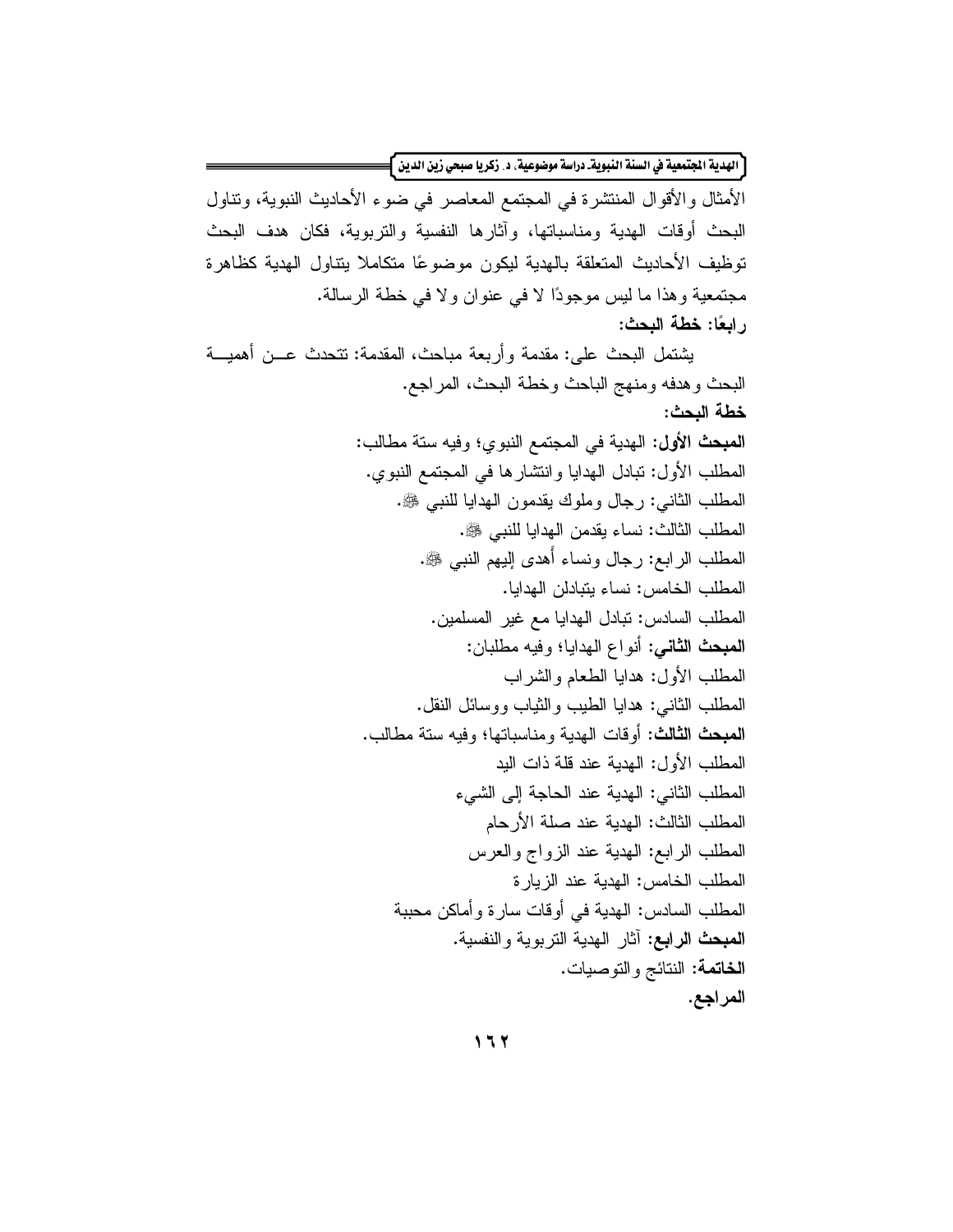الأمثال والأقوال المنتشرة في المجتمع المعاصر في ضوء الأحاديث النبوية، وتناول البحث أوقات الهدية ومناسباتها، وآثارها النفسية والتربوية، فكان هدف البحث توظيف الأحاديث المتعلقة بالهدية ليكون موضوعًا متكاملا يتناول الهدية كظاهرة مجتمعية وهذا ما ليس موجودًا لا في عنوان ولا في خطة الرسالة.

**رابعًا: خطة البحث:**

يشتمل البحث على: مقدمة وأربعة مباحث، المقدمة: تتحدث عن أهمية البحث وهدفه ومنهج الباحث وخطة البحث، المراجع.

**خطة البحث:**

**المبحث الأول:** الهدية في المجتمع النبوي؛ وفيه ستة مطالب:

المطلب الأول: تبادل الهدايا وانتشارها في المجتمع النبوي.

المطلب الثاني: رجال وملوك يقدمون الهدايا للنبي ﷺ.

المطلب الثالث: نساء يقدمن الهدايا للنبي ﷺ.

المطلب الرابع: رجال ونساء أهدى إليهم النبي ﷺ.

المطلب الخامس: نساء يتبادلن الهدايا.

المطلب السادس: تبادل الهدايا مع غير المسلمين.

**المبحث الثاني:** أنواع الهدايا؛ وفيه مطلبان:

المطلب الأول: هدايا الطعام والشراب

المطلب الثاني: هدايا الطيب والثياب ووسائل النقل.

**المبحث الثالث:** أوقات الهدية ومناسباتها؛ وفيه ستة مطالب.

المطلب الأول: الهدية عند قلة ذات اليد

المطلب الثاني: الهدية عند الحاجة إلى الشيء

المطلب الثالث: الهدية عند صلة الأرحام

المطلب الرابع: الهدية عند الزواج والعرس

المطلب الخامس: الهدية عند الزيارة

المطلب السادس: الهدية في أوقات سارة وأماكن محببة

**المبحث الرابع:** آثار الهدية التربوية والنفسية.

**الخاتمة:** النتائج والتوصيات.

**المراجع.**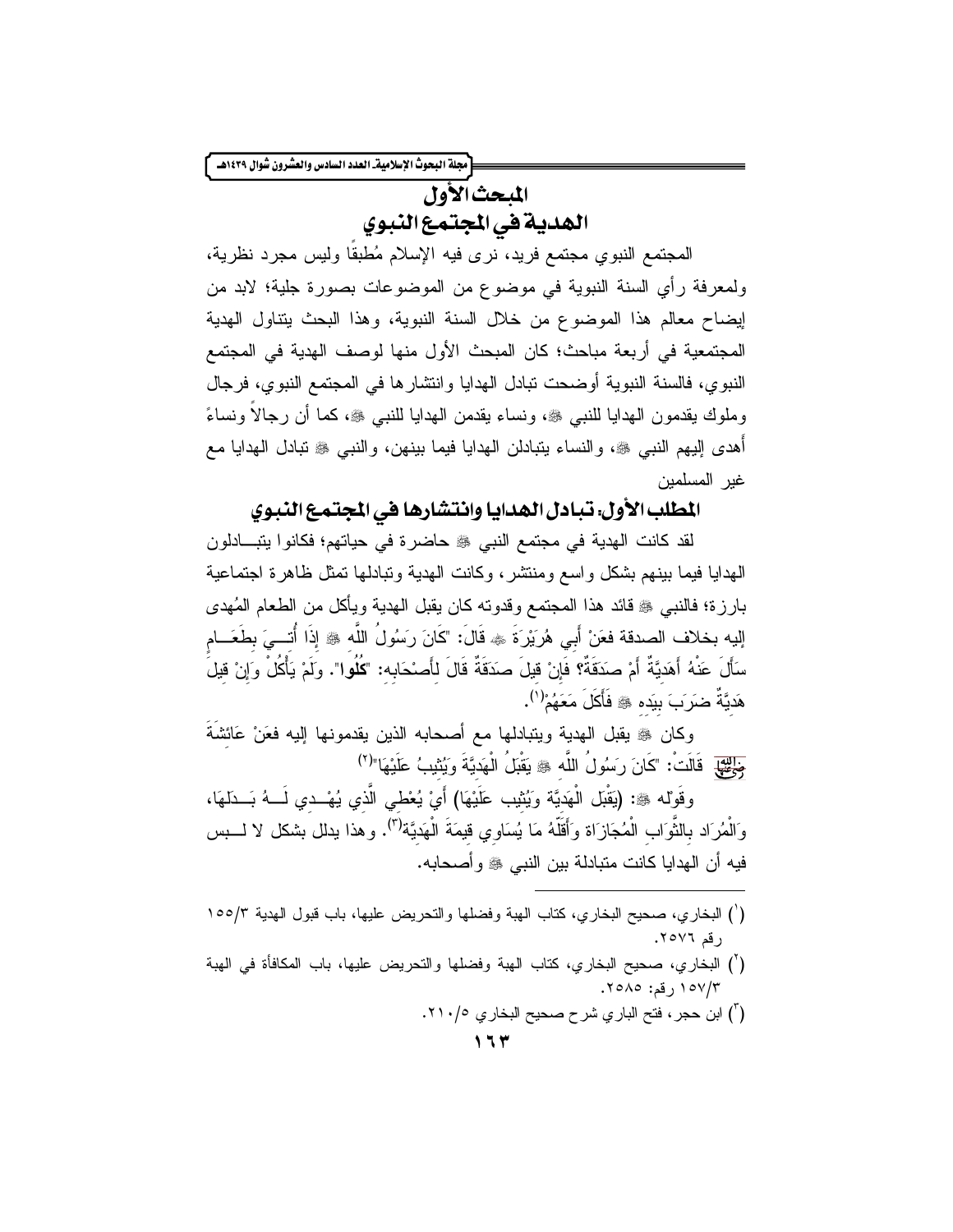# المبحث الأول
# الهدية في المجتمع النبوي

المجتمع النبوي مجتمع فريد، نرى فيه الإسلام مُطبقًا وليس مجرد نظرية، ولمعرفة رأي السنة النبوية في موضوع من الموضوعات بصورة جلية؛ لابد من إيضاح معالم هذا الموضوع من خلال السنة النبوية، وهذا البحث يتناول الهدية المجتمعية في أربعة مباحث؛ كان المبحث الأول منها لوصف الهدية في المجتمع النبوي، فالسنة النبوية أوضحت تبادل الهدايا وانتشارها في المجتمع النبوي، فرجال وملوك يقدمون الهدايا للنبي ﷺ، ونساء يقدمن الهدايا للنبي ﷺ، كما أن رجالاً ونساءً أَهدى إليهم النبي ﷺ، والنساء يتبادلن الهدايا فيما بينهن، والنبي ﷺ تبادل الهدايا مع غير المسلمين

## المطلب الأول: تبادل الهدايا وانتشارها في المجتمع النبوي

لقد كانت الهدية في مجتمع النبي ﷺ حاضرة في حياتهم؛ فكانوا يتبادلون الهدايا فيما بينهم بشكل واسع ومنتشر، وكانت الهدية وتبادلها تمثل ظاهرة اجتماعية بارزة؛ فالنبي ﷺ قائد هذا المجتمع وقدوته كان يقبل الهدية ويأكل من الطعام المُهدى إليه بخلاف الصدقة فعَنْ أَبِي هُرَيْرَةَ ﷺ قَالَ: "كَانَ رَسُولُ اللَّهِ ﷺ إِذَا أُتِيَ بِطَعَامٍ سَأَلَ عَنْهُ أَهَدِيَّةٌ أَمْ صَدَقَةٌ؟ فَإِنْ قِيلَ صَدَقَةٌ قَالَ لِأَصْحَابِهِ: "**كُلُوا**". وَلَمْ يَأْكُلْ وَإِنْ قِيلَ هَدِيَّةٌ ضَرَبَ بِيَدِهِ ﷺ فَأَكَلَ مَعَهُمْ"[1].

وكان ﷺ يقبل الهدية ويتبادلها مع أصحابه الذين يقدمونها إليه فعَنْ عَائِشَةَ رضي الله عنها قَالَتْ: "كَانَ رَسُولُ اللَّهِ ﷺ يَقْبَلُ الْهَدِيَّةَ وَيُثِيبُ عَلَيْهَا"[2]

وقوله ﷺ: (يَقْبَل الْهَدِيَّة وَيُثِيب عَلَيْهَا) أَيْ يُعْطِي الَّذِي يُهْدِي لَهُ بَدَلَهَا، وَالْمُرَاد بِالثَّوَابِ الْمُجَازَاة وَأَقَلّهُ مَا يُسَاوِي قِيمَةَ الْهَدِيَّة[3]. وهذا يدلل بشكل لا لبس فيه أن الهدايا كانت متبادلة بين النبي ﷺ وأصحابه.

---

(1) البخاري، صحيح البخاري، كتاب الهبة وفضلها والتحريض عليها، باب قبول الهدية ٣/١٥٥ رقم ٢٥٧٦.

(2) البخاري، صحيح البخاري، كتاب الهبة وفضلها والتحريض عليها، باب المكافأة في الهبة ٣/١٥٧ رقم: ٢٥٨٥.

(3) ابن حجر، فتح الباري شرح صحيح البخاري ٥/٢١٠.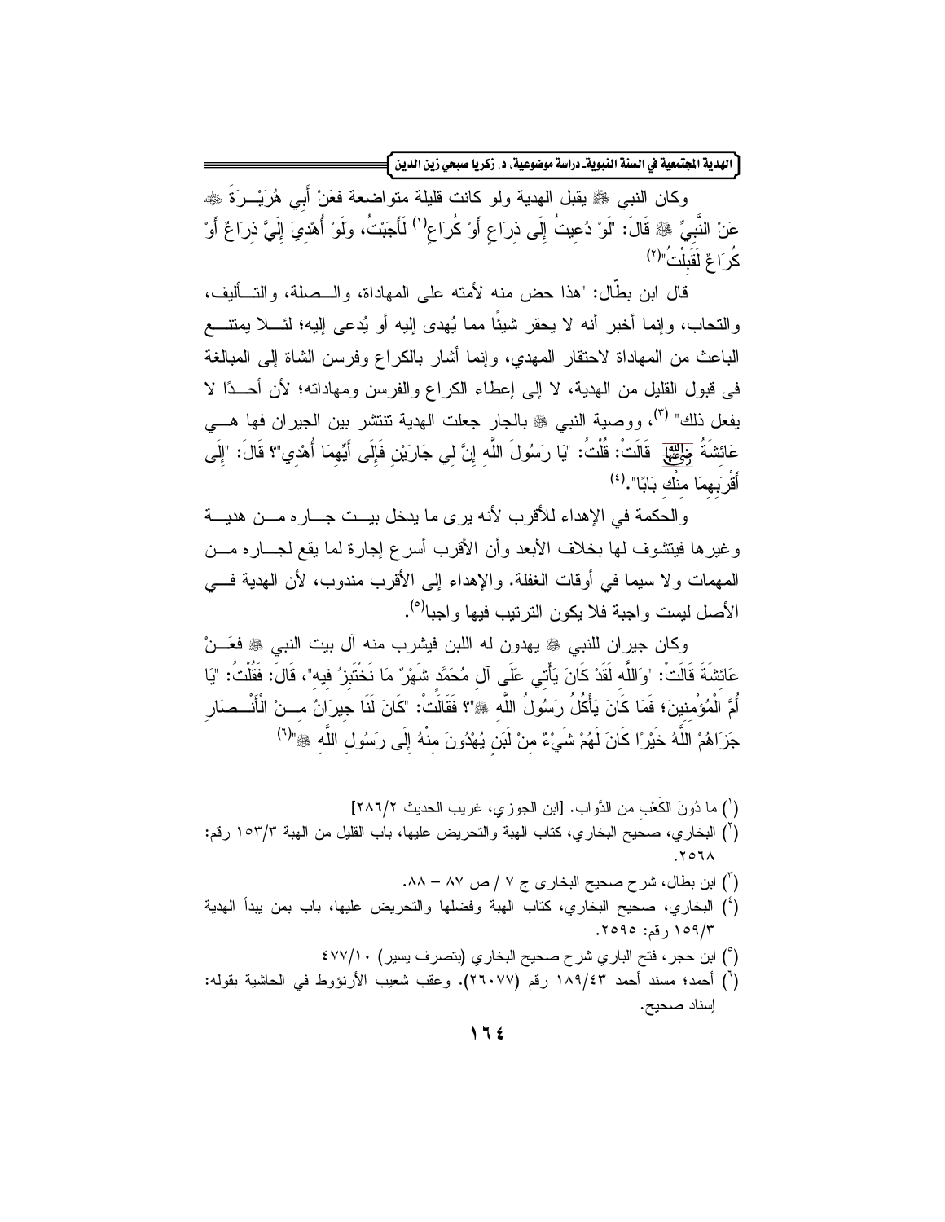وكان النبي ﷺ يقبل الهدية ولو كانت قليلة متواضعة فعَنْ أَبِي هُرَيْـــرَةَ ﷺ عَنْ النَّبِيِّ ﷺ قَالَ: "لَوْ دُعِيتُ إِلَى ذِرَاعٍ أَوْ كُرَاعٍ[1] لَأَجَبْتُ، ولَوْ أُهْدِيَ إِلَيَّ ذِرَاعٌ أَوْ كُرَاعٌ لَقَبِلْتُ"[2]

قال ابن بطّال: "هذا حض منه لأمته على المهاداة، والــصلة، والتــأليف، والتحاب، وإنما أخبر أنه لا يحقر شيئًا مما يُهدى إليه أو يُدعى إليه؛ لئـــلا يمتنـــع الباعث من المهاداة لاحتقار المهدي، وإنما أشار بالكراع وفرسن الشاة إلى المبالغة في قبول القليل من الهدية، لا إلى إعطاء الكراع والفرسن ومهاداته؛ لأن أحــدًا لا يفعل ذلك"[3]، ووصية النبي ﷺ بالجار جعلت الهدية تنتشر بين الجيران فها هــي عَائِشَةُ ﷺ قَالَتْ: قُلْتُ: "يَا رَسُولَ اللَّهِ إِنَّ لِي جَارَيْنِ فَإِلَى أَيِّهِمَا أُهْدِي"؟ قَالَ: "إِلَى أَقْرَبِهِمَا مِنْكِ بَابًا".[4]

والحكمة في الإهداء للأقرب لأنه يرى ما يدخل بيــت جـــاره مـــن هديـــة وغيرها فيتشوف لها بخلاف الأبعد وأن الأقرب أسرع إجارة لما يقع لجـــاره مـــن المهمات ولا سيما في أوقات الغفلة. والإهداء إلى الأقرب مندوب، لأن الهدية فـــي الأصل ليست واجبة فلا يكون الترتيب فيها واجبا[5].

وكان جيران للنبي ﷺ يهدون له اللبن فيشرب منه آل بيت النبي ﷺ فعَـــنْ عَائِشَةَ قَالَتْ: "وَاللَّهِ لَقَدْ كَانَ يَأْتِي عَلَى آلِ مُحَمَّدٍ شَهْرٌ مَا نَخْتَبِزُ فِيهِ"، قَالَ: فَقُلْتُ: "يَا أُمَّ الْمُؤْمِنِينَ؛ فَمَا كَانَ يَأْكُلُ رَسُولُ اللَّهِ ﷺ"؟ فَقَالَتْ: "كَانَ لَنَا جِيرَانٌ مِـــنْ الْأَنْـــصَارِ جَزَاهُمْ اللَّهُ خَيْرًا كَانَ لَهُمْ شَيْءٌ مِنْ لَبَنٍ يُهْدُونَ مِنْهُ إِلَى رَسُولِ اللَّهِ ﷺ"[6]

---

(1) ما دُونَ الكَعْبِ من الدَّوابِ. [ابن الجوزي، غريب الحديث ٢/٢٨٦]

(2) البخاري، صحيح البخاري، كتاب الهبة والتحريض عليها، باب القليل من الهبة ٣/١٥٣ رقم: ٢٥٦٨.

(3) ابن بطال، شرح صحيح البخارى ج ٧ / ص ٨٧ – ٨٨.

(4) البخاري، صحيح البخاري، كتاب الهبة وفضلها والتحريض عليها، باب بمن يبدأ الهدية ٣/١٥٩ رقم: ٢٥٩٥.

(5) ابن حجر، فتح الباري شرح صحيح البخاري (بتصرف يسير) ١٠/٤٧٧

(6) أحمد؛ مسند أحمد ٤٣/١٨٩ رقم (٢٦٠٧٧). وعقب شعيب الأرنؤوط في الحاشية بقوله: إسناد صحيح.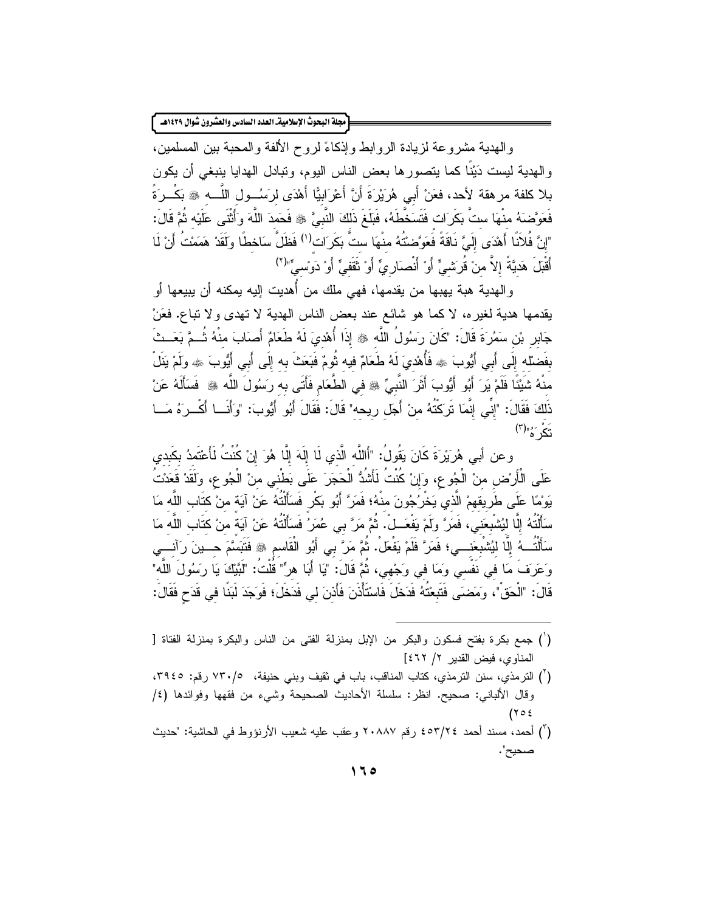والهدية مشروعة لزيادة الروابط وإذكاءً لروح الألفة والمحبة بين المسلمين، والهدية ليست دَيْنًا كما يتصورها بعض الناس اليوم، وتبادل الهدايا ينبغي أن يكون بلا كلفة مرهقة لأحد، فعَنْ أَبِي هُرَيْرَةَ أَنَّ أَعْرَابِيًّا أَهْدَى لِرَسُولِ اللَّهِ ﷺ بَكْرَةً فَعَوَّضَهُ مِنْهَا سِتَّ بَكَرَاتٍ فَتَسَخَّطَهُ، فَبَلَغَ ذَلِكَ النَّبِيَّ ﷺ فَحَمِدَ اللَّهَ وَأَثْنَى عَلَيْهِ ثُمَّ قَالَ: "إِنَّ فُلاَنًا أَهْدَى إِلَيَّ نَاقَةً فَعَوَّضْتُهُ مِنْهَا سِتَّ بَكَرَاتٍ[1] فَظَلَّ سَاخِطًا وَلَقَدْ هَمَمْتُ أَنْ لاَ أَقْبَلَ هَدِيَّةً إِلاَّ مِنْ قُرَشِيٍّ أَوْ أَنْصَارِيٍّ أَوْ ثَقَفِيٍّ أَوْ دَوْسِيٍّ"[2]

والهدية هبة يهبها من يقدمها، فهي ملك من أُهديت إليه يمكنه أن يبيعها أو يقدمها هدية لغيره، لا كما هو شائع عند بعض الناس الهدية لا تهدى ولا تباع. فعَنْ جَابِرِ بْنِ سَمُرَةَ قَالَ: "كَانَ رَسُولُ اللَّهِ ﷺ إِذَا أُهْدِيَ لَهُ طَعَامٌ أَصَابَ مِنْهُ ثُمَّ بَعَثَ بِفَضْلِهِ إِلَى أَبِي أَيُّوبَ ﷺ فَأُهْدِيَ لَهُ طَعَامٌ فِيهِ ثُومٌ فَبَعَثَ بِهِ إِلَى أَبِي أَيُّوبَ ﷺ وَلَمْ يَنَلْ مِنْهُ شَيْئًا فَلَمْ يَرَ أَبُو أَيُّوبَ أَثَرَ النَّبِيِّ ﷺ فِي الطَّعَامِ فَأَتَى بِهِ رَسُولَ اللَّهِ ﷺ فَسَأَلَهُ عَنْ ذَلِكَ فَقَالَ: "إِنِّي إِنَّمَا تَرَكْتُهُ مِنْ أَجْلِ رِيحِهِ" قَالَ: فَقَالَ أَبُو أَيُّوبَ: "وَأَنَا أَكْرَهُ مَا تَكْرَهُ"[3]

وعن أَبِي هُرَيْرَةَ كَانَ يَقُولُ: "أَاللَّهِ الَّذِي لَا إِلَهَ إِلَّا هُوَ إِنْ كُنْتُ لَأَعْتَمِدُ بِكَبِدِي عَلَى الْأَرْضِ مِنْ الْجُوعِ، وَإِنْ كُنْتُ لَأَشُدُّ الْحَجَرَ عَلَى بَطْنِي مِنْ الْجُوعِ، وَلَقَدْ قَعَدْتُ يَوْمًا عَلَى طَرِيقِهِمْ الَّذِي يَخْرُجُونَ مِنْهُ؛ فَمَرَّ أَبُو بَكْرٍ فَسَأَلْتُهُ عَنْ آيَةٍ مِنْ كِتَابِ اللَّهِ مَا سَأَلْتُهُ إِلَّا لِيُشْبِعَنِي، فَمَرَّ وَلَمْ يَفْعَلْ. ثُمَّ مَرَّ بِي عُمَرُ فَسَأَلْتُهُ عَنْ آيَةٍ مِنْ كِتَابِ اللَّهِ مَا سَأَلْتُهُ إِلَّا لِيُشْبِعَنِي؛ فَمَرَّ فَلَمْ يَفْعَلْ. ثُمَّ مَرَّ بِي أَبُو الْقَاسِمِ ﷺ فَتَبَسَّمَ حِينَ رَآنِي وَعَرَفَ مَا فِي نَفْسِي وَمَا فِي وَجْهِي، ثُمَّ قَالَ: "يَا أَبَا هِرٍّ" قُلْتُ: "لَبَّيْكَ يَا رَسُولَ اللَّهِ" قَالَ: "الْحَقْ"، وَمَضَى فَتَبِعْتُهُ فَدَخَلَ فَاسْتَأْذَنَ فَأَذِنَ لِي فَدَخَلَ؛ فَوَجَدَ لَبَنًا فِي قَدَحٍ فَقَالَ:

---

[1] جمع بكرة بفتح فسكون والبكر من الإبل بمنزلة الفتى من الناس والبكرة بمنزلة الفتاة [المناوي، فيض القدير ٢/ ٤٦٢]

[2] الترمذي، سنن الترمذي، كتاب المناقب، باب في ثقيف وبني حنيفة، ٥/٧٣٠ رقم: ٣٩٤٥، وقال الألباني: صحيح. انظر: سلسلة الأحاديث الصحيحة وشيء من فقهها وفوائدها (٤/ ٢٥٤)

[3] أحمد، مسند أحمد ٢٤/٤٥٣ رقم ٢٠٨٨٧ وعقب عليه شعيب الأرنؤوط في الحاشية: "حديث صحيح".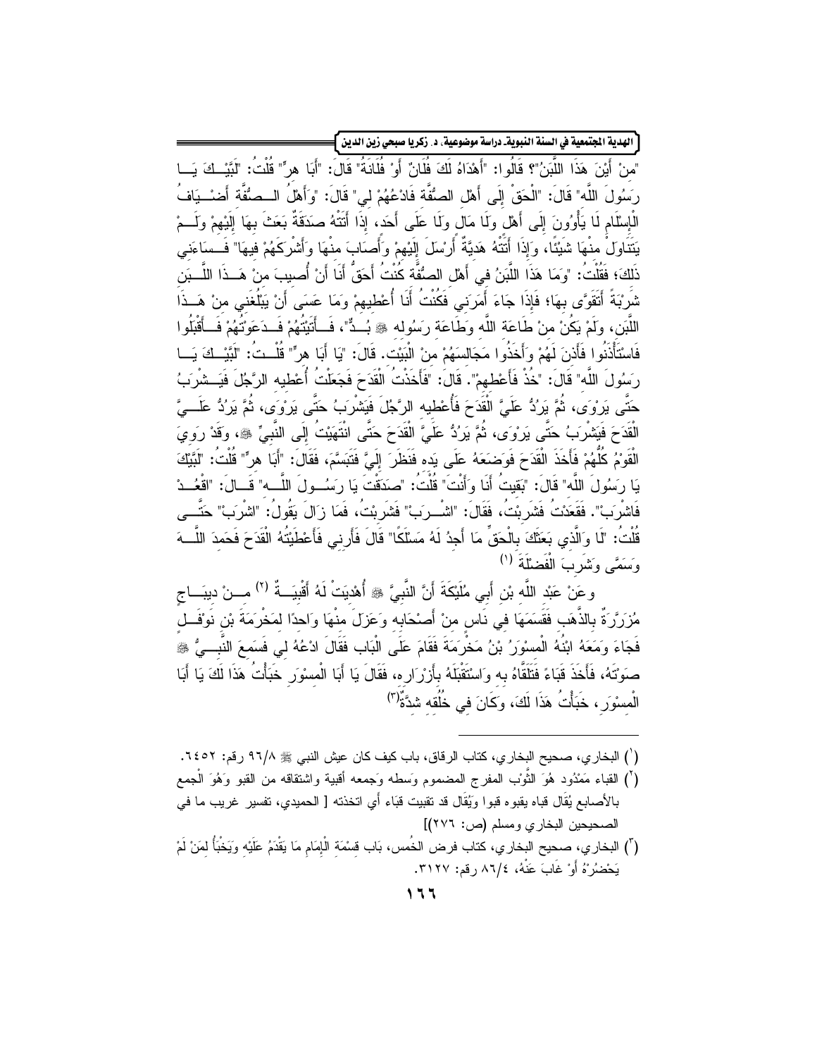"منْ أَيْنَ هَذَا اللَّبَنُ"؟ قَالُوا: "أَهْدَاهُ لَكَ فُلَانٌ أَوْ فُلَانَةُ" قَالَ: "أَبَا هِرٍّ" قُلْتُ: "لَبَّيْكَ يَا رَسُولَ اللَّه" قَالَ: "الْحَقْ إِلَى أَهْلِ الصُّفَّةِ فَادْعُهُمْ لِي" قَالَ: "وَأَهْلُ الصُّفَّةِ أَضْيَافُ الْإِسْلَامِ لَا يَأْوُونَ إِلَى أَهْلٍ وَلَا مَالٍ وَلَا عَلَى أَحَدٍ، إِذَا أَتَتْهُ صَدَقَةٌ بَعَثَ بِهَا إِلَيْهِمْ وَلَمْ يَتَنَاوَلْ مِنْهَا شَيْئًا، وَإِذَا أَتَتْهُ هَدِيَّةٌ أَرْسَلَ إِلَيْهِمْ وَأَصَابَ مِنْهَا وَأَشْرَكَهُمْ فِيهَا" فَسَاءَنِي ذَلِكَ؛ فَقُلْتُ: "وَمَا هَذَا اللَّبَنُ فِي أَهْلِ الصُّفَّةِ كُنْتُ أَحَقُّ أَنَا أَنْ أُصِيبَ مِنْ هَذَا اللَّبَنِ شَرْبَةً أَتَقَوَّى بِهَا؛ فَإِذَا جَاءَ أَمَرَنِي فَكُنْتُ أَنَا أُعْطِيهِمْ وَمَا عَسَى أَنْ يَبْلُغَنِي مِنْ هَذَا اللَّبَنِ، وَلَمْ يَكُنْ مِنْ طَاعَةِ اللَّه وَطَاعَةِ رَسُولِه ﷺ بُدٌّ"، فَأَتَيْتُهُمْ فَدَعَوْتُهُمْ فَأَقْبَلُوا فَاسْتَأْذَنُوا فَأَذِنَ لَهُمْ وَأَخَذُوا مَجَالِسَهُمْ مِنْ الْبَيْتِ. قَالَ: "يَا أَبَا هِرٍّ" قُلْتُ: "لَبَّيْكَ يَا رَسُولَ اللَّه" قَالَ: "خُذْ فَأَعْطِهِمْ". قَالَ: "فَأَخَذْتُ الْقَدَحَ فَجَعَلْتُ أُعْطِيهِ الرَّجُلَ فَيَشْرَبُ حَتَّى يَرْوَى، ثُمَّ يَرُدُّ عَلَيَّ الْقَدَحَ فَأُعْطِيهِ الرَّجُلَ فَيَشْرَبُ حَتَّى يَرْوَى، ثُمَّ يَرُدُّ عَلَيَّ الْقَدَحَ فَيَشْرَبُ حَتَّى يَرْوَى، ثُمَّ يَرُدُّ عَلَيَّ الْقَدَحَ حَتَّى انْتَهَيْتُ إِلَى النَّبِيِّ ﷺ، وَقَدْ رَوِيَ الْقَوْمُ كُلُّهُمْ فَأَخَذَ الْقَدَحَ فَوَضَعَهُ عَلَى يَدِه فَنَظَرَ إِلَيَّ فَتَبَسَّمَ، فَقَالَ: "أَبَا هِرٍّ" قُلْتُ: "لَبَّيْكَ يَا رَسُولَ اللَّه" قَالَ: "بَقِيتُ أَنَا وَأَنْتَ" قُلْتُ: "صَدَقْتَ يَا رَسُولَ اللَّه" قَالَ: "اقْعُدْ فَاشْرَبْ". فَقَعَدْتُ فَشَرِبْتُ، فَقَالَ: "اشْرَبْ" فَشَرِبْتُ، فَمَا زَالَ يَقُولُ: "اشْرَبْ" حَتَّى قُلْتُ: "لَا وَالَّذِي بَعَثَكَ بِالْحَقِّ مَا أَجِدُ لَهُ مَسْلَكًا" قَالَ فَأَرِنِي فَأَعْطَيْتُهُ الْقَدَحَ فَحَمِدَ اللَّهَ وَسَمَّى وَشَرِبَ الْفَضْلَةَ [1]

وعَنْ عَبْدِ اللَّه بْنِ أَبِي مُلَيْكَةَ أَنَّ النَّبِيَّ ﷺ أُهْدِيَتْ لَهُ أَقْبِيَةٌ [2] مِنْ دِيبَاجٍ مُزَرَّرَةٌ بِالذَّهَبِ فَقَسَمَهَا فِي نَاسٍ مِنْ أَصْحَابِه وَعَزَلَ مِنْهَا وَاحِدًا لِمَخْرَمَةَ بْنِ نَوْفَلٍ فَجَاءَ وَمَعَهُ ابْنُهُ الْمِسْوَرُ بْنُ مَخْرَمَةَ فَقَامَ عَلَى الْبَابِ فَقَالَ ادْعُهُ لِي فَسَمِعَ النَّبِيُّ ﷺ صَوْتَهُ، فَأَخَذَ قَبَاءً فَتَلَقَّاهُ بِه وَاسْتَقْبَلَهُ بِأَزْرَارِه، فَقَالَ يَا أَبَا الْمِسْوَرِ خَبَأْتُ هَذَا لَكَ يَا أَبَا الْمِسْوَرِ، خَبَأْتُ هَذَا لَكَ، وَكَانَ فِي خُلُقِه شِدَّةٌ[3]

---

(1) البخاري، صحيح البخاري، كتاب الرقاق، باب كيف كان عيش النبي ﷺ ٩٦/٨ رقم: ٦٤٥٢.

(2) القباء مَمْدُود هُوَ الثَّوْب المفرج المضموم وَسطه وَجمعه أقبية واشتقاقه من القبو وَهُوَ الْجمع بالأصابع يُقَال قباه يقبوه قبوا وَيُقَال قد تقبيت قبَاء أي اتخذته [ الحميدي، تفسير غريب ما في الصحيحين البخاري ومسلم (ص: ٢٧٦)]

(3) البخاري، صحيح البخاري، كتاب فرض الخمس، بَاب قِسْمَةِ الْإِمَامِ مَا يَقْدَمُ عَلَيْهِ وَيَخْبَأُ لِمَنْ لَمْ يَحْضُرْهُ أَوْ غَابَ عَنْهُ، ٨٦/٤ رقم: ٣١٢٧.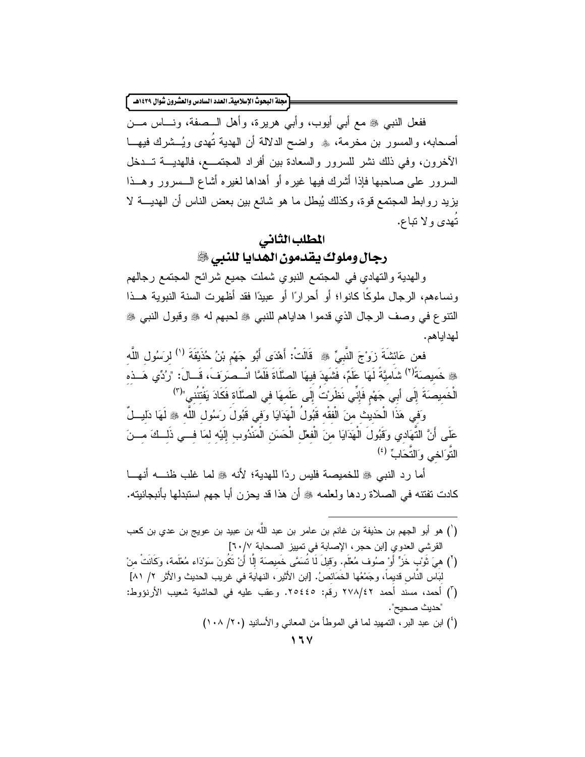ففعل النبي ﷺ مع أبي أيوب، وأبي هريرة، وأهل الصفة، وناس من أصحابه، والمسور بن مخرمة، ﷺ واضح الدلالة أن الهدية تُهدى ويُشرك فيها الآخرون، وفي ذلك نشر للسرور والسعادة بين أفراد المجتمع، فالهدية تدخل السرور على صاحبها فإذا أشرك فيها غيره أو أهداها لغيره أشاع السرور وهذا يزيد روابط المجتمع قوة، وكذلك يُبطل ما هو شائع بين بعض الناس أن الهدية لا تُهدى ولا تباع.

## المطلب الثاني
## رجال وملوك يقدمون الهدايا للنبي ﷺ

والهدية والتهادي في المجتمع النبوي شملت جميع شرائح المجتمع رجالهم ونساءهم، الرجال ملوكًا كانوا؛ أو أحرارًا أو عبيدًا فقد أظهرت السنة النبوية هذا التنوع في وصف الرجال الذي قدموا هداياهم للنبي ﷺ لحبهم له ﷺ وقبول النبي ﷺ لهداياهم.

فعن عَائِشَةَ زَوْجَ النَّبِيِّ ﷺ قَالَتْ: أَهْدَى أَبُو جَهْمِ بْنُ حُذَيْفَةَ [1] لِرَسُولِ اللَّهِ ﷺ خَمِيصَةً[2] شَامِيَّةً لَهَا عَلَمٌ، فَشَهِدَ فِيهَا الصَّلَاةَ فَلَمَّا انْصَرَفَ، قَالَ: "رُدِّي هَذِهِ الْخَمِيصَةَ إِلَى أَبِي جَهْمٍ فَإِنِّي نَظَرْتُ إِلَى عَلَمِهَا فِي الصَّلَاةِ فَكَادَ يَفْتِنُنِي"[3]

وَفِي هَذَا الْحَدِيثِ مِنَ الْفِقْهِ قَبُولُ الْهَدَايَا وَفِي قَبُولِ رَسُولِ اللَّهِ ﷺ لَهَا دَلِيلٌ عَلَى أَنَّ التَّهَادِي وَقَبُولَ الْهَدَايَا مِنَ الْفِعْلِ الْحَسَنِ الْمَنْدُوبِ إِلَيْهِ لِمَا فِي ذَلِكَ مِنَ التَّوَاخِي وَالتَّحَابِّ [4]

أما رد النبي ﷺ للخميصة فليس ردًا للهدية؛ لأنه ﷺ لما غلب ظنه أنها كادت تفتنه في الصلاة ردها ولعلمه ﷺ أن هذا قد يحزن أبا جهم استبدلها بأنبجانيته.

---

(1) هو أبو الجهم بن حذيفة بن غانم بن عامر بن عبد الله بن عبيد بن عويج بن عدي بن كعب القرشي العدوي [ابن حجر، الإصابة في تمييز الصحابة ٧/٦٠]

(2) هيَ ثَوْب خَزٍّ أَوْ صُوف مُعْلَم. وَقِيلَ لَا تُسَمَّى خَمِيصَة إِلَّا أَنْ تَكُونَ سَوْدَاء مُعْلَمة، وكَانَتْ مِنْ لِبَاس النَّاسِ قَدِيماً، وجَمْعُها الخَمَائص. [ابن الأثير، النهاية في غريب الحديث والأثر ٢/ ٨١]

(3) أحمد، مسند أحمد ٤٢/٢٧٨ رقم: ٢٥٤٤٥. وعقب عليه في الحاشية شعيب الأرنؤوط: "حديث صحيح".

(4) ابن عبد البر، التمهيد لما في الموطأ من المعاني والأسانيد (٢٠/ ١٠٨)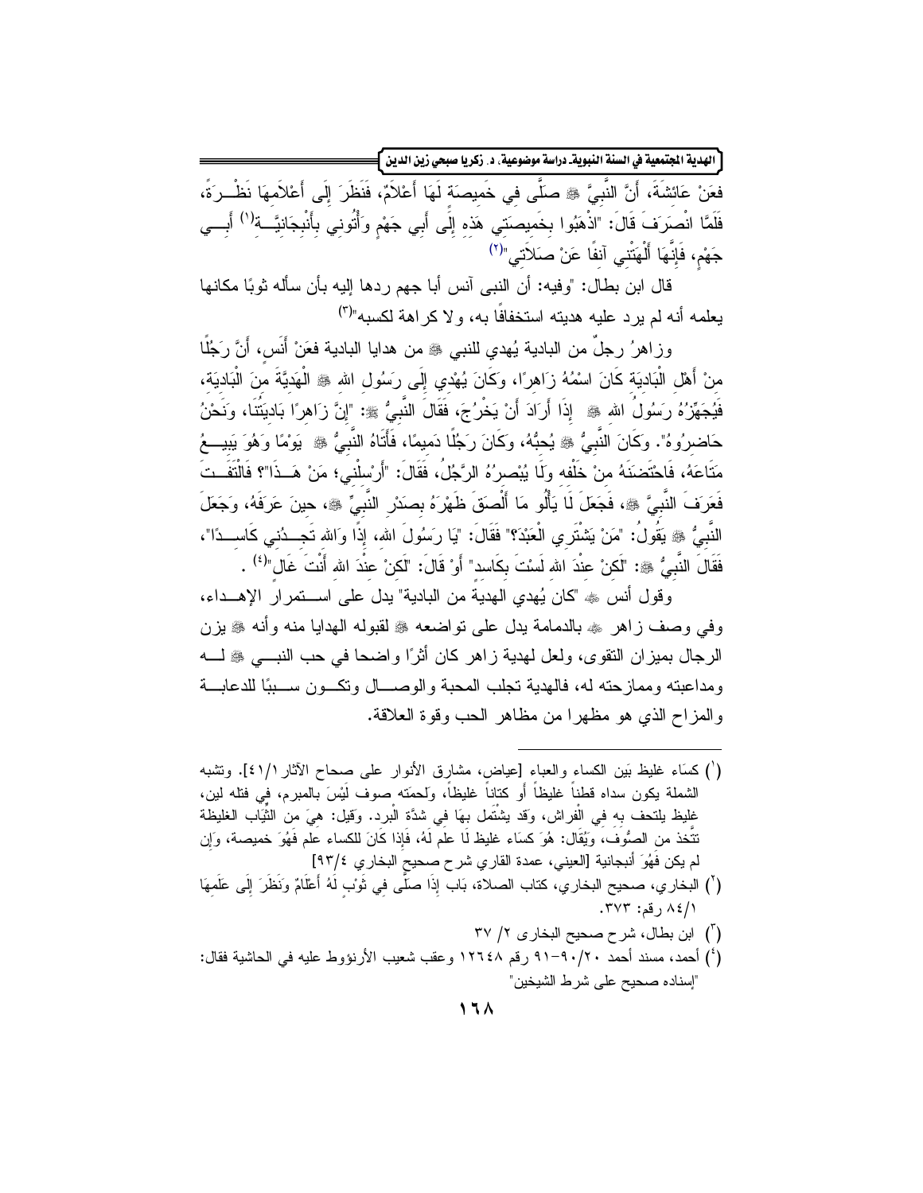فعَنْ عَائِشَةَ، أَنَّ النَّبِيَّ ﷺ صَلَّى فِي خَمِيصَةٍ لَهَا أَعْلاَمٌ، فَنَظَرَ إِلَى أَعْلاَمِهَا نَظْرَةً، فَلَمَّا انْصَرَفَ قَالَ: "اذْهَبُوا بِخَمِيصَتِي هَذِهِ إِلَى أَبِي جَهْمٍ وَأْتُونِي بِأَنْبِجَانِيَّةِ[1] أَبِي جَهْمٍ، فَإِنَّهَا أَلْهَتْنِي آنِفًا عَنْ صَلاَتِي"[2]

قال ابن بطال: "وفيه: أن النبى آنس أبا جهم ردها إليه بأن سأله ثوبًا مكانها يعلمه أنه لم يرد عليه هديته استخفافًا به، ولا كراهة لكسبه"[3]

وزاهرُ رجلٌ من البادية يُهدي للنبي ﷺ من هدايا البادية فعَنْ أَنَسٍ، أَنَّ رَجُلًا مِنْ أَهْلِ الْبَادِيَةِ كَانَ اسْمُهُ زَاهِرًا، وَكَانَ يُهْدِي إِلَى رَسُولِ اللهِ ﷺ الْهَدِيَّةَ مِنَ الْبَادِيَةِ، فَيُجَهِّزُهُ رَسُولُ اللهِ ﷺ إِذَا أَرَادَ أَنْ يَخْرُجَ، فَقَالَ النَّبِيُّ ﷺ: "إِنَّ زَاهِرًا بَادِيَتُنَا، وَنَحْنُ حَاضِرُوهُ". وَكَانَ النَّبِيُّ ﷺ يُحِبُّهُ، وَكَانَ رَجُلًا دَمِيمًا، فَأَتَاهُ النَّبِيُّ ﷺ يَوْمًا وَهُوَ يَبِيعُ مَتَاعَهُ، فَاحْتَضَنَهُ مِنْ خَلْفِهِ وَلَا يُبْصِرُهُ الرَّجُلُ، فَقَالَ: "أَرْسِلْنِي؛ مَنْ هَذَا"؟ فَالْتَفَتَ فَعَرَفَ النَّبِيَّ ﷺ، فَجَعَلَ لَا يَأْلُو مَا أَلْصَقَ ظَهْرَهُ بِصَدْرِ النَّبِيِّ ﷺ، حِينَ عَرَفَهُ، وَجَعَلَ النَّبِيُّ ﷺ يَقُولُ: "مَنْ يَشْتَرِي الْعَبْدَ؟" فَقَالَ: "يَا رَسُولَ اللهِ، إِذًا وَاللهِ تَجِدُنِي كَاسِدًا"، فَقَالَ النَّبِيُّ ﷺ: "لَكِنْ عِنْدَ اللهِ لَسْتَ بِكَاسِدٍ" أَوْ قَالَ: "لَكِنْ عِنْدَ اللهِ أَنْتَ غَالٍ"[4] .

وقول أنس ﷺ "كان يُهدي الهدية من البادية" يدل على استمرار الإهداء، وفي وصف زاهر ﷺ بالدمامة يدل على تواضعه ﷺ لقبوله الهدايا منه وأنه ﷺ يزن الرجال بميزان التقوى، ولعل لهدية زاهر كان أثرًا واضحا في حب النبي ﷺ له ومداعبته وممازحته له، فالهدية تجلب المحبة والوصال وتكون سببًا للدعابة والمزاح الذي هو مظهرا من مظاهر الحب وقوة العلاقة.

---

(1) كسَاء غليظ بَين الكساء والعباء [عياض، مشارق الأنوار على صحاح الآثار ١/٤١]. وتشبه الشملة يكون سداه قطناً غليظاً أو كتاناً غليظاً، ولحمته صوف لَيْسَ بالمبرم، فِي فتله لين، غليظ يلتحف به فِي الْفراش، وَقد يشْتَمل بهَا فِي شدَّة الْبرد. وَقيل: هِيَ من الثِّيَاب الغليظة تتَّخذ من الصُّوف، وَيُقَال: هُوَ كسَاء غليظ لَا علم لَهُ، فَإِذا كَانَ للكساء علم فَهُوَ خميصة، وَإِن لم يكن فَهُوَ أنبجانية [العيني، عمدة القاري شرح صحيح البخاري ٤/٩٣]

(2) البخاري، صحيح البخاري، كتاب الصلاة، بَاب إِذَا صَلَّى فِي ثَوْبٍ لَهُ أَعْلاَمٌ وَنَظَرَ إِلَى عَلَمِهَا ١/٨٤ رقم: ٣٧٣.

(3) ابن بطال، شرح صحيح البخارى ٢/ ٣٧

(4) أحمد، مسند أحمد ٢٠/٩٠-٩١ رقم ١٢٦٤٨ وعقب شعيب الأرنؤوط عليه في الحاشية فقال: "إسناده صحيح على شرط الشيخين"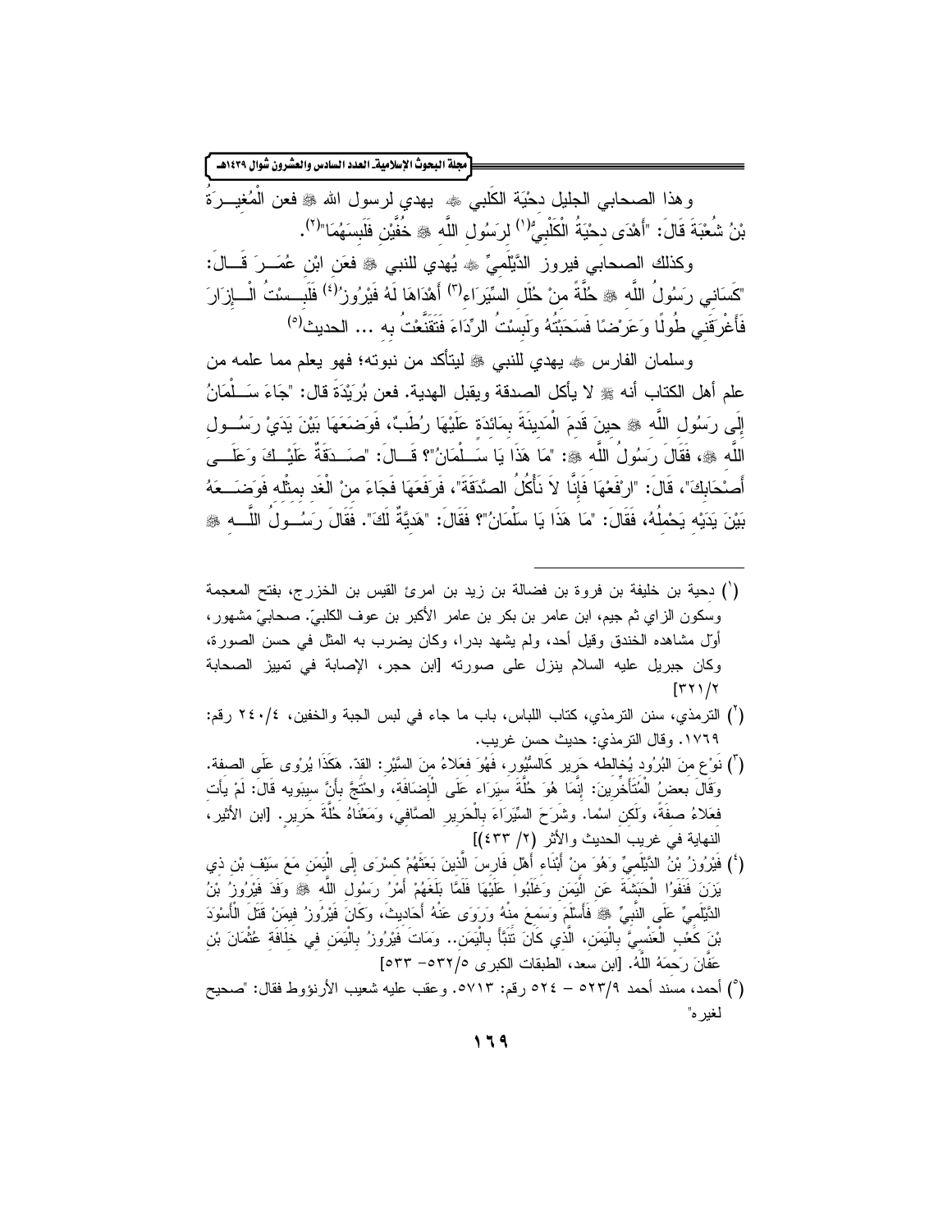وهذا الصحابي الجليل دحْيَة الكَلبي ﷺ يهدي لرسول الله ﷺ فعن الْمُغِيرَةُ بْنُ شُعْبَةَ قَالَ: "أَهْدَى دِحْيَةُ الْكَلْبِيُّ[1] لِرَسُولِ اللَّهِ ﷺ خُفَّيْنِ فَلَبِسَهُمَا"[2].

وكذلك الصحابي فيروز الدَّيْلَمِيِّ ﷺ يُهدي للنبي ﷺ فعَن ابْنِ عُمَرَ قَالَ: "كَسَانِي رَسُولُ اللَّهِ ﷺ حُلَّةً مِنْ حُلَلِ السِّيَرَاءِ[3] أَهْدَاهَا لَهُ فَيْرُوزُ[4] فَلَبِسْتُ الْإِزَارَ فَأَغْرَقَنِي طُولًا وَعَرْضًا فَسَحَبْتُهُ وَلَبِسْتُ الرِّدَاءَ فَتَقَنَّعْتُ بِهِ ... الحديث[5]

وسلمان الفارس ﷺ يهدي للنبي ﷺ ليتأكد من نبوته؛ فهو يعلم مما علمه من علم أهل الكتاب أنه ﷺ لا يأكل الصدقة ويقبل الهدية. فعن بُرَيْدَةَ قال: "جَاءَ سَلْمَانُ إِلَى رَسُولِ اللَّهِ ﷺ حِينَ قَدِمَ الْمَدِينَةَ بِمَائِدَةٍ عَلَيْهَا رُطَبٌ، فَوَضَعَهَا بَيْنَ يَدَيْ رَسُولِ اللَّهِ ﷺ، فَقَالَ رَسُولُ اللَّهِ ﷺ: "مَا هَذَا يَا سَلْمَانُ"؟ قَالَ: "صَدَقَةٌ عَلَيْكَ وَعَلَى أَصْحَابِكَ"، قَالَ: "ارْفَعْهَا فَإِنَّا لاَ نَأْكُلُ الصَّدَقَةَ"، فَرَفَعَهَا فَجَاءَ مِنْ الْغَدِ بِمِثْلِهِ فَوَضَعَهُ بَيْنَ يَدَيْهِ يَحْمِلُهُ، فَقَالَ: "مَا هَذَا يَا سَلْمَانُ"؟ فَقَالَ: "هَدِيَّةٌ لَكَ". فَقَالَ رَسُولُ اللَّهِ ﷺ

---

(1) دحية بن خليفة بن فروة بن فضالة بن زيد بن امرئ القيس بن الخزرج، بفتح المعجمة وسكون الزاي ثم جيم، ابن عامر بن بكر بن عامر الأكبر بن عوف الكلبيّ. صحابيّ مشهور، أوّل مشاهده الخندق وقيل أحد، ولم يشهد بدرا، وكان يضرب به المثل في حسن الصورة، وكان جبريل عليه السلام ينزل على صورته [ابن حجر، الإصابة في تمييز الصحابة ٢/٣٢١]

(2) الترمذي، سنن الترمذي، كتاب اللباس، باب ما جاء في لبس الجبة والخفين، ٤/٢٤٠ رقم: ١٧٦٩. وقال الترمذي: حديث حسن غريب.

(3) نَوْع مِنَ البُرُود يُخالطه حَرير كالسُّيُور، فَهُوَ فِعَلاءُ مِنَ السَّيْر: القدّ. هَكَذَا يُرْوى عَلَى الصفة. وَقَالَ بعضُ الْمُتَأَخِّرِينَ: إِنَّمَا هُوَ حُلَّةُ سِيَرَاء عَلَى الْإِضَافَةِ، واحْتَجَّ بِأَنَّ سيبَويه قَالَ: لَمْ يأتِ فِعَلاءُ صِفةً، ولَكِن اسْما. وشَرَحَ السِّيَرَاءَ بالْحَرِير الصَّافي، ومَعْنَاهُ حُلَّةُ حَرِير. [ابن الأثير، النهاية في غريب الحديث والأثر (٢/ ٤٣٣)]

(4) فَيْرُوزُ بْنُ الدَّيْلَمِيِّ وَهُوَ مِنْ أَبْنَاءِ أَهْلِ فَارِسَ الَّذِينَ بَعَثَهُمْ كِسْرَى إِلَى الْيَمَنِ مَعَ سَيْفِ بْنِ ذِي يَزَنَ فَنَفَوُا الْحَبَشَةَ عَنِ الْيَمَنِ وَغَلَبُوا عَلَيْهَا فَلَمَّا بَلَغَهُمْ أَمْرُ رَسُولِ اللَّهِ ﷺ وَفَدَ فَيْرُوزُ بْنُ الدَّيْلَمِيِّ عَلَى النَّبِيِّ ﷺ فَأَسْلَمَ وَسَمِعَ مِنْهُ وَرَوَى عَنْهُ أَحَادِيثَ، وكَانَ فَيْرُوزُ فِيمَنْ قَتَلَ الْأَسْوَدَ بْنَ كَعْبٍ الْعَنْسِيَّ بِالْيَمَنِ، الَّذِي كَانَ تَنَبَّأَ بِالْيَمَنِ.. وَمَاتَ فَيْرُوزُ بِالْيَمَنِ فِي خِلَافَةِ عُثْمَانَ بْنِ عَفَّانَ رَحِمَهُ اللَّهُ. [ابن سعد، الطبقات الكبرى ٥/٥٣٢– ٥٣٣]

(5) أحمد، مسند أحمد ٩/٥٢٣ – ٥٢٤ رقم: ٥٧١٣. وعقب عليه شعيب الأرنؤوط فقال: "صحيح لغيره"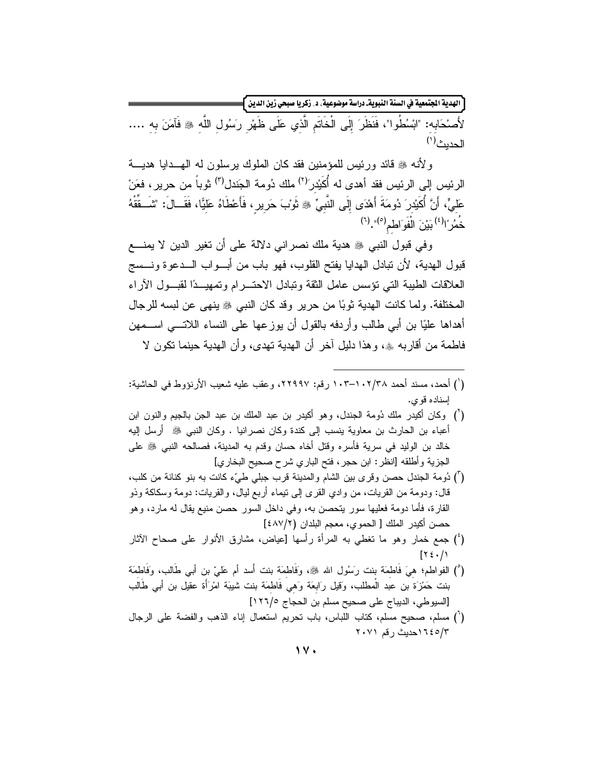لأَصْحَابِه: "ابْسُطُوا"، فَنَظَرَ إِلَى الْخَاتَمِ الَّذِي عَلَى ظَهْرِ رَسُولِ اللَّهِ ﷺ فَآمَنَ بِهِ .... الحديث[1]

ولأنه ﷺ قائد ورئيس للمؤمنين فقد كان الملوك يرسلون له الهدايا هدية الرئيس إلى الرئيس فقد أهدى له أُكَيْدِر[2] ملك دُومة الجَندل[3] ثوباً من حرير، فعَنْ عَلِيٍّ، أَنَّ أُكَيْدِرَ دُومَةَ أَهْدَى إِلَى النَّبِيِّ ﷺ ثَوْبَ حَرِيرٍ، فَأَعْطَاهُ عَلِيًّا، فَقَالَ: "شَقِّقْهُ خُمُرًا[4] بَيْنَ الْفَوَاطِمِ[5]".[6]

وفي قبول النبي ﷺ هدية ملك نصراني دلالة على أن تغير الدين لا يمنع قبول الهدية، لأن تبادل الهدايا يفتح القلوب، فهو باب من أبواب الدعوة ونسج العلاقات الطيبة التي تؤسس عامل الثقة وتبادل الاحترام وتمهيدًا لقبول الآراء المختلفة. ولما كانت الهدية ثوبًا من حرير وقد كان النبي ﷺ ينهى عن لبسه للرجال أهداها عليًا بن أبي طالب وأردفه بالقول أن يوزعها على النساء اللاتي اسمهن فاطمة من أقاربه ﷺ، وهذا دليل آخر أن الهدية تهدى، وأن الهدية حينما تكون لا

---

(1) أحمد، مسند أحمد ١٠٢/٣٨-١٠٣ رقم: ٢٢٩٩٧، وعقب عليه شعيب الأرنؤوط في الحاشية: إسناده قوي.

(2) وكان أكيدر ملك دُومة الجندل، وهو أكيدر بن عبد الملك بن عبد الجن بالجيم والنون ابن أعياء بن الحارث بن معاوية ينسب إلى كندة وكان نصرانيا . وكان النبي ﷺ أرسل إليه خالد بن الوليد في سرية فأسره وقتل أخاه حسان وقدم به المدينة، فصالحه النبي ﷺ على الجزية وأطلقه [انظر: ابن حجر، فتح الباري شرح صحيح البخاري]

(3) دُومة الجندل حصن وقرى بين الشام والمدينة قرب جبلي طيّء كانت به بنو كنانة من كلب، قال: ودومة من القريات، من وادي القرى إلى تيماء أربع ليال، والقريات: دومة وسكاكة وذو القارة، فأما دومة فعليها سور يتحصن به، وفي داخل السور حصن منيع يقال له مارد، وهو حصن أكيدر الملك [ الحموي، معجم البلدان (٤٨٧/٢)]

(4) جمع خمار وهو ما تغطي به المرأة رأسها [عياض، مشارق الأنوار على صحاح الآثار ٢٤٠/١]

(5) الفواطم؛ هيَ فَاطِمَة بنت رَسُول الله ﷺ، وفَاطِمَة بنت أَسد أم عَليّ بن أبي طَالب، وفَاطِمَة بنت حَمْزَة بن عبد الْمطلب، وَقيل رَابِعَة وَهِي فَاطِمَة بنت شيبَة امْرَأَة عقيل بن أبي طَالب [السيوطي، الديباج على صحيح مسلم بن الحجاج ١٢٦/٥]

(6) مسلم، صحيح مسلم، كتاب اللباس، باب تحريم استعمال إناء الذهب والفضة على الرجال ١٦٤٥/٣حديث رقم ٢٠٧١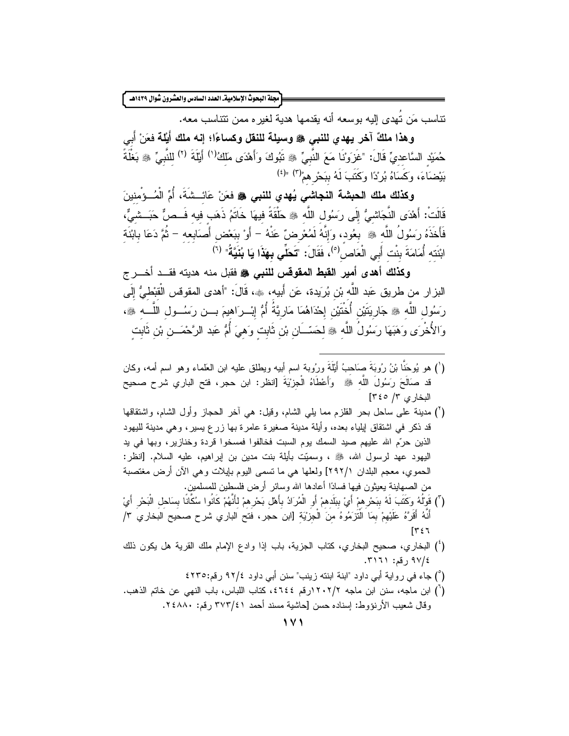تناسب مَن تُهدى إليه بوسعه أنه يقدمها هدية لغيره ممن تتناسب معه.

**وهذا ملكٌ آخر يهدي للنبي ﷺ وسيلة للنقل وكساءً؛ إنه ملك أَيْلَة** فعَنْ أَبِي حُمَيْدٍ السَّاعِدِيِّ قَالَ: "غَزَوْنَا مَعَ النَّبِيِّ ﷺ تَبُوكَ وَأَهْدَى مَلِكُ[1] أَيْلَةَ [2] لِلنَّبِيِّ ﷺ بَغْلَةً بَيْضَاءَ، وَكَسَاهُ بُرْدًا وَكَتَبَ لَهُ بِبَحْرِهِمْ[3] "[4]

**وكذلك ملك الحبشة النجاشي يُهدي للنبي ﷺ** فعَنْ عَائِشَةَ، أُمِّ الْمُؤْمِنِينَ قَالَتْ: أَهْدَى النَّجَاشِيُّ إِلَى رَسُولِ اللَّهِ ﷺ حَلْقَةً فِيهَا خَاتَمُ ذَهَبٍ فِيهِ فَصٌّ حَبَشِيٌّ، فَأَخَذَهُ رَسُولُ اللَّهِ ﷺ بِعُودٍ، وَإِنَّهُ لَمُعْرِضٌ عَنْهُ - أَوْ بِبَعْضِ أَصَابِعِهِ - ثُمَّ دَعَا بِابْنَةِ ابْنَتِهِ أُمَامَةَ بِنْتِ أَبِي الْعَاصِ[5]، فَقَالَ: **"تَحَلَّي بِهَذَا يَا بُنَيَّةُ"** [6]

**وكذلك أهدى أمير القبط المقوقس للنبي ﷺ** فقبل منه هديته فقد أخرج البزار من طريق عَبد اللَّه بْن بُرَيدة، عَن أَبيه، ﷺ، قَالَ: "أهدى المقوقس الْقِبْطِيُّ إِلَى رَسُولِ اللَّه ﷺ جَارِيَتَيْنِ أُخْتَيْنِ إِحْدَاهُمَا مَارِيَّةُ أُمُّ إِبْرَاهِيمَ بن رَسُول اللَّه ﷺ، وَالأُخْرَى وَهَبَهَا رَسُولُ اللَّهِ ﷺ لِحَسَّانِ بْنِ ثَابِتٍ وَهِيَ أُمُّ عَبد الرَّحْمَنِ بْنِ ثَابِتٍ

---

(1) هو يُوحَنَّا بْنُ رُوبَةَ صَاحِبُ أَيْلَةَ ورُوبة اسم أبيه ويطلق عليه ابن العَلماء وهو اسم أمه، وكان قد صَالَحَ رَسُولَ اللَّهِ ﷺ وَأَعْطَاهُ الْجِزْيَةَ [انظر: ابن حجر، فتح الباري شرح صحيح البخاري ٣/ ٣٤٥]

(2) مدينة على ساحل بحر القلزم مما يلي الشام، وقيل: هي آخر الحجاز وأول الشام، واشتقاقها قد ذكر في اشتقاق إيلياء بعده، وأيلة مدينة صغيرة عامرة بها زرع يسير، وهي مدينة لليهود الذين حرّم الله عليهم صيد السمك يوم السبت فخالفوا فمسخوا قردة وخنازير، وبها في يد اليهود عهد لرسول الله، ﷺ ، وسميّت بأيلة بنت مدين بن إبراهيم، عليه السلام. [انظر: الحموي، معجم البلدان ٢٩٢/١] ولعلها هي ما تسمى اليوم بايلات وهي الآن أرض مغتصبة من الصهاينة يعيثون فيها فسادًا أعادها الله وسائر أرض فلسطين للمسلمين.

(3) قَوْلُهُ وَكَتَبَ لَهُ بِبَحْرِهِمْ أَيْ بِبَلَدِهِمْ أَوِ الْمُرَادُ بِأَهْلِ بَحْرِهِمْ لِأَنَّهُمْ كَانُوا سُكَّانًا بِسَاحِلِ الْبَحْرِ أَيْ أَنَّهُ أَقَرَّهُ عَلَيْهِمْ بِمَا الْتَزَمُوهُ مِنَ الْجِزْيَةِ [ابن حجر، فتح الباري شرح صحيح البخاري ٣/ ٣٤٦]

(4) البخاري، صحيح البخاري، كتاب الجزية، باب إذا وادع الإمام ملك القرية هل يكون ذلك ٩٧/٤ رقم: ٣١٦١.

(5) جاء في رواية أبي داود "ابنة ابنته زينب" سنن أبي داود ٩٢/٤ رقم:٤٢٣٥

(6) ابن ماجه، سنن ابن ماجه ١٢٠٢/٢رقم ٣٦٤٤، كتاب اللباس، باب النهي عن خاتم الذهب. وقال شعيب الأرنؤوط: إسناده حسن [حاشية مسند أحمد ٣٧٣/٤١ رقم: ٢٤٨٨٠.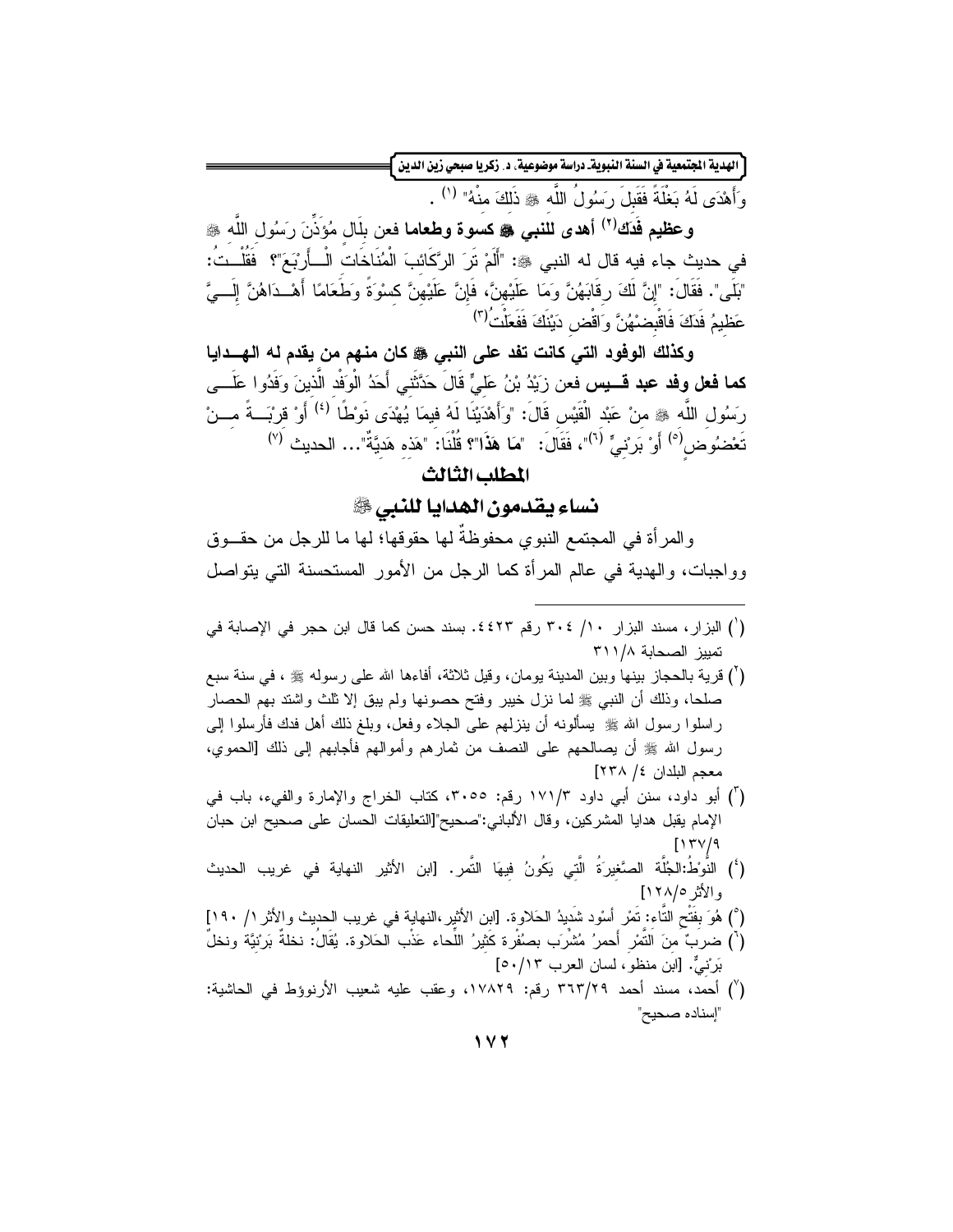وَأَهْدَى لَهُ بَغْلَةً فَقَبِلَ رَسُولُ اللَّه ﷺ ذَلِكَ مِنْهُ" [1] .

**وعظيم فَدَك**[2] **أهدى للنبي ﷺ كسوة وطعاما** فعن بِلَال مُؤَذِّنَ رَسُول اللَّه ﷺ في حديث جاء فيه قال له النبي ﷺ: "أَلَمْ تَرَ الرَّكَائِبَ الْمُنَاخَاتِ الْأَرْبَعَ"؟ فَقُلْتُ: "بَلَى". فَقَالَ: "إِنَّ لَكَ رِقَابَهُنَّ وَمَا عَلَيْهِنَّ، فَإِنَّ عَلَيْهِنَّ كِسْوَةً وَطَعَامًا أَهْدَاهُنَّ إِلَيَّ عَظِيمُ فَدَكَ فَاقْبِضْهُنَّ وَاقْضِ دَيْنَكَ فَفَعَلْتُ"[3]

**وكذلك الوفود التي كانت تفد على النبي ﷺ كان منهم من يقدم له الهدايا كما فعل وفد عبد قيس** فعن زَيْدُ بْنُ عَلِيٍّ قَالَ حَدَّثَنِي أَحَدُ الْوَفْدِ الَّذِينَ وَفَدُوا عَلَى رَسُولِ اللَّه ﷺ مِنْ عَبْدِ الْقَيْسِ قَالَ: "وَأَهْدَيْنَا لَهُ فِيمَا يُهْدَى نَوْطًا [4] أَوْ قِرْبَةً مِنْ تَعْضُوضٍ[5] أَوْ بَرْنِيٍّ [6]"، فَقَالَ: "مَا هَذَا"؟ قُلْنَا: "هَذِهِ هَدِيَّةٌ"... الحديث [7]

## المطلب الثالث

## نساء يقدمون الهدايا للنبي ﷺ

والمرأة في المجتمع النبوي محفوظةٌ لها حقوقها؛ لها ما للرجل من حقوق وواجبات، والهدية في عالم المرأة كما الرجل من الأمور المستحسنة التي يتواصل

---

(1) البزار، مسند البزار ١٠/ ٣٠٤ رقم ٤٤٢٣. بسند حسن كما قال ابن حجر في الإصابة في تمييز الصحابة ٣١١/٨

(2) قرية بالحجاز بينها وبين المدينة يومان، وقيل ثلاثة، أفاءها الله على رسوله ﷺ ، في سنة سبع صلحا، وذلك أن النبي ﷺ لما نزل خيبر وفتح حصونها ولم يبق إلا ثلث واشتد بهم الحصار راسلوا رسول الله ﷺ يسألونه أن ينزلهم على الجلاء وفعل، وبلغ ذلك أهل فدك فأرسلوا إلى رسول الله ﷺ أن يصالحهم على النصف من ثمارهم وأموالهم فأجابهم إلى ذلك [الحموي، معجم البلدان ٤/ ٢٣٨]

(3) أبو داود، سنن أبي داود ١٧١/٣ رقم: ٣٠٥٥، كتاب الخراج والإمارة والفيء، باب في الإمام يقبل هدايا المشركين، وقال الألباني:"صحيح"[التعليقات الحسان على صحيح ابن حبان ١٣٧/٩]

(4) النَّوْطُ:الجُلَّة الصَّغِيرَةُ الَّتِي يَكُونُ فِيهَا التَّمر. [ابن الأثير النهاية في غريب الحديث والأثر١٢٨/٥]

(5) هُوَ بِفَتْحِ التَّاء: تَمْر أسْود شَدِيدُ الحَلاوة. [ابن الأثير،النهاية في غريب الحديث والأثر ١/ ١٩٠]

(6) ضربٌ مِنَ التَّمْرِ أَحمرُ مُشْرَب بصُفْرة كثيرُ اللِّحاء عَذْب الحَلاوة. يُقَالُ: نخلةٌ بَرْنيَّة ونخلٌ بَرْنيٌّ. [ابن منظور، لسان العرب ٥٠/١٣]

(7) أحمد، مسند أحمد ٣٦٣/٢٩ رقم: ١٧٨٢٩، وعقب عليه شعيب الأرنؤوط في الحاشية: "إسناده صحيح"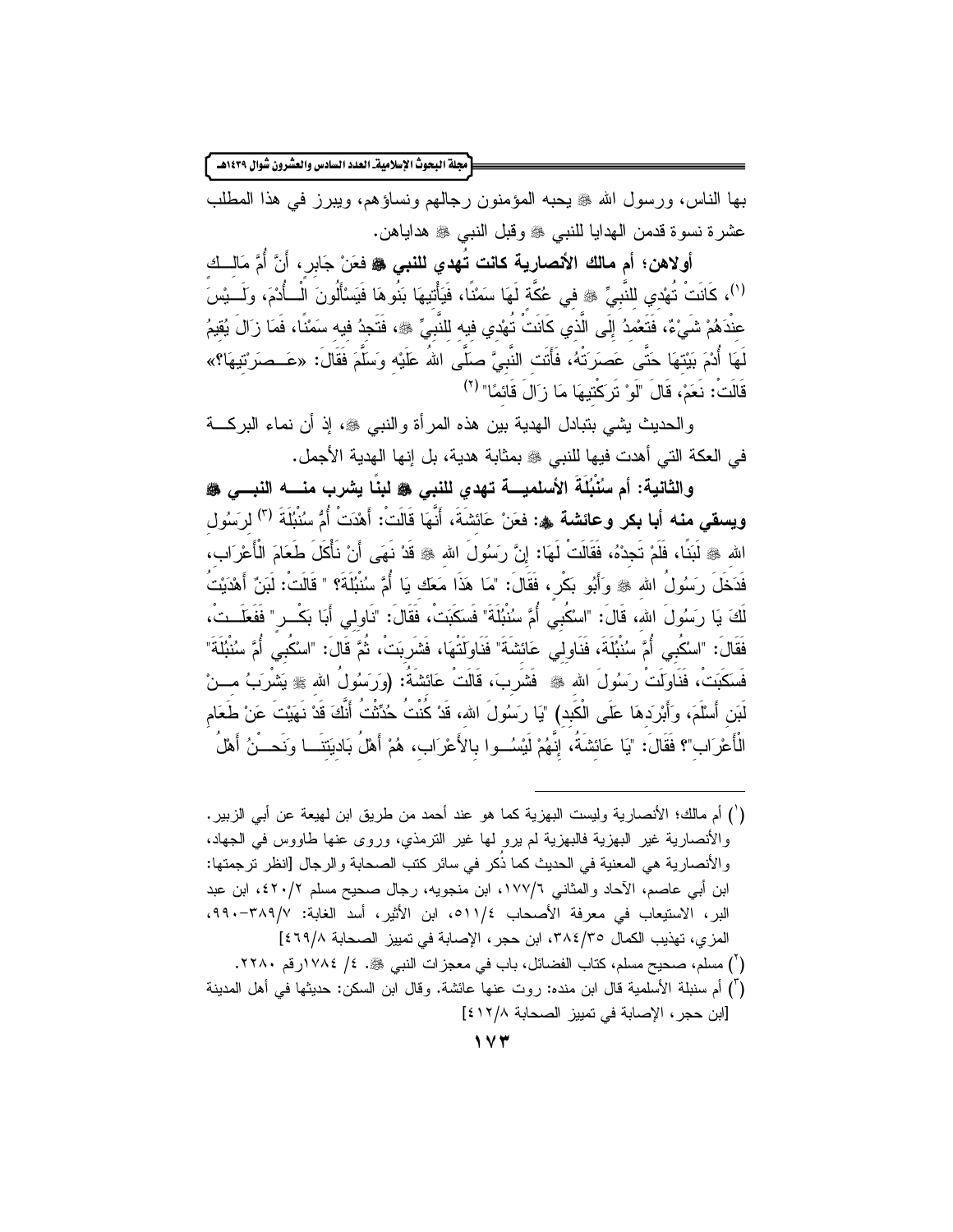بها الناس، ورسول الله ﷺ يحبه المؤمنون رجالهم ونساؤهم، ويبرز في هذا المطلب عشرة نسوة قدمن الهدايا للنبي ﷺ وقبل النبي ﷺ هداياهن.

**أولاهن: أم مالك الأنصارية كانت تُهدي للنبي ﷺ** فعَنْ جَابِرٍ، أَنَّ أُمَّ مَالِكٍ [(1)]، كَانَتْ تُهْدِي لِلنَّبِيِّ ﷺ في عُكَّةٍ لَهَا سَمْنًا، فَيَأْتِيهَا بَنُوهَا فَيَسْأَلُونَ الْأُدْمَ، وَلَيْسَ عِنْدَهُمْ شَيْءٌ، فَتَعْمِدُ إِلَى الَّذِي كَانَتْ تُهْدِي فِيهِ لِلنَّبِيِّ ﷺ، فَتَجِدُ فِيهِ سَمْنًا، فَمَا زَالَ يُقِيمُ لَهَا أُدْمَ بَيْتِهَا حَتَّى عَصَرَتْهُ، فَأَتَتِ النَّبِيَّ صَلَّى اللهُ عَلَيْهِ وَسَلَّمَ فَقَالَ: «عَصَرْتِيهَا؟» قَالَتْ: نَعَمْ، قَالَ "لَوْ تَرَكْتِيهَا مَا زَالَ قَائِمًا" [(2)]

والحديث يشي بتبادل الهدية بين هذه المرأة والنبي ﷺ، إذ أن نماء البركة في العكة التي أهدت فيها للنبي ﷺ بمثابة هدية، بل إنها الهدية الأجمل.

**والثانية: أم سُنْبُلَةَ الأسلمية تهدي للنبي ﷺ لبنًا يشرب منه النبي ﷺ ويسقي منه أبا بكر وعائشة ﭫ**: فعَنْ عَائِشَةَ، أَنَّهَا قَالَتْ: أَهْدَتْ أُمُّ سُنْبُلَةَ [(3)] لِرَسُولِ اللهِ ﷺ لَبَنًا، فَلَمْ تَجِدْهُ، فَقَالَتْ لَهَا: إِنَّ رَسُولَ اللهِ ﷺ قَدْ نَهَى أَنْ نَأْكُلَ طَعَامَ الْأَعْرَابِ، فَدَخَلَ رَسُولُ اللهِ ﷺ وَأَبُو بَكْرٍ، فَقَالَ: "مَا هَذَا مَعَكِ يَا أُمَّ سُنْبُلَةَ؟" قَالَتْ: لَبَنٌ أَهْدَيْتُ لَكَ يَا رَسُولَ اللهِ، قَالَ: "اسْكُبِي أُمَّ سُنْبُلَةَ" فَسَكَبَتْ، فَقَالَ: "نَاوِلِي أَبَا بَكْرٍ" فَفَعَلَتْ، فَقَالَ: "اسْكُبِي أُمَّ سُنْبُلَةَ، فَنَاوِلِي عَائِشَةَ" فَنَاوَلَتْهَا، فَشَرِبَتْ، ثُمَّ قَالَ: "اسْكُبِي أُمَّ سُنْبُلَةَ" فَسَكَبَتْ، فَنَاوَلَتْ رَسُولَ اللهِ ﷺ فَشَرِبَ، قَالَتْ عَائِشَةُ: (وَرَسُولُ اللهِ ﷺ يَشْرَبُ مِنْ لَبَنِ أَسْلَمَ، وَأَبْرَدِهَا عَلَى الْكَبِدِ) "يَا رَسُولَ اللهِ، قَدْ كُنْتُ حُدِّثْتُ أَنَّكَ قَدْ نَهَيْتَ عَنْ طَعَامِ الْأَعْرَابِ"؟ فَقَالَ: "يَا عَائِشَةُ، إِنَّهُمْ لَيْسُوا بِالأَعْرَابِ، هُمْ أَهْلُ بَادِيَتِنَا وَنَحْنُ أَهْلُ

---

(1) أم مالك؛ الأنصارية وليست البهزية كما هو عند أحمد من طريق ابن لهيعة عن أبي الزبير. والأنصارية غير البهزية فالبهزية لم يرو لها غير الترمذي، وروى عنها طاوس في الجهاد، والأنصارية هي المعنية في الحديث كما ذُكر في سائر كتب الصحابة والرجال [انظر ترجمتها: ابن أبي عاصم، الآحاد والمثاني ١٧٧/٦، ابن منجويه، رجال صحيح مسلم ٤٢٠/٢، ابن عبد البر، الاستيعاب في معرفة الأصحاب ٥١١/٤، ابن الأثير، أسد الغابة: ٣٨٩/٧-٩٩٠، المزي، تهذيب الكمال ٣٨٤/٣٥، ابن حجر، الإصابة في تمييز الصحابة ٤٦٩/٨]

(2) مسلم، صحيح مسلم، كتاب الفضائل، باب في معجزات النبي ﷺ. ٤/ ١٧٨٤رقم ٢٢٨٠.

(3) أم سنبلة الأسلمية قال ابن منده: روت عنها عائشة. وقال ابن السكن: حديثها في أهل المدينة [ابن حجر، الإصابة في تمييز الصحابة ٤١٢/٨]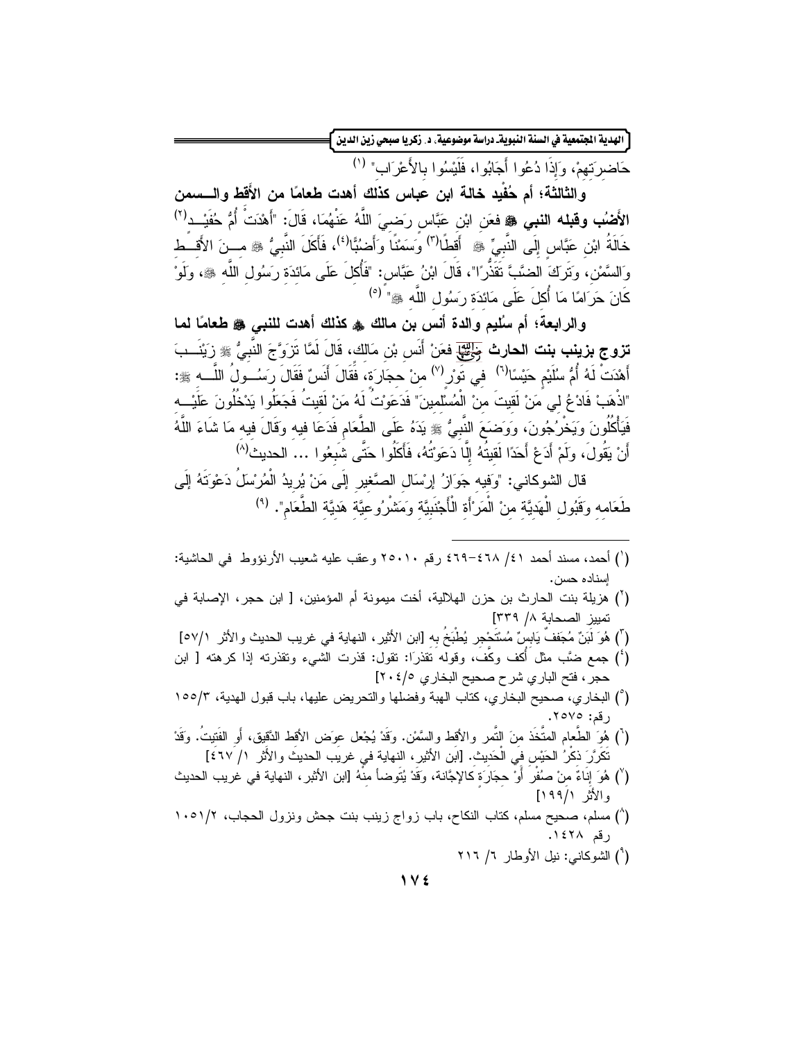حَاضِرَتِهِمْ، وَإِذَا دُعُوا أَجَابُوا، فَلَيْسُوا بِالأَعْرَابِ" [1]

**والثالثة؛ أم حُفَيد خالة ابن عباس كذلك أهدت طعامًا من الأَقِط والسمن الأَضُب وقبله النبي ﷺ** فعَنِ ابْنِ عَبَّاسٍ رَضِيَ اللَّهُ عَنْهُمَا، قَالَ: "أَهْدَتْ أُمُّ حُفَيْدٍ [2] خَالَةُ ابْنِ عَبَّاسٍ إِلَى النَّبِيِّ ﷺ أَقِطًا [3] وَسَمْنًا وَأَضُبًّا [4]، فَأَكَلَ النَّبِيُّ ﷺ مِنَ الأَقِطِ وَالسَّمْنِ، وَتَرَكَ الضَّبَّ تَقَذُّرًا"، قَالَ ابْنُ عَبَّاسٍ: "فَأُكِلَ عَلَى مَائِدَةِ رَسُولِ اللَّهِ ﷺ، وَلَوْ كَانَ حَرَامًا مَا أُكِلَ عَلَى مَائِدَةِ رَسُولِ اللَّهِ ﷺ" [5]

**والرابعة؛ أم سُليم والدة أنس بن مالك ﷺ كذلك أهدت للنبي ﷺ طعامًا لما تزوج بزينب بنت الحارث ﷺ** فعَنْ أَنَسِ بْنِ مَالِكٍ، قَالَ لَمَّا تَزَوَّجَ النَّبِيُّ ﷺ زَيْنَبَ أَهْدَتْ لَهُ أُمُّ سُلَيْمٍ حَيْسًا [6] فِي تَوْرٍ [7] مِنْ حِجَارَةٍ، فَقَالَ أَنَسٌ فَقَالَ رَسُولُ اللَّهِ ﷺ: "اذْهَبْ فَادْعُ لِي مَنْ لَقِيتَ مِنَ الْمُسْلِمِينَ" فَدَعَوْتُ لَهُ مَنْ لَقِيتُ فَجَعَلُوا يَدْخُلُونَ عَلَيْهِ فَيَأْكُلُونَ وَيَخْرُجُونَ، وَوَضَعَ النَّبِيُّ ﷺ يَدَهُ عَلَى الطَّعَامِ فَدَعَا فِيهِ وَقَالَ فِيهِ مَا شَاءَ اللَّهُ أَنْ يَقُولَ، وَلَمْ أَدَعْ أَحَدًا لَقِيتُهُ إِلَّا دَعَوْتُهُ، فَأَكَلُوا حَتَّى شَبِعُوا ... الحديث [8]

قال الشوكاني: "وَفِيهِ جَوَازُ إِرْسَالِ الصَّغِيرِ إِلَى مَنْ يُرِيدُ الْمُرْسِلُ دَعْوَتَهُ إِلَى طَعَامِهِ وَقَبُولِ الْهَدِيَّةِ مِنْ الْمَرْأَةِ الْأَجْنَبِيَّةِ وَمَشْرُوعِيَّةِ هَدِيَّةِ الطَّعَامِ". [9]

---

(1) أحمد، مسند أحمد ٤١/ ٤٦٨-٤٦٩ رقم ٢٥٠١٠ وعقب عليه شعيب الأرنؤوط في الحاشية: إسناده حسن.

(2) هزيلة بنت الحارث بن حزن الهلالية، أخت ميمونة أم المؤمنين، [ ابن حجر، الإصابة في تمييز الصحابة ٨/ ٣٣٩]

(3) هُوَ لَبَنٌ مُجَفَّفٌ يَابِسٌ مُسْتَحْجِر يُطْبَخُ بِهِ [ابن الأثير، النهاية في غريب الحديث والأثر ٥٧/١]

(4) جمع ضَب مثل أكف وكف، وقوله تقذرا: تقول: قذرت الشيء وتقذرته إذا كرهته [ ابن حجر، فتح الباري شرح صحيح البخاري ٢٠٤/٥]

(5) البخاري، صحيح البخاري، كتاب الهبة وفضلها والتحريض عليها، باب قبول الهدية، ١٥٥/٣ رقم: ٢٥٧٥.

(6) هُوَ الطَّعام المتَّخَذ منَ التَّمر والأقِط والسَّمْن. وَقَدْ يُجْعل عوَض الأقِط الدَّقِيق، أَوِ الفَتِيتُ. وَقَدْ تَكَرَّرَ ذِكْرُ الحَيْس فِي الْحَدِيثِ. [ابن الأثير، النهاية في غريب الحديث والأثر ١/ ٤٦٧]

(7) هُوَ إِنَاءٌ مِنْ صُفْر أَوْ حِجَارَة كالإجَّانة، وَقَدْ يُتَوضأ مِنْهُ [ابن الأثير، النهاية في غريب الحديث والأثر ١٩٩/١]

(8) مسلم، صحيح مسلم، كتاب النكاح، باب زواج زينب بنت جحش ونزول الحجاب، ١٠٥١/٢ رقم ١٤٢٨.

(9) الشوكاني: نيل الأوطار ٦/ ٢١٦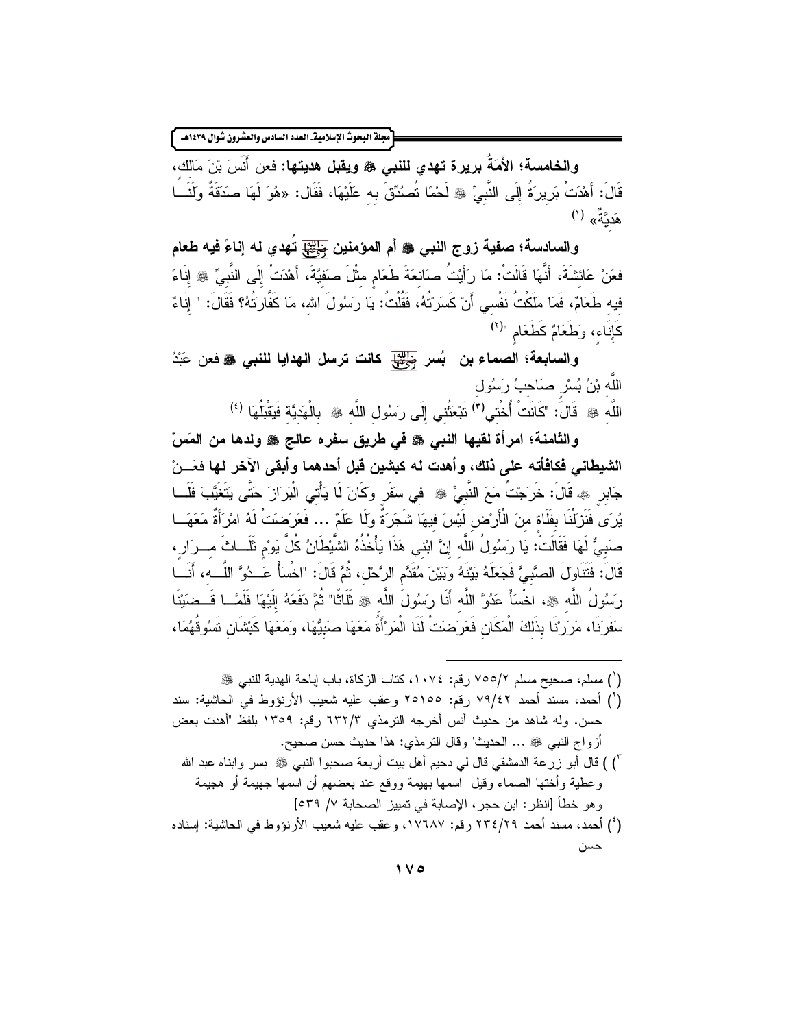**والخامسة؛ الأَمَةُ بريرة تهدي للنبي ﷺ ويقبل هديتها:** فعن أَنَسَ بْنَ مَالِك، قَالَ: أَهْدَتْ بَرِيرَةُ إِلَى النَّبِيِّ ﷺ لَحْمًا تُصُدِّقَ بِهِ عَلَيْهَا، فَقَال: «هُوَ لَهَا صَدَقَةٌ وَلَنَا هَدِيَّةٌ» [(1)]

**والسادسة؛ صفية زوج النبي ﷺ أم المؤمنين رضي الله عنها تُهدي له إناءً فيه طعام** فعَنْ عَائِشَةَ، أَنَّهَا قَالَتْ: مَا رَأَيْتُ صَانِعَةَ طَعَامٍ مِثْلَ صَفِيَّةَ، أَهْدَتْ إِلَى النَّبِيِّ ﷺ إِنَاءً فِيهِ طَعَامٌ، فَمَا مَلَكْتُ نَفْسِي أَنْ كَسَرْتُهُ، فَقُلْتُ: يَا رَسُولَ اللهِ، مَا كَفَّارَتُهُ؟ فَقَالَ: " إِنَاءٌ كَإِنَاءٍ، وَطَعَامٌ كَطَعَامٍ "[(2)]

**والسابعة؛ الصماء بن بُسر رضي الله عنها كانت ترسل الهدايا للنبي ﷺ** فعن عَبْدُ اللَّهِ بْنُ بُسْرٍ صَاحِبُ رَسُولِ اللَّهِ ﷺ قَالَ: "كَانَتْ أُخْتِي[(3)] تَبْعَثُنِي إِلَى رَسُولِ اللَّهِ ﷺ بِالْهَدِيَّةِ فَيَقْبَلُهَا [(4)]

**والثامنة؛ امرأة لقيها النبي ﷺ في طريق سفره عالج ﷺ ولدها من المَسّ الشيطاني فكافأته على ذلك، وأهدت له كبشين قبل أحدهما وأبقى الآخر لها** فعَنْ جَابِرٍ ﷺ قَالَ: خَرَجْتُ مَعَ النَّبِيِّ ﷺ فِي سَفَرٍ وَكَانَ لَا يَأْتِي الْبَرَازَ حَتَّى يَتَغَيَّبَ فَلَا يُرَى فَنَزَلْنَا بِفَلَاةٍ مِنَ الْأَرْضِ لَيْسَ فِيهَا شَجَرَةٌ وَلَا عَلَمٌ ... فَعَرَضَتْ لَهُ امْرَأَةٌ مَعَهَا صَبِيٌّ لَهَا فَقَالَتْ: يَا رَسُولُ اللَّهِ إِنَّ ابْنِي هَذَا يَأْخُذُهُ الشَّيْطَانُ كُلَّ يَوْمٍ ثَلَاثَ مِرَارٍ، قَالَ: فَتَنَاوَلَ الصَّبِيَّ فَجَعَلَهُ بَيْنَهُ وَبَيْنَ مُقَدَّمِ الرَّحْلِ، ثُمَّ قَالَ: "اخْسَأْ عَدُوَّ اللَّهِ، أَنَا رَسُولُ اللَّهِ ﷺ، اخْسَأْ عَدُوَّ اللَّهِ أَنَا رَسُولُ اللَّهِ ﷺ ثَلَاثًا" ثُمَّ دَفَعَهُ إِلَيْهَا فَلَمَّا قَضَيْنَا سَفَرَنَا، مَرَرْنَا بِذَلِكَ الْمَكَانِ فَعَرَضَتْ لَنَا الْمَرْأَةُ مَعَهَا صَبِيُّهَا، وَمَعَهَا كَبْشَانِ تَسُوقُهُمَا،

---

(1) مسلم، صحيح مسلم ٢/٧٥٥ رقم: ١٠٧٤، كتاب الزكاة، باب إباحة الهدية للنبي ﷺ

(2) أحمد، مسند أحمد ٤٢/٧٩ رقم: ٢٥١٥٥ وعقب عليه شعيب الأرنؤوط في الحاشية: سند حسن. وله شاهد من حديث أنس أخرجه الترمذي ٣/٦٣٢ رقم: ١٣٥٩ بلفظ "أهدت بعض أزواج النبي ﷺ ... الحديث" وقال الترمذي: هذا حديث حسن صحيح.

(3) ) قال أبو زرعة الدمشقي قال لي دحيم أهل بيت أربعة صحبوا النبي ﷺ بسر وابناه عبد الله وعطية وأختها الصماء وقيل اسمها بهيمة ووقع عند بعضهم أن اسمها جهيمة أو هجيمة وهو خطأ [انظر: ابن حجر، الإصابة في تمييز الصحابة ٧/ ٥٣٩]

(4) أحمد، مسند أحمد ٢٩/٢٣٤ رقم: ١٧٦٨٧، وعقب عليه شعيب الأرنؤوط في الحاشية: إسناده حسن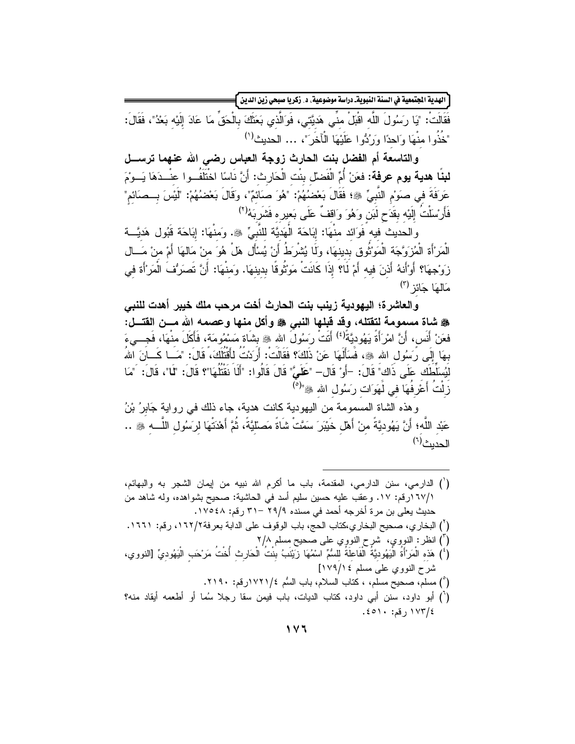فَقَالَتْ: "يَا رَسُولَ اللَّه اقْبَلْ منِّي هَدِيَّتِي، فَوَالَّذِي بَعَثَكَ بِالْحَقِّ مَا عَادَ إِلَيْهِ بَعْدُ"، فَقَالَ: "خُذُوا منْهَا وَاحدًا وَرُدُّوا عَلَيْهَا الْآخَرَ"، ... الحديث[1]

**والتاسعة أم الفضل بنت الحارث زوجة العباس رضي الله عنهما ترسل لبنًا هدية يوم عرفة:** فعَنْ أُمِّ الْفَضْل بِنْت الْحَارِث: أَنَّ نَاسًا اخْتَلَفُوا عنْدَهَا يَوْمَ عَرَفَةَ في صَوْمِ النَّبِيِّ ﷺ؛ فَقَالَ بَعْضُهُمْ: "هُوَ صَائِمٌ"، وَقَالَ بَعْضُهُمْ: "لَيْسَ بِصَائِمٍ" فَأَرْسَلْتُ إِلَيْهِ بِقَدَحِ لَبَنٍ وَهُوَ وَاقِفٌ عَلَى بَعِيرِهِ فَشَرِبَهُ[2]

والحديث فيه فَوَائد منْهَا: إبَاحَة الْهَدِيَّة للنَّبِيِّ ﷺ. وَمنْهَا: إبَاحَة قَبُول هَدِيَّة الْمَرْأَة الْمُزَوَّجَة الْمَوْثُوق بدينهَا، وَلَا يُشْرَطُ أَنْ يُسْأَل هَلْ هُوَ منْ مَالهَا أَمْ منْ مَال زَوْجِهَا؟ أَوْأَنهُ أَذِنَ فيه أَمْ لَا؟ إذَا كَانَتْ مَوْثُوقًا بدينهَا. وَمنْهَا: أَنَّ تَصَرُّفَ الْمَرْأَة في مَالهَا جَائز [3]

**والعاشرة؛ اليهودية زينب بنت الحارث أخت مرحب ملك خيبر أهدت للنبي ﷺ شاة مسمومة لتقتله، وقد قبلها النبي ﷺ وأكل منها وعصمه الله من القتل:** فعَنْ أَنَس، أَنَّ امْرَأَةً يَهُودِيَّةً[4] أَتَتْ رَسُولَ الله ﷺ بشَاة مَسْمُومَة، فَأَكَلَ منْهَا، فَجِيءَ بهَا إِلَى رَسُول الله ﷺ، فَسَأَلَهَا عَنْ ذَلكَ؟ فَقَالَتْ: أَرَدْتُ لأَقْتُلَكَ، قَالَ: "مَا كَانَ اللهُ ليُسَلِّطَك عَلَى ذَاك" قَالَ: -أَوْ قَالَ- "عَلَيَّ" قَالَ قَالُوا: "أَلَا نَقْتُلُهَا"؟ قَالَ: "لَا"، قَالَ: "مَا زِلْتُ أَعْرِفُهَا في لَهَوَات رَسُول الله ﷺ"[5]

وهذه الشاة المسمومة من اليهودية كانت هدية، جاء ذلك في رواية جَابِرُ بْنُ عَبْد اللَّه؛ أَنَّ يَهُودِيَّةً منْ أَهْلِ خَيْبَرَ سَمَّتْ شَاةً مَصْلِيَّةً، ثُمَّ أَهْدَتْهَا لرَسُول اللَّه ﷺ .. الحديث[6]

---

(1) الدارمي، سنن الدارمي، المقدمة، باب ما أكرم الله نبيه من إيمان الشجر به والبهائم، ١٦٧/١رقم: ١٧. وعقب عليه حسين سليم أسد في الحاشية: صحيح بشواهده، وله شاهد من حديث يعلى بن مرة أخرجه أحمد في مسنده ٢٩/٩ -٣١ رقم: ١٧٥٤٨.

(2) البخاري، صحيح البخاري،كتاب الحج، باب الوقوف على الدابة بعرفة١٦٢/٢، رقم: ١٦٦١.

(3) انظر: النووي، شرح النووي على صحيح مسلم ٢/٨

(4) هَذه الْمَرْأَةُ الْيَهُودِيَّةُ الْفَاعِلَةُ للسُّمِّ اسْمُهَا زَيْنَبُ بِنْتُ الْحَارِث أُخْتُ مَرْحَبِ الْيَهُودِيِّ [النووي، شرح النووي على مسلم ١٧٩/١٤]

(5) مسلم، صحيح مسلم، ، كتاب السلام، باب السُّم ١٧٢١/٤رقم: ٢١٩٠.

(6) أبو داود، سنن أبي داود، كتاب الديات، باب فيمن سقا رجلا سُما أو أطعمه أيقاد منه؟ ١٧٣/٤ رقم: ٤٥١٠.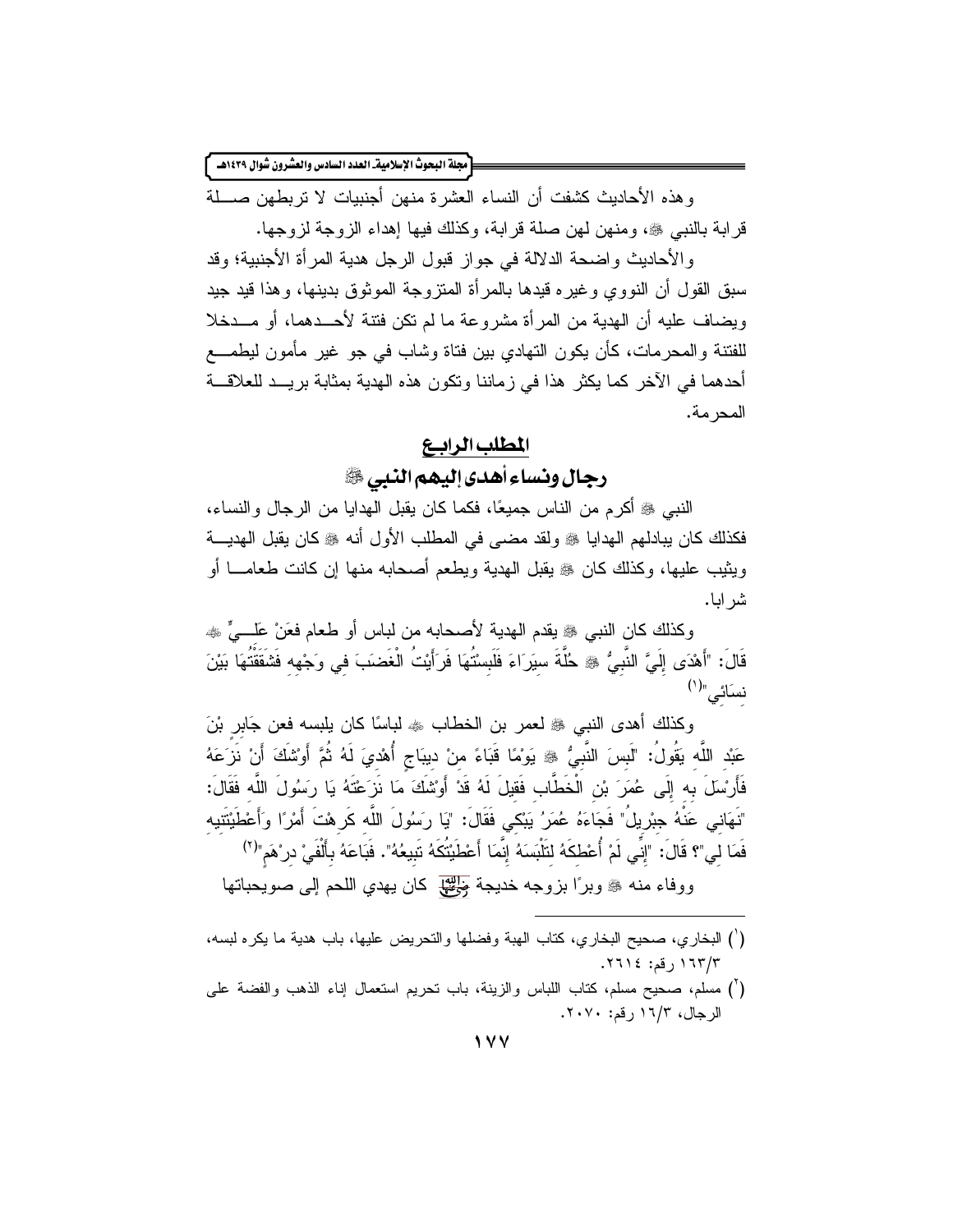وهذه الأحاديث كشفت أن النساء العشرة منهن أجنبيات لا تربطهن صلة قرابة بالنبي ﷺ، ومنهن لهن صلة قرابة، وكذلك فيها إهداء الزوجة لزوجها.

والأحاديث واضحة الدلالة في جواز قبول الرجل هدية المرأة الأجنبية؛ وقد سبق القول أن النووي وغيره قيدها بالمرأة المتزوجة الموثوق بدينها، وهذا قيد جيد ويضاف عليه أن الهدية من المرأة مشروعة ما لم تكن فتنة لأحدهما، أو مدخلا للفتنة والمحرمات، كأن يكون التهادي بين فتاة وشاب في جو غير مأمون ليطمع أحدهما في الآخر كما يكثر هذا في زماننا وتكون هذه الهدية بمثابة بريد للعلاقة المحرمة.

## المطلب الرابع

## رجال ونساء أهدى إليهم النبي ﷺ

النبي ﷺ أكرم من الناس جميعًا، فكما كان يقبل الهدايا من الرجال والنساء، فكذلك كان يبادلهم الهدايا ﷺ ولقد مضى في المطلب الأول أنه ﷺ كان يقبل الهدية ويثيب عليها، وكذلك كان ﷺ يقبل الهدية ويطعم أصحابه منها إن كانت طعامًا أو شرابا.

وكذلك كان النبي ﷺ يقدم الهدية لأصحابه من لباس أو طعام فعَنْ عَلِيٍّ ﷺ قَالَ: "أَهْدَى إِلَيَّ النَّبِيُّ ﷺ حُلَّةَ سِيَرَاءَ فَلَبِسْتُهَا فَرَأَيْتُ الْغَضَبَ فِي وَجْهِهِ فَشَقَقْتُهَا بَيْنَ نِسَائِي"[1]

وكذلك أهدى النبي ﷺ لعمر بن الخطاب ﷺ لباسًا كان يلبسه فعن جَابِرِ بْنَ عَبْدِ اللَّهِ يَقُولُ: "لَبِسَ النَّبِيُّ ﷺ يَوْمًا قَبَاءً مِنْ دِيبَاجٍ أُهْدِيَ لَهُ ثُمَّ أَوْشَكَ أَنْ نَزَعَهُ فَأَرْسَلَ بِهِ إِلَى عُمَرَ بْنِ الْخَطَّابِ فَقِيلَ لَهُ قَدْ أَوْشَكَ مَا نَزَعْتَهُ يَا رَسُولَ اللَّهِ فَقَالَ: "نَهَانِي عَنْهُ جِبْرِيلُ" فَجَاءَهُ عُمَرُ يَبْكِي فَقَالَ: "يَا رَسُولَ اللَّهِ كَرِهْتَ أَمْرًا وَأَعْطَيْتَنِيهِ فَمَا لِي"؟ قَالَ: "إِنِّي لَمْ أُعْطِكَهُ لِتَلْبَسَهُ إِنَّمَا أَعْطَيْتُكَهُ تَبِيعُهُ". فَبَاعَهُ بِأَلْفَيْ دِرْهَمٍ"[2]

ووفاء منه ﷺ وبرًا بزوجه خديجة رضي الله عنها كان يهدي اللحم إلى صويحباتها

---

[1] البخاري، صحيح البخاري، كتاب الهبة وفضلها والتحريض عليها، باب هدية ما يكره لبسه، ١٦٣/٣ رقم: ٢٦١٤.

[2] مسلم، صحيح مسلم، كتاب اللباس والزينة، باب تحريم استعمال إناء الذهب والفضة على الرجال، ١٦/٣ رقم: ٢٠٧٠.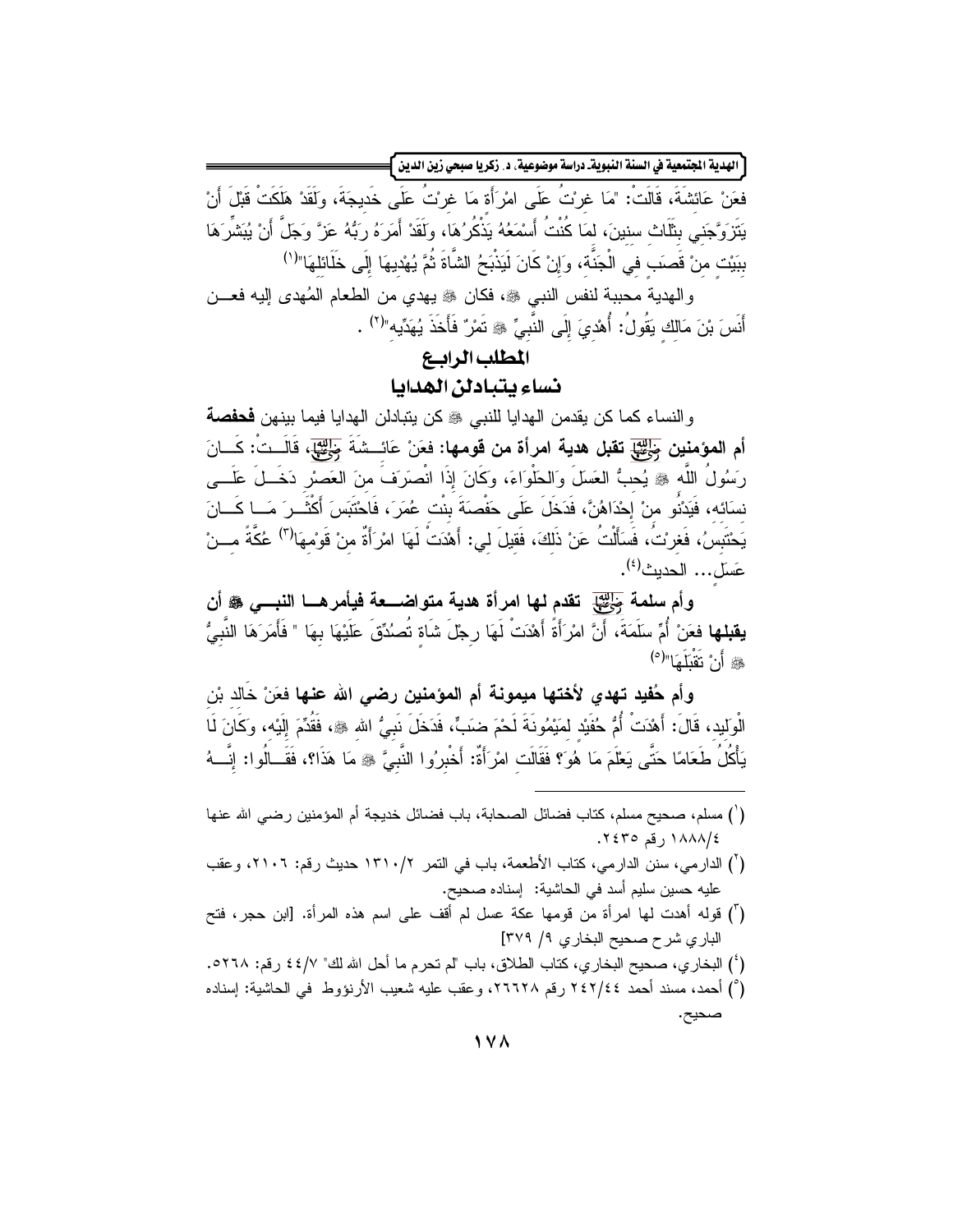فعَنْ عَائِشَةَ، قَالَتْ: "مَا غِرْتُ عَلَى امْرَأَةٍ مَا غِرْتُ عَلَى خَدِيجَةَ، وَلَقَدْ هَلَكَتْ قَبْلَ أَنْ يَتَزَوَّجَنِي بِثَلَاثِ سِنِينَ، لِمَا كُنْتُ أَسْمَعُهُ يَذْكُرُهَا، وَلَقَدْ أَمَرَهُ رَبُّهُ عَزَّ وَجَلَّ أَنْ يُبَشِّرَهَا بِبَيْتٍ مِنْ قَصَبٍ فِي الْجَنَّةِ، وَإِنْ كَانَ لَيَذْبَحُ الشَّاةَ ثُمَّ يُهْدِيهَا إِلَى خَلَائِلِهَا"[1]

والهدية محببة لنفس النبي ﷺ، فكان ﷺ يهدي من الطعام المُهدى إليه فعن أَنَسَ بْنَ مَالِكٍ يَقُولُ: أُهْدِيَ إِلَى النَّبِيِّ ﷺ تَمْرٌ فَأَخَذَ يُهَدِّيه"[2] .

## المطلب الرابع
## نساء يتبادلن الهدايا

والنساء كما كن يقدمن الهدايا للنبي ﷺ كن يتبادلن الهدايا فيما بينهن **فحفصة أم المؤمنين رضي الله عنها تقبل هدية امرأة من قومها**: فعَنْ عَائِشَةَ رضي الله عنها، قَالَتْ: كَانَ رَسُولُ اللَّهِ ﷺ يُحِبُّ العَسَلَ وَالحَلْوَاءَ، وَكَانَ إِذَا انْصَرَفَ مِنَ العَصْرِ دَخَلَ عَلَى نِسَائِهِ، فَيَدْنُو مِنْ إِحْدَاهُنَّ، فَدَخَلَ عَلَى حَفْصَةَ بِنْتِ عُمَرَ، فَاحْتَبَسَ أَكْثَرَ مَا كَانَ يَحْتَبِسُ، فَغِرْتُ، فَسَأَلْتُ عَنْ ذَلِكَ، فَقِيلَ لِي: أَهْدَتْ لَهَا امْرَأَةٌ مِنْ قَوْمِهَا[3] عُكَّةً مِنْ عَسَلٍ... الحديث[4].

**وأم سلمة رضي الله عنها تقدم لها امرأة هدية متواضعة فيأمرها النبي ﷺ أن يقبلها** فعَنْ أُمِّ سَلَمَةَ، أَنَّ امْرَأَةً أَهْدَتْ لَهَا رِجْلَ شَاةٍ تُصُدِّقَ عَلَيْهَا بِهَا " فَأَمَرَهَا النَّبِيُّ ﷺ أَنْ تَقْبَلَهَا"[5]

**وأم حُفيد تهدي لأختها ميمونة أم المؤمنين رضي الله عنها** فعَنْ خَالِدِ بْنِ الْوَلِيدِ، قَالَ: أَهْدَتْ أُمُّ حُفَيْدٍ لِمَيْمُونَةَ لَحْمَ ضَبٍّ، فَدَخَلَ نَبِيُّ اللهِ ﷺ، فَقُدِّمَ إِلَيْهِ، وَكَانَ لَا يَأْكُلُ طَعَامًا حَتَّى يَعْلَمَ مَا هُوَ؟ فَقَالَتِ امْرَأَةٌ: أَخْبِرُوا النَّبِيَّ ﷺ مَا هَذَا؟، فَقَالُوا: إِنَّهُ

---

(1) مسلم، صحيح مسلم، كتاب فضائل الصحابة، باب فضائل خديجة أم المؤمنين رضي الله عنها ١٨٨٨/٤ رقم ٢٤٣٥.

(2) الدارمي، سنن الدارمي، كتاب الأطعمة، باب في التمر ١٣١٠/٢ حديث رقم: ٢١٠٦، وعقب عليه حسين سليم أسد في الحاشية: إسناده صحيح.

(3) قوله أهدت لها امرأة من قومها عكة عسل لم أقف على اسم هذه المرأة. [ابن حجر، فتح الباري شرح صحيح البخاري ٩/ ٣٧٩]

(4) البخاري، صحيح البخاري، كتاب الطلاق، باب "لم تحرم ما أحل الله لك" ٤٤/٧ رقم: ٥٢٦٨.

(5) أحمد، مسند أحمد ٢٤٢/٤٤ رقم ٢٦٦٢٨، وعقب عليه شعيب الأرنؤوط في الحاشية: إسناده صحيح.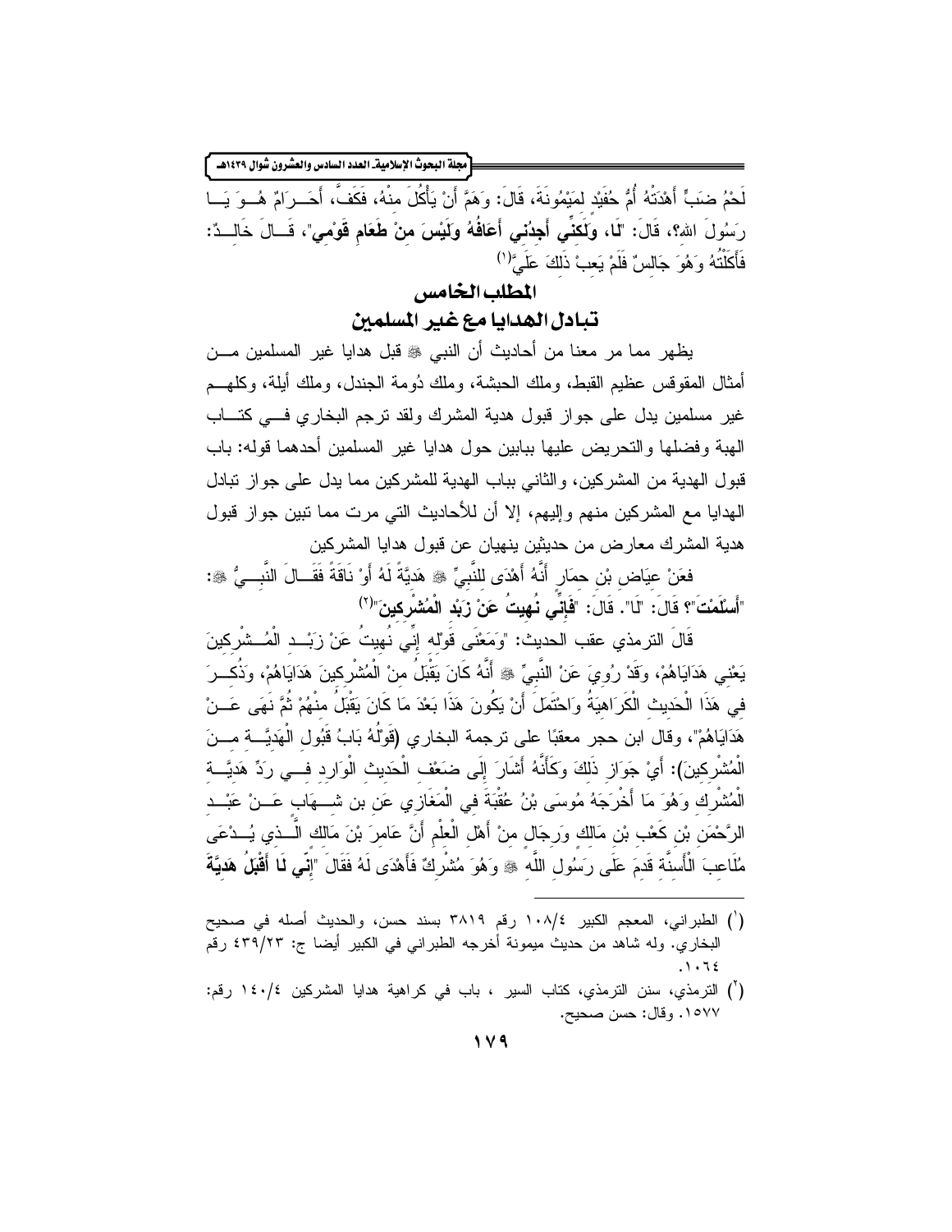لَحْمُ ضَبٍّ أَهْدَتْهُ أُمُّ حُفَيْدٍ لِمَيْمُونَةَ، قَالَ: وَهَمَّ أَنْ يَأْكُلَ مِنْهُ، فَكَفَّ، أَحَرَامٌ هُوَ يَا رَسُولَ الله؟، قَالَ: "**لَا، وَلَكِنِّي أَجِدُنِي أَعَافُهُ وَلَيْسَ مِنْ طَعَامِ قَوْمِي**"، قَالَ خَالِدٌ: فَأَكَلْتُهُ وَهُوَ جَالِسٌ فَلَمْ يَعِبْ ذَلِكَ عَلَيَّ"[1]

## المطلب الخامس

## تبادل الهدايا مع غير المسلمين

يظهر مما مر معنا من أحاديث أن النبي ﷺ قبل هدايا غير المسلمين من أمثال المقوقس عظيم القبط، وملك الحبشة، وملك دُومة الجندل، وملك أيلة، وكلهم غير مسلمين يدل على جواز قبول هدية المشرك ولقد ترجم البخاري في كتاب الهبة وفضلها والتحريض عليها ببابين حول هدايا غير المسلمين أحدهما قوله: باب قبول الهدية من المشركين، والثاني بباب الهدية للمشركين مما يدل على جواز تبادل الهدايا مع المشركين منهم وإليهم، إلا أن للأحاديث التي مرت مما تبين جواز قبول هدية المشرك معارض من حديثين ينهيان عن قبول هدايا المشركين

فعَنْ عِيَاضِ بْنِ حِمَارٍ أَنَّهُ أَهْدَى لِلنَّبِيِّ ﷺ هَدِيَّةً لَهُ أَوْ نَاقَةً فَقَالَ النَّبِيُّ ﷺ: "**أَسْلَمْتَ**"؟ قَالَ: "لَا". قَالَ: "**فَإِنِّي نُهِيتُ عَنْ زَبْدِ الْمُشْرِكِينَ**"[2]

قَالَ الترمذي عقب الحديث: "وَمَعْنَى قَوْلِهِ إِنِّي نُهِيتُ عَنْ زَبْدِ الْمُشْرِكِينَ يَعْنِي هَدَايَاهُمْ، وَقَدْ رُوِيَ عَنْ النَّبِيِّ ﷺ أَنَّهُ كَانَ يَقْبَلُ مِنْ الْمُشْرِكِينَ هَدَايَاهُمْ، وَذُكِرَ فِي هَذَا الْحَدِيثِ الْكَرَاهِيَةُ وَاحْتَمَلَ أَنْ يَكُونَ هَذَا بَعْدَ مَا كَانَ يَقْبَلُ مِنْهُمْ ثُمَّ نَهَى عَنْ هَدَايَاهُمْ"، وقال ابن حجر معقبًا على ترجمة البخاري (قَوْلُهُ بَابُ قَبُولِ الْهَدِيَّةِ مِنَ الْمُشْرِكِينَ): أَيْ جَوَازِ ذَلِكَ وَكَأَنَّهُ أَشَارَ إِلَى ضَعْفِ الْحَدِيثِ الْوَارِدِ فِي رَدِّ هَدِيَّةِ الْمُشْرِكِ وَهُوَ مَا أَخْرَجَهُ مُوسَى بْنُ عُقْبَةَ فِي الْمَغَازِي عَنِ ابْنِ شِهَابٍ عَنْ عَبْدِ الرَّحْمَنِ بْنِ كَعْبِ بْنِ مَالِكٍ وَرِجَالٍ مِنْ أَهْلِ الْعِلْمِ أَنَّ عَامِرَ بْنَ مَالِكٍ الَّذِي يُدْعَى مُلَاعِبَ الْأَسِنَّةِ قَدِمَ عَلَى رَسُولِ اللَّهِ ﷺ وَهُوَ مُشْرِكٌ فَأَهْدَى لَهُ فَقَالَ "**إِنِّي لَا أَقْبَلُ هَدِيَّةَ**

---

[1] الطبراني، المعجم الكبير ١٠٨/٤ رقم ٣٨١٩ بسند حسن، والحديث أصله في صحيح البخاري. وله شاهد من حديث ميمونة أخرجه الطبراني في الكبير أيضا ج: ٤٣٩/٢٣ رقم ١٠٦٤.

[2] الترمذي، سنن الترمذي، كتاب السير ، باب في كراهية هدايا المشركين ١٤٠/٤ رقم: ١٥٧٧. وقال: حسن صحيح.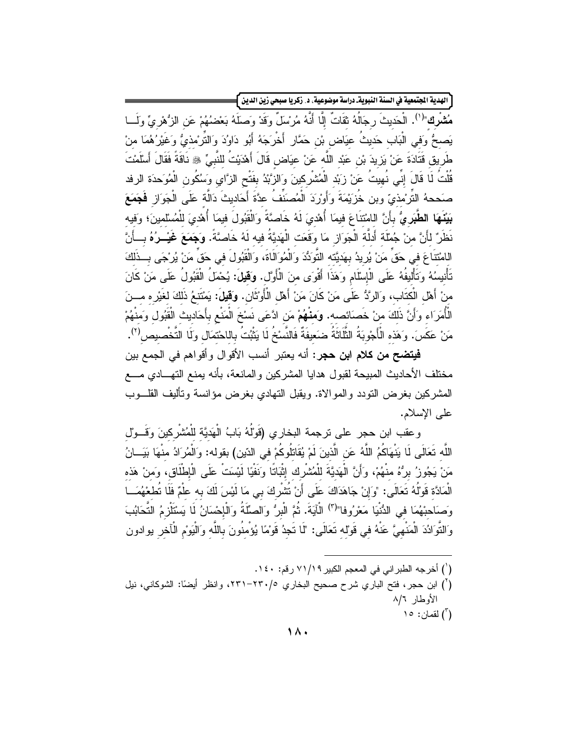**مُشْرِك**"[1]. الْحَدِيثُ رِجَالُهُ ثِقَاتٌ إِلَّا أَنَّهُ مُرْسَلٌ وَقَدْ وَصَلَهُ بَعْضُهُمْ عَنِ الزُّهْرِيِّ وَلَا يَصِحُّ وَفِي الْبَابِ حَدِيثُ عِيَاضِ بْنِ حَمَّارٍ أَخْرَجَهُ أَبُو دَاوُدَ وَالتِّرْمِذِيُّ وَغَيْرُهُمَا مِنْ طَرِيقِ قَتَادَةَ عَنْ يَزِيدَ بْنِ عَبْدِ اللَّهِ عَنْ عِيَاضٍ قَالَ أَهْدَيْتُ لِلنَّبِيِّ ﷺ نَاقَةً فَقَالَ أَسْلَمْتَ قُلْتُ لَا قَالَ إِنِّي نُهِيتُ عَنْ زَبْدِ الْمُشْرِكِينَ وَالزَّبْدُ بِفَتْحِ الزَّايِ وَسُكُونِ الْمُوَحَّدَةِ الرفد صَححهُ التِّرْمِذِيّ وبن خُزَيْمَةَ وَأَوْرَدَ الْمُصَنِّفُ عِدَّةَ أَحَادِيثَ دَالَّةً عَلَى الْجَوَازِ **فَجَمَعَ بَيْنَهَا الطَّبَرِيُّ** بِأَنَّ الِامْتِنَاعَ فِيمَا أُهْدِيَ لَهُ خَاصَّةً وَالْقَبُولَ فِيمَا أُهْدِيَ لِلْمُسْلِمِينَ؛ وَفِيهِ نَظَرٌ لِأَنَّ مِنْ جُمْلَةِ أَدِلَّةِ الْجَوَازِ مَا وَقَعَتِ الْهَدِيَّةُ فِيهِ لَهُ خَاصَّةً. **وَجَمَعَ غَيْرُهُ** بِأَنَّ الِامْتِنَاعَ فِي حَقِّ مَنْ يُرِيدُ بِهَدِيَّتِهِ التَّوَدُّدَ وَالْمُوَالَاةَ، وَالْقَبُولَ فِي حَقِّ مَنْ يُرْجَى بِذَلِكَ تَأْنِيسُهُ وَتَأْلِيفُهُ عَلَى الْإِسْلَامِ وَهَذَا أَقْوَى مِنَ الْأَوَّلِ. **وَقِيلَ**: يُحْمَلُ الْقَبُولُ عَلَى مَنْ كَانَ مِنْ أَهْلِ الْكِتَابِ، وَالرَّدُّ عَلَى مَنْ كَانَ مِنْ أَهْلِ الْأَوْثَانِ. **وَقِيلَ**: يَمْتَنِعُ ذَلِكَ لِغَيْرِهِ مِنَ الْأُمَرَاءِ وَأَنَّ ذَلِكَ مِنْ خَصَائِصِهِ. **وَمِنْهُمْ** مَنِ ادَّعَى نَسْخَ الْمَنْعِ بِأَحَادِيثِ الْقَبُولِ وَمِنْهُمْ مَنْ عَكَسَ. وَهَذِهِ الْأَجْوِبَةُ الثَّلَاثَةُ ضَعِيفَةٌ فَالنَّسْخُ لَا يَثْبُتُ بِالِاحْتِمَالِ وَلَا التَّخْصِيصِ[2].

**فيتضح من كلام ابن حجر**: أنه يعتبر أنسب الأقوال وأقواهم في الجمع بين مختلف الأحاديث المبيحة لقبول هدايا المشركين والمانعة، بأنه يمنع التهادي مع المشركين بغرض التودد والموالاة. ويقبل التهادي بغرض مؤانسة وتأليف القلوب على الإسلام.

وعقب ابن حجر على ترجمة البخاري (قَوْلُهُ بَابُ الْهَدِيَّةِ لِلْمُشْرِكِينَ وَقَوْلِ اللَّهِ تَعَالَى لَا يَنْهَاكُمُ اللَّهُ عَنِ الَّذِينَ لَمْ يُقَاتِلُوكُمْ فِي الدِّينِ) بقوله: وَالْمُرَادُ مِنْهَا بَيَانُ مَنْ يَجُوزُ بِرُّهُ مِنْهُمْ، وَأَنَّ الْهَدِيَّةَ لِلْمُشْرِكِ إِثْبَاتًا وَنَفْيًا لَيْسَتْ عَلَى الْإِطْلَاقِ، وَمِنْ هَذِهِ الْمَادَّةِ قَوْلُهُ تَعَالَى: "وَإِنْ جَاهَدَاكَ عَلَى أَنْ تُشْرِكَ بِي مَا لَيْسَ لَكَ بِهِ عِلْمٌ فَلَا تُطِعْهُمَا وَصَاحِبْهُمَا فِي الدُّنْيَا مَعْرُوفًا"[3] الْآيَةَ. ثُمَّ الْبِرُّ وَالصِّلَةُ وَالْإِحْسَانُ لَا يَسْتَلْزِمُ التَّحَابُبَ وَالتَّوَادُدَ الْمَنْهِيَّ عَنْهُ فِي قَوْلِهِ تَعَالَى: "لَا تَجِدُ قَوْمًا يُؤْمِنُونَ بِاللَّهِ وَالْيَوْمِ الْآخِرِ يوادون

---

[1] أخرجه الطبراني في المعجم الكبير ٧١/١٩ رقم: ١٤٠.

[2] ابن حجر، فتح الباري شرح صحيح البخاري ٢٣٠/٥-٢٣١، وانظر أيضًا: الشوكاني، نيل الأوطار ٨/٦

[3] لقمان: ١٥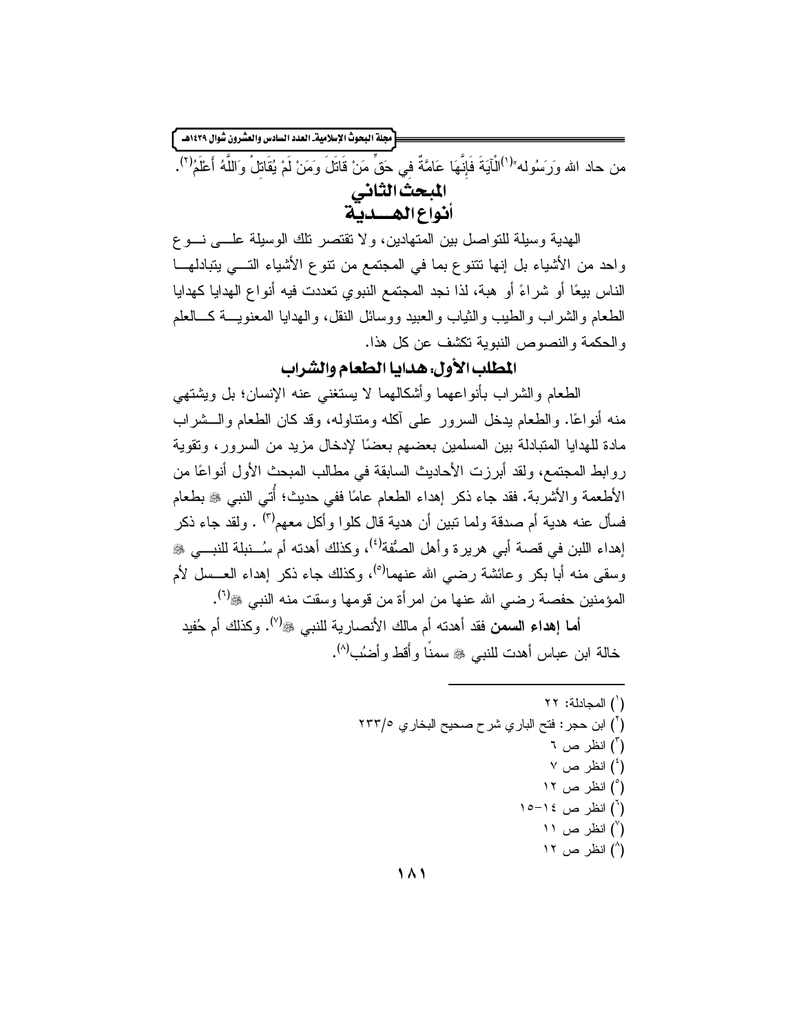من حاد الله وَرَسُوله"[1]الْآيَةَ فَإِنَّهَا عَامَّةٌ فِي حَقِّ مَنْ قَاتَلَ وَمَنْ لَمْ يُقَاتِلْ وَاللَّهُ أَعْلَمُ[2].

## المبحث الثاني
## أنواع الهــدية

الهدية وسيلة للتواصل بين المتهادين، ولا تقتصر تلك الوسيلة علــى نــوع واحد من الأشياء بل إنها تتنوع بما في المجتمع من تنوع الأشياء التــي يتبادلهــا الناس بيعًا أو شراءً أو هبة، لذا نجد المجتمع النبوي تعددت فيه أنواع الهدايا كهدايا الطعام والشراب والطيب والثياب والعبيد ووسائل النقل، والهدايا المعنويــة كــالعلم والحكمة والنصوص النبوية تكشف عن كل هذا.

### المطلب الأول: هدايا الطعام والشراب

الطعام والشراب بأنواعهما وأشكالهما لا يستغني عنه الإنسان؛ بل ويشتهي منه أنواعًا. والطعام يدخل السرور على آكله ومتناوله، وقد كان الطعام والــشراب مادة للهدايا المتبادلة بين المسلمين بعضهم بعضًا لإدخال مزيد من السرور، وتقوية روابط المجتمع، ولقد أبرزت الأحاديث السابقة في مطالب المبحث الأول أنواعًا من الأطعمة والأشربة. فقد جاء ذكر إهداء الطعام عامًا ففي حديث؛ أُتي النبي ﷺ بطعام فسأل عنه هدية أم صدقة ولما تبين أن هدية قال كلوا وأكل معهم[3] . ولقد جاء ذكر إهداء اللبن في قصة أبي هريرة وأهل الصُفة[4]، وكذلك أهدته أم سُــنبلة للنبــي ﷺ وسقى منه أبا بكر وعائشة رضي الله عنهما[5]، وكذلك جاء ذكر إهداء العــسل لأم المؤمنين حفصة رضي الله عنها من امرأة من قومها وسقت منه النبي ﷺ[6].

**أما إهداء السمن** فقد أهدته أم مالك الأنصارية للنبي ﷺ[7]. وكذلك أم حُفيد خالة ابن عباس أهدت للنبي ﷺ سمنًا وأَقط وأضُب[8].

---

[1] المجادلة: ٢٢
[2] ابن حجر: فتح الباري شرح صحيح البخاري ٥/٢٣٣
[3] انظر ص ٦
[4] انظر ص ٧
[5] انظر ص ١٢
[6] انظر ص ١٤-١٥
[7] انظر ص ١١
[8] انظر ص ١٢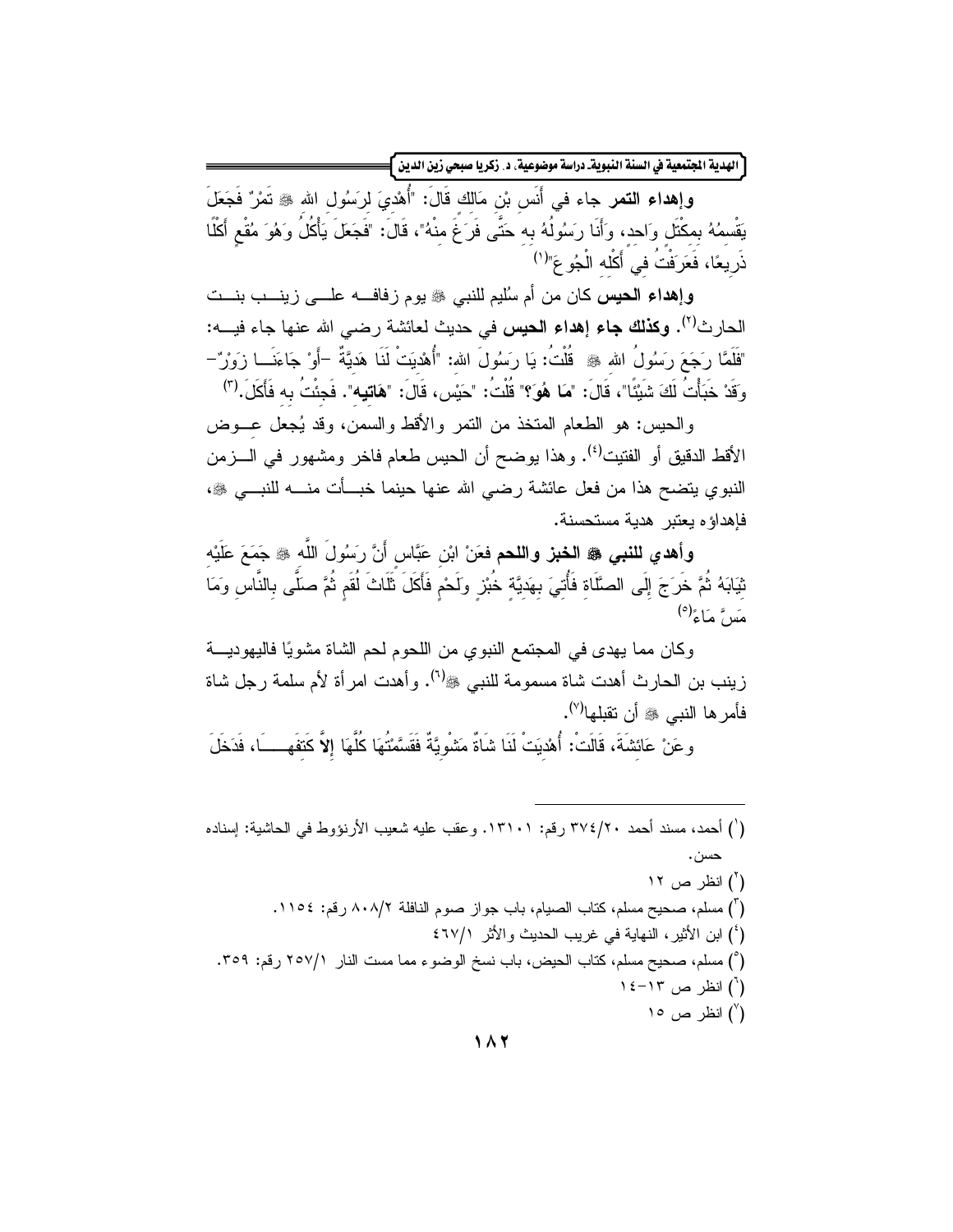**وإهداء التمر** جاء في أَنَسِ بْنِ مَالِكٍ قَالَ: "أُهْدِيَ لِرَسُولِ اللهِ ﷺ تَمْرٌ فَجَعَلَ يَقْسِمُهُ بِمِكْتَلٍ وَاحِدٍ، وَأَنَا رَسُولُهُ بِهِ حَتَّى فَرَغَ مِنْهُ"، قَالَ: "فَجَعَلَ يَأْكُلُ وَهُوَ مُقْعٍ أَكْلًا ذَرِيعًا، فَعَرَفْتُ فِي أَكْلِهِ الْجُوعَ"[1]

**وإهداء الحيس** كان من أم سُليم للنبي ﷺ يوم زفافه على زينب بنت الحارث[2]. **وكذلك جاء إهداء الحيس** في حديث لعائشة رضي الله عنها جاء فيه: "فَلَمَّا رَجَعَ رَسُولُ اللهِ ﷺ قُلْتُ: يَا رَسُولَ اللهِ: "أُهْدِيَتْ لَنَا هَدِيَّةٌ –أَوْ جَاءَنَا زَوْرٌ– وَقَدْ خَبَأْتُ لَكَ شَيْئًا"، قَالَ: "**مَا هُوَ؟**" قُلْتُ: "حَيْسٌ، قَالَ: "**هَاتِيهِ**". فَجِئْتُ بِهِ فَأَكَلَ.[3]

والحيس: هو الطعام المتخذ من التمر والأقط والسمن، وقد يُجعل عوض الأقط الدقيق أو الفتيت[4]. وهذا يوضح أن الحيس طعام فاخر ومشهور في الزمن النبوي يتضح هذا من فعل عائشة رضي الله عنها حينما خبأت منه للنبي ﷺ، فإهداؤه يعتبر هدية مستحسنة.

**وأهدي للنبي ﷺ الخبز واللحم** فعَنْ ابْنِ عَبَّاسٍ أَنَّ رَسُولَ اللَّهِ ﷺ جَمَعَ عَلَيْهِ ثِيَابَهُ ثُمَّ خَرَجَ إِلَى الصَّلَاةِ فَأُتِيَ بِهَدِيَّةٍ خُبْزٍ وَلَحْمٍ فَأَكَلَ ثَلَاثَ لُقَمٍ ثُمَّ صَلَّى بِالنَّاسِ وَمَا مَسَّ مَاءً[5]

وكان مما يهدى في المجتمع النبوي من اللحوم لحم الشاة مشويًا فاليهودية زينب بن الحارث أهدت شاة مسمومة للنبي ﷺ[6]. وأهدت امرأة لأم سلمة رجل شاة فأمرها النبي ﷺ أن تقبلها[7].

وعَنْ عَائِشَةَ، قَالَتْ: أُهْدِيَتْ لَنَا شَاةٌ مَشْوِيَّةٌ فَقَسَّمْتُهَا كُلَّهَا **إِلاَّ** كَتِفَهَا، فَدَخَلَ

---

(1) أحمد، مسند أحمد ٣٧٤/٢٠ رقم: ١٣١٠١. وعقب عليه شعيب الأرنؤوط في الحاشية: إسناده حسن.

(2) انظر ص ١٢

(3) مسلم، صحيح مسلم، كتاب الصيام، باب جواز صوم النافلة ٨٠٨/٢ رقم: ١١٥٤.

(4) ابن الأثير، النهاية في غريب الحديث والأثر ٤٦٧/١

(5) مسلم، صحيح مسلم، كتاب الحيض، باب نسخ الوضوء مما مست النار ٢٥٧/١ رقم: ٣٥٩.

(6) انظر ص ١٣-١٤

(7) انظر ص ١٥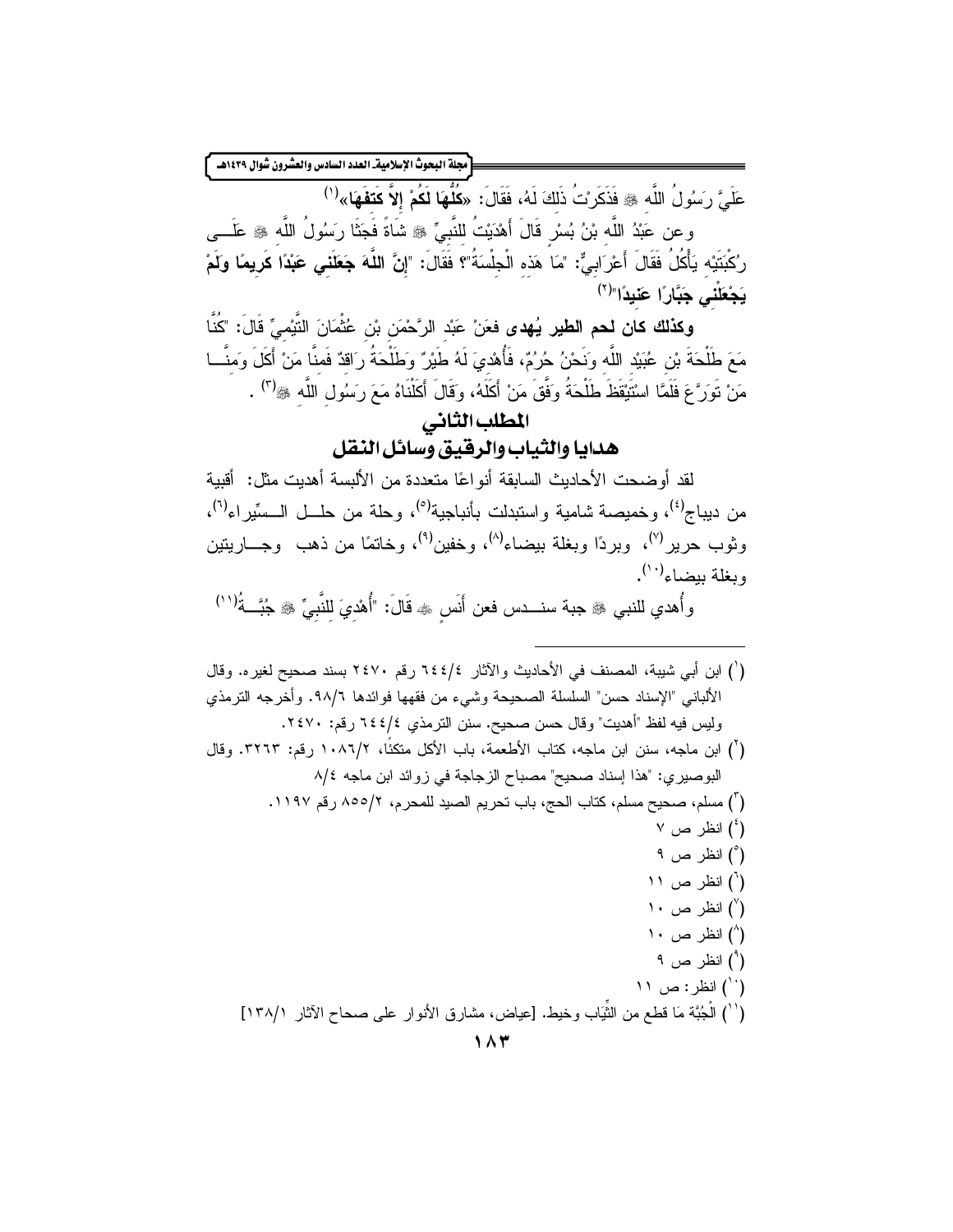عَلَيَّ رَسُولُ اللَّه ﷺ فَذَكَرْتُ ذَلِكَ لَهُ، فَقَالَ: «**كُلُّهَا لَكُمْ إِلاَّ كَتِفَهَا**»[1]

وعن عَبْدُ اللَّه بْنُ بُسْرٍ قَالَ أَهْدَيْتُ لِلنَّبِيِّ ﷺ شَاةً فَجَثَا رَسُولُ اللَّه ﷺ عَلَى رُكْبَتَيْهِ يَأْكُلُ فَقَالَ أَعْرَابِيٌّ: "مَا هَذِهِ الْجِلْسَةُ"؟ فَقَالَ: "**إِنَّ اللَّهَ جَعَلَنِي عَبْدًا كَرِيمًا وَلَمْ يَجْعَلْنِي جَبَّارًا عَنِيدًا**"[2]

**وكذلك كان لحم الطير يُهدى** فعَنْ عَبْدِ الرَّحْمَنِ بْنِ عُثْمَانَ التَّيْمِيِّ قَالَ: "كُنَّا مَعَ طَلْحَةَ بْنِ عُبَيْدِ اللَّه وَنَحْنُ حُرُمٌ، فَأُهْدِيَ لَهُ طَيْرٌ وَطَلْحَةُ رَاقِدٌ فَمِنَّا مَنْ أَكَلَ وَمِنَّا مَنْ تَوَرَّعَ فَلَمَّا اسْتَيْقَظَ طَلْحَةُ وَفَّقَ مَنْ أَكَلَهُ، وَقَالَ أَكَلْنَاهُ مَعَ رَسُولِ اللَّه ﷺ[3] .

## المطلب الثاني

## هدايا والثياب والرقيق وسائل النقل

لقد أوضحت الأحاديث السابقة أنواعًا متعددة من الألبسة أهديت مثل: أقبية من ديباج[4]، وخميصة شامية واستبدلت بأنباجية[5]، وحلة من حلل السِّيراء[6]، وثوب حرير[7]، وبردًا وبغلة بيضاء[8]، وخفين[9]، وخاتمًا من ذهب وجاريتين وبغلة بيضاء[10].

وأُهدي للنبي ﷺ جبة سندس فعن أَنَسٍ ﷺ قَالَ: "أُهْدِيَ لِلنَّبِيِّ ﷺ جُبَّةٌ[11]

---

(1) ابن أبي شيبة، المصنف في الأحاديث والآثار ٤/٦٤٤ رقم ٢٤٧٠ بسند صحيح لغيره. وقال الألباني "الإسناد حسن" السلسلة الصحيحة وشيء من فقهها فوائدها ٦/٩٨. وأخرجه الترمذي وليس فيه لفظ "أهديت" وقال حسن صحيح. سنن الترمذي ٤/٦٤٤ رقم: ٢٤٧٠.

(2) ابن ماجه، سنن ابن ماجه، كتاب الأطعمة، باب الأكل متكئًا، ٢/١٠٨٦ رقم: ٣٢٦٣. وقال البوصيري: "هذا إسناد صحيح" مصباح الزجاجة في زوائد ابن ماجه ٤/٨

(3) مسلم، صحيح مسلم، كتاب الحج، باب تحريم الصيد للمحرم، ٢/٨٥٥ رقم ١١٩٧.

(4) انظر ص ٧

(5) انظر ص ٩

(6) انظر ص ١١

(7) انظر ص ١٠

(8) انظر ص ١٠

(9) انظر ص ٩

(10) انظر: ص ١١

(11) الْجُبَّة مَا قطع من الثِّيَاب وخيط. [عياض، مشارق الأنوار على صحاح الآثار ١/١٣٨]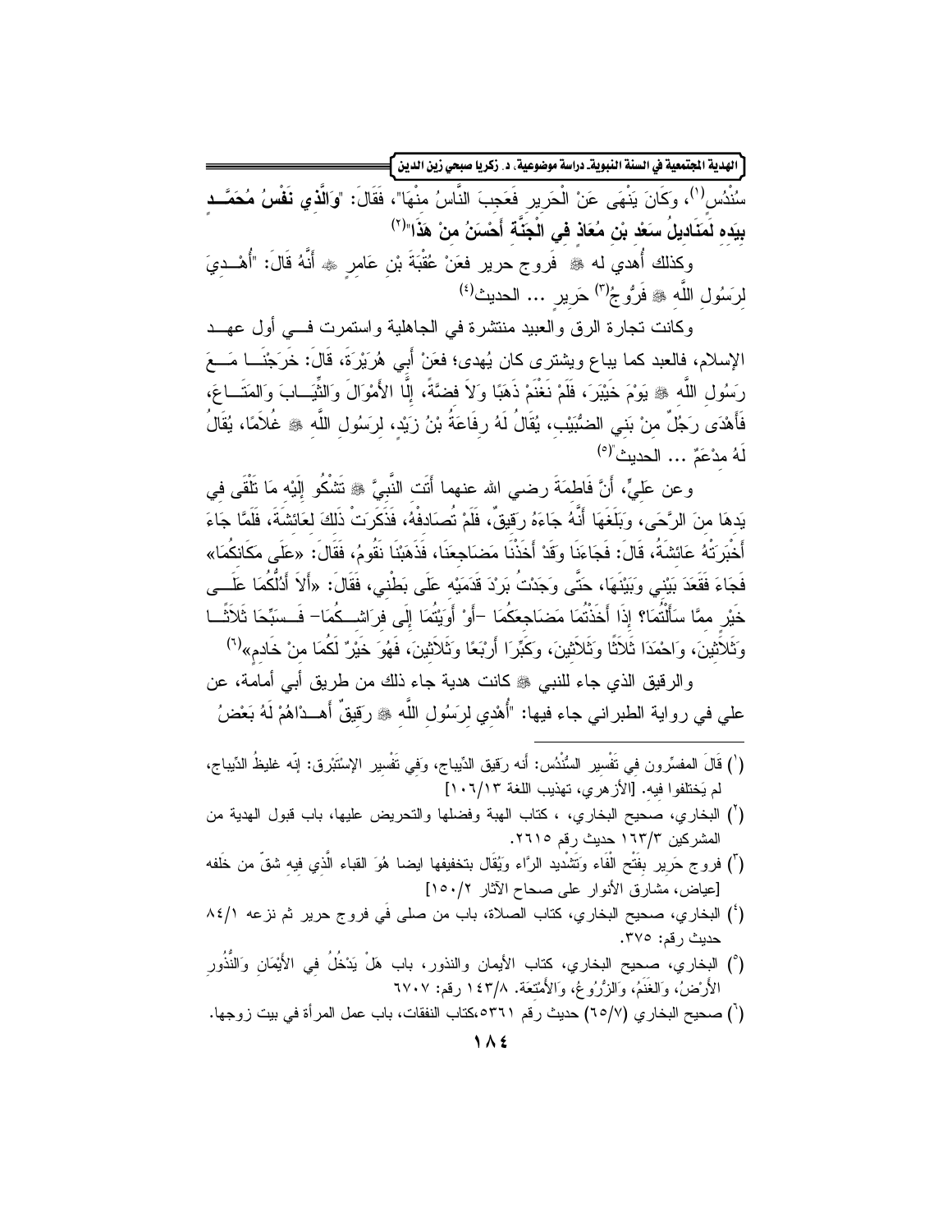سُنْدُس[1]، وكَانَ يَنْهَى عَنْ الْحَرِيرِ فَعَجِبَ النَّاسُ مِنْهَا"، فَقَالَ: "**وَالَّذِي نَفْسُ مُحَمَّدٍ بِيَدِهِ لَمَنَادِيلُ سَعْدِ بْنِ مُعَاذٍ فِي الْجَنَّةِ أَحْسَنُ مِنْ هَذَا**"[2]

وكذلك أُهدي له ﷺ فروج حرير فعَنْ عُقْبَةَ بْنِ عَامِرٍ ﷺ أَنَّهُ قَالَ: "أُهْدِيَ لِرَسُولِ اللَّهِ ﷺ فَرُّوجُ[3] حَرِيرٍ ... الحديث[4]

وكانت تجارة الرق والعبيد منتشرة في الجاهلية واستمرت في أول عهد الإسلام، فالعبد كما يباع ويشترى كان يُهدى؛ فعَنْ أَبِي هُرَيْرَةَ، قَالَ: خَرَجْنَا مَعَ رَسُولِ اللَّهِ ﷺ يَوْمَ خَيْبَرَ، فَلَمْ نَغْنَمْ ذَهَبًا وَلاَ فِضَّةً، إِلَّا الأَمْوَالَ وَالثِّيَابَ وَالمَتَاعَ، فَأَهْدَى رَجُلٌ مِنْ بَنِي الضُّبَيْبِ، يُقَالُ لَهُ رِفَاعَةُ بْنُ زَيْدٍ، لِرَسُولِ اللَّهِ ﷺ غُلاَمًا، يُقَالُ لَهُ مِدْعَمٌ ... الحديث"[5]

وعن عَلِيٍّ، أَنَّ فَاطِمَةَ رضي الله عنهما أَتَتِ النَّبِيَّ ﷺ تَشْكُو إِلَيْهِ مَا تَلْقَى فِي يَدِهَا مِنَ الرَّحَى، وَبَلَغَهَا أَنَّهُ جَاءَهُ رَقِيقٌ، فَلَمْ تُصَادِفْهُ، فَذَكَرَتْ ذَلِكَ لِعَائِشَةَ، فَلَمَّا جَاءَ أَخْبَرَتْهُ عَائِشَةُ، قَالَ: فَجَاءَنَا وَقَدْ أَخَذْنَا مَضَاجِعَنَا، فَذَهَبْنَا نَقُومُ، فَقَالَ: «عَلَى مَكَانِكُمَا» فَجَاءَ فَقَعَدَ بَيْنِي وَبَيْنَهَا، حَتَّى وَجَدْتُ بَرْدَ قَدَمَيْهِ عَلَى بَطْنِي، فَقَالَ: «أَلاَ أَدُلُّكُمَا عَلَى خَيْرٍ مِمَّا سَأَلْتُمَا؟ إِذَا أَخَذْتُمَا مَضَاجِعَكُمَا -أَوْ أَوَيْتُمَا إِلَى فِرَاشِكُمَا- فَسَبِّحَا ثَلاَثًا وَثَلاَثِينَ، وَاحْمَدَا ثَلاَثًا وَثَلاَثِينَ، وَكَبِّرَا أَرْبَعًا وَثَلاَثِينَ، فَهُوَ خَيْرٌ لَكُمَا مِنْ خَادِمٍ»[6]

والرقيق الذي جاء للنبي ﷺ كانت هدية جاء ذلك من طريق أبي أمامة، عن علي في رواية الطبراني جاء فيها: "أُهْدِيَ لِرَسُولِ اللَّهِ ﷺ رَقِيقٌ أَهْدَاهُمْ لَهُ بَعْضُ

---

[1] قَالَ المفسِّرون في تَفْسِير السُّنْدُس: أنه رَقِيق الدِّيباج، وَفِي تَفْسِير الإسْتَبْرق: إنّه غليظُ الدِّيباج، لم يَختلفوا فِيهِ. [الأزهري، تهذيب اللغة ١٠٦/١٣]

[2] البخاري، صحيح البخاري، ، كتاب الهبة وفضلها والتحريض عليها، باب قبول الهدية من المشركين ١٦٣/٣ حديث رقم ٢٦١٥.

[3] فروج حَرِير بِفَتْح الْفَاء وَتَشْدِيد الرَّاء وَيُقَال بتخفيفها ايضا هُوَ القباء الَّذِي فِيهِ شقّ من خَلفه [عياض، مشارق الأنوار على صحاح الآثار ١٥٠/٢]

[4] البخاري، صحيح البخاري، كتاب الصلاة، باب من صلى فِي فروج حرير ثم نزعه ٨٤/١ حديث رقم: ٣٧٥.

[5] البخاري، صحيح البخاري، كتاب الأيمان والنذور، باب هَلْ يَدْخُلُ فِي الأَيْمَانِ وَالنُّذُورِ الأَرْضُ، وَالغَنَمُ، وَالزُّرُوعُ، وَالأَمْتِعَة. ١٤٣/٨ رقم: ٦٧٠٧

[6] صحيح البخاري (٦٥/٧) حديث رقم ٥٣٦١،كتاب النفقات، باب عمل المرأة في بيت زوجها.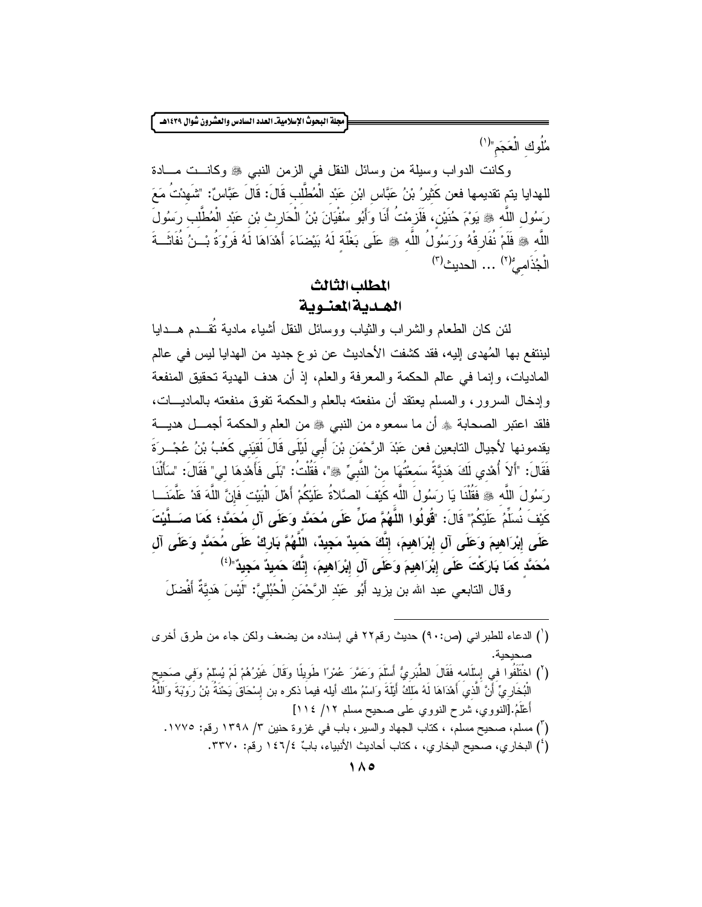مُلُوكِ الْعَجَمِ"[1]

وكانت الدواب وسيلة من وسائل النقل في الزمن النبي ﷺ وكانت مادة للهدايا يتم تقديمها فعن كَثِيرُ بْنُ عَبَّاسٍ ابْنِ عَبْدِ الْمُطَّلِبِ قَالَ: قَالَ عَبَّاسٌ: "شَهِدْتُ مَعَ رَسُولِ اللَّهِ ﷺ يَوْمَ حُنَيْنٍ، فَلَزِمْتُ أَنَا وَأَبُو سُفْيَانَ بْنُ الْحَارِثِ بْنِ عَبْدِ الْمُطَّلِبِ رَسُولَ اللَّهِ ﷺ فَلَمْ نُفَارِقْهُ وَرَسُولُ اللَّهِ ﷺ عَلَى بَغْلَةٍ لَهُ بَيْضَاءَ أَهْدَاهَا لَهُ فَرْوَةُ بْنُ نُفَاثَةَ الْجُذَامِيُّ[2] ... الحديث[3]

## المطلب الثالث
## الهدية المعنوية

لئن كان الطعام والشراب والثياب ووسائل النقل أشياء مادية تُقدم هدايا لينتفع بها المُهدى إليه، فقد كشفت الأحاديث عن نوع جديد من الهدايا ليس في عالم الماديات، وإنما في عالم الحكمة والمعرفة والعلم، إذ أن هدف الهدية تحقيق المنفعة وإدخال السرور، والمسلم يعتقد أن منفعته بالعلم والحكمة تفوق منفعته بالماديات، فلقد اعتبر الصحابة ﷺ أن ما سمعوه من النبي ﷺ من العلم والحكمة أجمل هدية يقدمونها لأجيال التابعين فعن عَبْدَ الرَّحْمَنِ بْنَ أَبِي لَيْلَى قَالَ لَقِيَنِي كَعْبُ بْنُ عُجْرَةَ فَقَالَ: "أَلاَ أُهْدِي لَكَ هَدِيَّةً سَمِعْتُهَا مِنْ النَّبِيِّ ﷺ"، فَقُلْتُ: "بَلَى فَأَهْدِهَا لِي" فَقَالَ: "سَأَلْنَا رَسُولَ اللَّهِ ﷺ فَقُلْنَا يَا رَسُولَ اللَّهِ كَيْفَ الصَّلاَةُ عَلَيْكُمْ أَهْلَ الْبَيْتِ فَإِنَّ اللَّهَ قَدْ عَلَّمَنَا كَيْفَ نُسَلِّمُ عَلَيْكُمْ" قَالَ: "**قُولُوا اللَّهُمَّ صَلِّ عَلَى مُحَمَّدٍ وَعَلَى آلِ مُحَمَّدٍ؛ كَمَا صَلَّيْتَ عَلَى إِبْرَاهِيمَ وَعَلَى آلِ إِبْرَاهِيمَ، إِنَّكَ حَمِيدٌ مَجِيدٌ، اللَّهُمَّ بَارِكْ عَلَى مُحَمَّدٍ وَعَلَى آلِ مُحَمَّدٍ كَمَا بَارَكْتَ عَلَى إِبْرَاهِيمَ وَعَلَى آلِ إِبْرَاهِيمَ، إِنَّكَ حَمِيدٌ مَجِيدٌ**"[4]

وقال التابعي عبد الله بن يزيد أَبُو عَبْدِ الرَّحْمَنِ الْحُبُلِيَّ: "لَيْسَ هَدِيَّةٌ أَفْضَلَ

---

(1) الدعاء للطبراني (ص:٩٠) حديث رقم٢٢ في إسناده من يضعف ولكن جاء من طرق أخرى صحيحة.

(2) اخْتَلَفُوا فِي إِسْلَامه فَقَالَ الطَّبَرِيُّ أَسْلَمَ وَعَمَّرَ عُمْرًا طَوِيلًا وَقَالَ غَيْرُهُمْ لَمْ يُسْلِمْ وَفِي صَحِيح الْبُخَارِيِّ أَنَّ الَّذِي أَهْدَاهَا لَهُ مَلِكُ أَيْلَةَ وَاسْمُ ملك أيله فيما ذكره بن إِسْحَاق يَحْنَةُ بْنُ رَوْبَةَ وَاللَّهُ أَعْلَمُ.[النووي، شرح النووي على صحيح مسلم ١٢/ ١١٤]

(3) مسلم، صحيح مسلم، ، كتاب الجهاد والسير، باب في غزوة حنين ٣/ ١٣٩٨ رقم: ١٧٧٥.

(4) البخاري، صحيح البخاري، ، كتاب أحاديث الأنبياء، بابٌ ٤/١٤٦ رقم: ٣٣٧٠.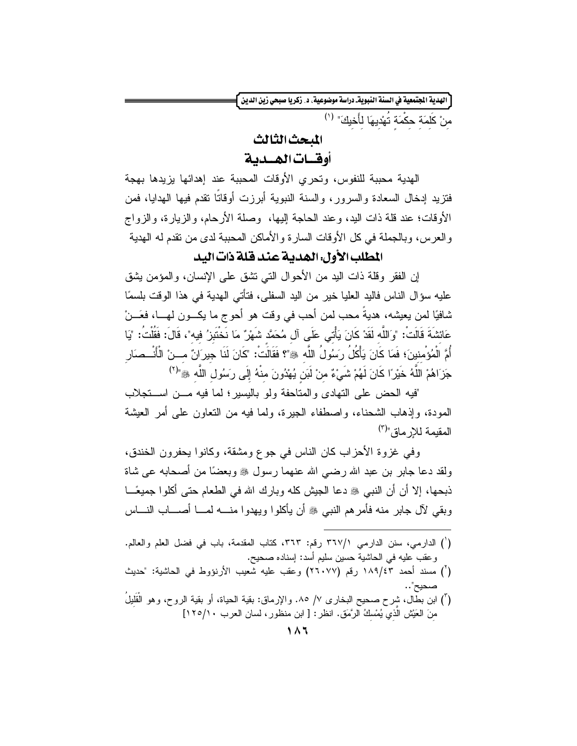مِنْ كَلِمَةِ حِكْمَةٍ تُهْدِيهَا لِأَخِيكَ" [1]

## المبحث الثالث

## أوقـات الهـدية

الهدية محببة للنفوس، وتحري الأوقات المحببة عند إهدائها يزيدها بهجة فتزيد إدخال السعادة والسرور، والسنة النبوية أبرزت أوقاتًا تقدم فيها الهدايا، فمن الأوقات؛ عند قلة ذات اليد، وعند الحاجة إليها، وصلة الأرحام، والزيارة، والزواج والعرس، وبالجملة في كل الأوقات السارة والأماكن المحببة لدى من تقدم له الهدية

### المطلب الأول: الهدية عند قلة ذات اليد

إن الفقر وقلة ذات اليد من الأحوال التي تشق على الإنسان، والمؤمن يشق عليه سؤال الناس فاليد العليا خير من اليد السفلى، فتأتي الهدية في هذا الوقت بلسمًا شافيًا لمن يعيشه، هديةً محب لمن أحب في وقت هو أحوج ما يكون لها، فعَنْ عَائِشَةَ قَالَتْ: "وَاللَّهِ لَقَدْ كَانَ يَأْتِي عَلَى آلِ مُحَمَّدٍ شَهْرٌ مَا نَخْتَبِزُ فِيهِ"، قَالَ: فَقُلْتُ: "يَا أُمَّ الْمُؤْمِنِينَ؛ فَمَا كَانَ يَأْكُلُ رَسُولُ اللَّهِ ﷺ"؟ فَقَالَتْ: "كَانَ لَنَا جِيرَانٌ مِنْ الْأَنْصَارِ جَزَاهُمْ اللَّهُ خَيْرًا كَانَ لَهُمْ شَيْءٌ مِنْ لَبَنٍ يُهْدُونَ مِنْهُ إِلَى رَسُولِ اللَّهِ ﷺ" [2]

"فيه الحض على التهادى والمتاحفة ولو باليسير؛ لما فيه من استجلاب المودة، وإذهاب الشحناء، واصطفاء الجيرة، ولما فيه من التعاون على أمر العيشة المقيمة للإرماق" [3]

وفي غزوة الأحزاب كان الناس في جوع ومشقة، وكانوا يحفرون الخندق، ولقد دعا جابر بن عبد الله رضي الله عنهما رسول ﷺ وبعضًا من أصحابه عى شاة ذبحها، إلا أن أن النبي ﷺ دعا الجيش كله وبارك الله في الطعام حتى أكلوا جميعًا وبقي لآل جابر منه فأمرهم النبي ﷺ أن يأكلوا ويهدوا منه لما أصاب الناس

---

(1) الدارمي، سنن الدارمي ٣٦٧/١ رقم: ٣٦٣، كتاب المقدمة، باب في فضل العلم والعالم. وعقب عليه في الحاشية حسين سليم أسد: إسناده صحيح.

(2) مسند أحمد ١٨٩/٤٣ رقم (٢٦٠٧٧) وعقب عليه شعيب الأرنؤوط في الحاشية: "حديث صحيح"..

(3) ابن بطال، شرح صحيح البخارى ٧/ ٨٥. والإرماق: بقية الحياة، أو بقية الروح، وهو الْقَلِيلُ مِنَ العَيْش الَّذِي يُمْسِكُ الرَّمَق. انظر: [ ابن منظور، لسان العرب ١٢٥/١٠]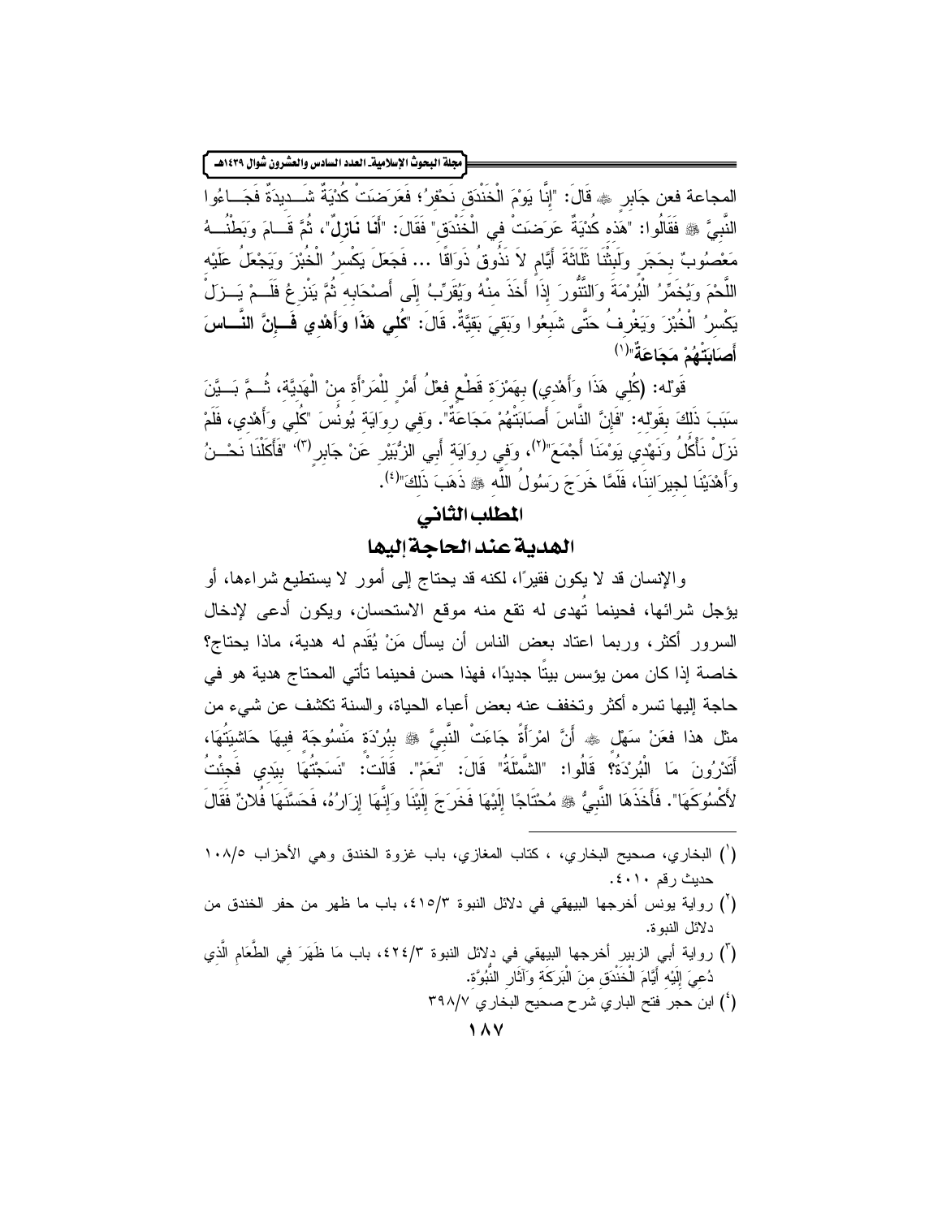المجاعة فعن جَابِرٍ ﷺ قَالَ: "إِنَّا يَوْمَ الْخَنْدَقِ نَحْفِرُ؛ فَعَرَضَتْ كُدْيَةٌ شَدِيدَةٌ فَجَاءُوا النَّبِيَّ ﷺ فَقَالُوا: "هَذِهِ كُدْيَةٌ عَرَضَتْ فِي الْخَنْدَقِ" فَقَالَ: "**أَنَا نَازِلٌ**"، ثُمَّ قَامَ وَبَطْنُهُ مَعْصُوبٌ بِحَجَرٍ وَلَبِثْنَا ثَلَاثَةَ أَيَّامٍ لَا نَذُوقُ ذَوَاقًا ... فَجَعَلَ يَكْسِرُ الْخُبْزَ وَيَجْعَلُ عَلَيْهِ اللَّحْمَ وَيُخَمِّرُ الْبُرْمَةَ وَالتَّنُّورَ إِذَا أَخَذَ مِنْهُ وَيُقَرِّبُ إِلَى أَصْحَابِهِ ثُمَّ يَنْزِعُ فَلَمْ يَزَلْ يَكْسِرُ الْخُبْزَ وَيَغْرِفُ حَتَّى شَبِعُوا وَبَقِيَ بَقِيَّةٌ. قَالَ: "**كُلِي هَذَا وَأَهْدِي فَإِنَّ النَّاسَ أَصَابَتْهُمْ مَجَاعَةٌ**"[1]

قوله: (كُلِي هَذَا وَأَهْدِي) بِهَمْزَةِ قَطْعٍ فِعْلُ أَمْرٍ لِلْمَرْأَةِ مِنْ الْهَدِيَّةِ، ثُمَّ بَيَّنَ سَبَبَ ذَلِكَ بِقَوْلِهِ: "فَإِنَّ النَّاسَ أَصَابَتْهُمْ مَجَاعَةٌ". وَفِي رِوَايَةِ يُونُسَ "كُلِي وَأَهْدِي، فَلَمْ نَزَلْ نَأْكُلُ وَنَهْدِي يَوْمَنَا أَجْمَعَ"[2]، وَفِي رِوَايَةِ أَبِي الزُّبَيْرِ عَنْ جَابِرٍ[3]: "فَأَكَلْنَا نَحْنُ وَأَهْدَيْنَا لِجِيرَانِنَا، فَلَمَّا خَرَجَ رَسُولُ اللَّهِ ﷺ ذَهَبَ ذَلِكَ"[4].

## المطلب الثاني

## الهدية عند الحاجة إليها

والإنسان قد لا يكون فقيرًا، لكنه قد يحتاج إلى أمور لا يستطيع شراءها، أو يؤجل شرائها، فحينما تُهدى له تقع منه موقع الاستحسان، ويكون أدعى لإدخال السرور أكثر، وربما اعتاد بعض الناس أن يسأل مَنْ يُقَدِم له هدية، ماذا يحتاج؟ خاصة إذا كان ممن يؤسس بيتًا جديدًا، فهذا حسن فحينما تأتي المحتاج هدية هو في حاجة إليها تسره أكثر وتخفف عنه بعض أعباء الحياة، والسنة تكشف عن شيء من مثل هذا فعَنْ سَهْلٍ ﷺ أَنَّ امْرَأَةً جَاءَتْ النَّبِيَّ ﷺ بِبُرْدَةٍ مَنْسُوجَةٍ فِيهَا حَاشِيَتُهَا، أَتَدْرُونَ مَا الْبُرْدَةُ؟ قَالُوا: "الشَّمْلَةُ" قَالَ: "نَعَمْ". قَالَتْ: "نَسَجْتُهَا بِيَدِي فَجِئْتُ لِأَكْسُوَكَهَا". فَأَخَذَهَا النَّبِيُّ ﷺ مُحْتَاجًا إِلَيْهَا فَخَرَجَ إِلَيْنَا وَإِنَّهَا إِزَارُهُ، فَحَسَّنَهَا فُلَانٌ فَقَالَ

---

(1) البخاري، صحيح البخاري، ، كتاب المغازي، باب غزوة الخندق وهي الأحزاب ٥/١٠٨ حديث رقم ٤٠١٠.

(2) رواية يونس أخرجها البيهقي في دلائل النبوة ٣/٤١٥، باب ما ظهر من حفر الخندق من دلائل النبوة.

(3) رواية أبي الزبير أخرجها البيهقي في دلائل النبوة ٣/٤٢٤، باب مَا ظَهَرَ فِي الطَّعَامِ الَّذِي دُعِيَ إِلَيْهِ أَيَّامَ الْخَنْدَقِ مِنَ الْبَرَكَةِ وَآثَارِ النُّبُوَّةِ.

(4) ابن حجر فتح الباري شرح صحيح البخاري ٧/٣٩٨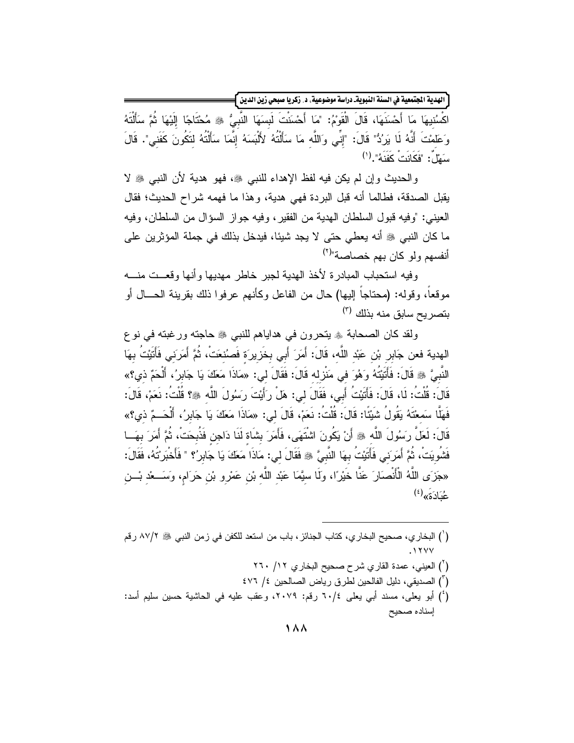اكْسُنِيهَا مَا أَحْسَنَهَا، قَالَ الْقَوْمُ: "مَا أَحْسَنْتَ لَبِسَهَا النَّبِيُّ ﷺ مُحْتَاجًا إِلَيْهَا ثُمَّ سَأَلْتَهُ وَعَلِمْتَ أَنَّهُ لَا يَرُدُّ" قَالَ: "إِنِّي وَاللَّهِ مَا سَأَلْتُهُ لِأَلْبَسَهُ إِنَّمَا سَأَلْتُهُ لِتَكُونَ كَفَنِي". قَالَ سَهْلٌ: "فَكَانَتْ كَفَنَهُ".[1]

والحديث وإن لم يكن فيه لفظ الإهداء للنبي ﷺ، فهو هدية لأن النبي ﷺ لا يقبل الصدقة، فطالما أنه قبل البردة فهي هدية، وهذا ما فهمه شراح الحديث؛ فقال العيني: "وفيه قبول السلطان الهدية من الفقير، وفيه جواز السؤال من السلطان، وفيه ما كان النبي ﷺ أنه يعطي حتى لا يجد شيئا، فيدخل بذلك في جملة المؤثرين على أنفسهم ولو كان بهم خصاصة"[2]

وفيه استحباب المبادرة لأخذ الهدية لجبر خاطر مهديها وأنها وقعت منه موقعاً، وقوله: (محتاجاً إليها) حال من الفاعل وكأنهم عرفوا ذلك بقرينة الحال أو بتصريح سابق منه بذلك [3]

ولقد كان الصحابة ﷺ يتحرون في هداياهم للنبي ﷺ حاجته ورغبته في نوع الهدية فعن جَابِرِ بْنِ عَبْدِ اللَّهِ، قَالَ: أَمَرَ أَبِي بِخَزِيرَةٍ فَصُنِعَتْ، ثُمَّ أَمَرَنِي فَأَتَيْتُ بِهَا النَّبِيَّ ﷺ قَالَ: فَأَتَيْتُهُ وَهُوَ فِي مَنْزِلِهِ قَالَ: فَقَالَ لِي: «مَاذَا مَعَكَ يَا جَابِرُ، أَلَحْمٌ ذِي؟» قَالَ: قُلْتُ: لَا، قَالَ: فَأَتَيْتُ أَبِي، فَقَالَ لِي: هَلْ رَأَيْتَ رَسُولَ اللَّهِ ﷺ؟ قُلْتُ: نَعَمْ، قَالَ: فَهَلَّا سَمِعْتَهُ يَقُولُ شَيْئًا: قَالَ: قُلْتُ: نَعَمْ، قَالَ لِي: «مَاذَا مَعَكَ يَا جَابِرُ، أَلَحْمٌ ذِي؟» قَالَ: لَعَلَّ رَسُولَ اللَّهِ ﷺ أَنْ يَكُونَ اشْتَهَى، فَأَمَرَ بِشَاةٍ لَنَا دَاجِنٍ فَذُبِحَتْ، ثُمَّ أَمَرَ بِهَا فَشُوِيَتْ، ثُمَّ أَمَرَنِي فَأَتَيْتُ بِهَا النَّبِيَّ ﷺ فَقَالَ لِي: مَاذَا مَعَكَ يَا جَابِرُ؟ " فَأَخْبَرْتُهُ، فَقَالَ: «جَزَى اللَّهُ الْأَنْصَارَ عَنَّا خَيْرًا، وَلَا سِيَّمَا عَبْدِ اللَّهِ بْنِ عَمْرِو بْنِ حَرَامٍ، وَسَعْدِ بْنِ عُبَادَةَ»[4]

---

[1] البخاري، صحيح البخاري، كتاب الجنائز، باب من استعد للكفن في زمن النبي ﷺ ٢/٨٧ رقم ١٢٧٧.

[2] العيني، عمدة القاري شرح صحيح البخاري ١٢/ ٢٦٠

[3] الصديقي، دليل الفالحين لطرق رياض الصالحين ٤/ ٤٧٦

[4] أبو يعلى، مسند أبي يعلى ٤/٦٠ رقم: ٢٠٧٩، وعقب عليه في الحاشية حسين سليم أسد: إسناده صحيح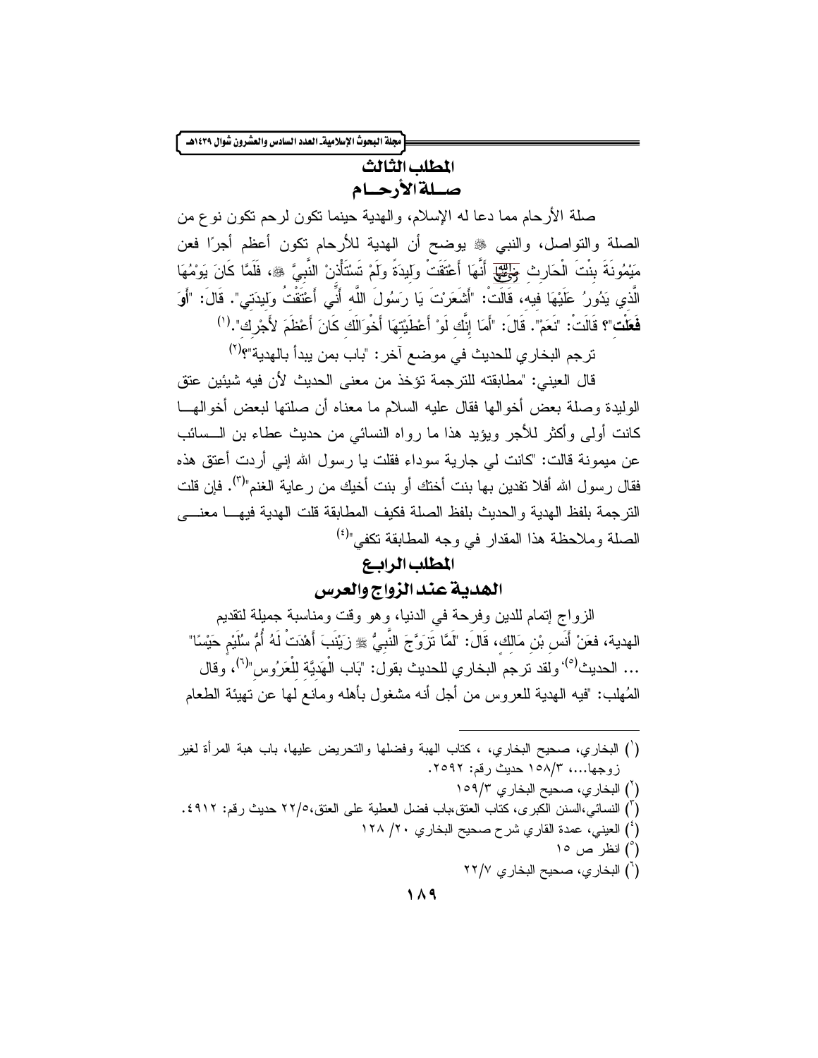## المطلب الثالث

## صـلة الأرحـام

صلة الأرحام مما دعا له الإسلام، والهدية حينما تكون لرحم تكون نوع من الصلة والتواصل، والنبي ﷺ يوضح أن الهدية للأرحام تكون أعظم أجرًا فعن مَيْمُونَةَ بِنْتَ الْحَارِثِ رضي الله عنها أَنَّهَا أَعْتَقَتْ وَلِيدَةً وَلَمْ تَسْتَأْذِنْ النَّبِيَّ ﷺ، فَلَمَّا كَانَ يَوْمُهَا الَّذِي يَدُورُ عَلَيْهَا فِيهِ، قَالَتْ: "أَشَعَرْتَ يَا رَسُولَ اللَّهِ أَنِّي أَعْتَقْتُ وَلِيدَتِي". قَالَ: "**أَوَفَعَلْتِ**"؟ قَالَتْ: "نَعَمْ". قَالَ: "أَمَا إِنَّكِ لَوْ أَعْطَيْتِهَا أَخْوَالَكِ كَانَ أَعْظَمَ لأَجْرِكِ".[1]

ترجم البخاري للحديث في موضع آخر: "باب بمن يبدأ بالهدية"؟[2]

قال العيني: "مطابقته للترجمة تؤخذ من معنى الحديث لأن فيه شيئين عتق الوليدة وصلة بعض أخوالها فقال عليه السلام ما معناه أن صلتها لبعض أخوالها كانت أولى وأكثر للأجر ويؤيد هذا ما رواه النسائي من حديث عطاء بن السائب عن ميمونة قالت: "كانت لي جارية سوداء فقلت يا رسول الله إني أردت أعتق هذه فقال رسول الله أفلا تفدين بها بنت أختك أو بنت أخيك من رعاية الغنم"[3]. فإن قلت الترجمة بلفظ الهدية والحديث بلفظ الصلة فكيف المطابقة قلت الهدية فيها معنى الصلة وملاحظة هذا المقدار في وجه المطابقة تكفي"[4]

## المطلب الرابع

## الهدية عند الزواج والعرس

الزواج إتمام للدين وفرحة في الدنيا، وهو وقت ومناسبة جميلة لتقديم الهدية، فعَنْ أَنَسِ بْنِ مَالِكٍ، قَالَ: "لَمَّا تَزَوَّجَ النَّبِيُّ ﷺ زَيْنَبَ أَهْدَتْ لَهُ أُمُّ سُلَيْمٍ حَيْسًا" ... الحديث[5]، ولقد ترجم البخاري للحديث بقول: "بَاب الْهَدِيَّةِ لِلْعَرُوسِ"[6]، وقال المُهلب: "فيه الهدية للعروس من أجل أنه مشغول بأهله ومانع لها عن تهيئة الطعام

---

(1) البخاري، صحيح البخاري، ، كتاب الهبة وفضلها والتحريض عليها، باب هبة المرأة لغير زوجها...، ١٥٨/٣ حديث رقم: ٢٥٩٢.

(2) البخاري، صحيح البخاري ١٥٩/٣

(3) النسائي،السنن الكبرى، كتاب العتق،باب فضل العطية على العتق،٢٢/٥ حديث رقم: ٤٩١٢.

(4) العيني، عمدة القاري شرح صحيح البخاري ٢٠/ ١٢٨

(5) انظر ص ١٥

(6) البخاري، صحيح البخاري ٢٢/٧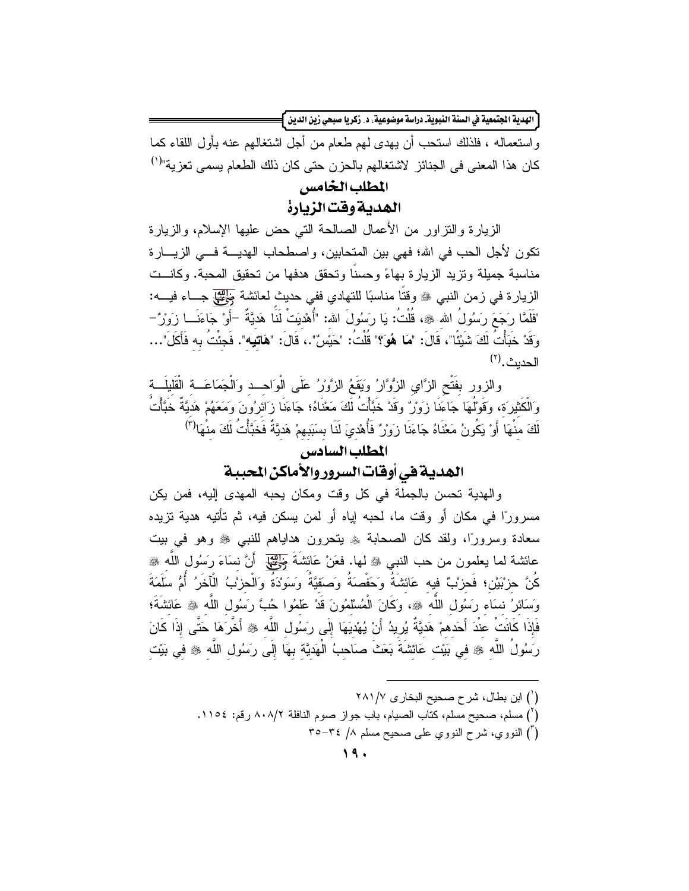واستعماله ، فلذلك استحب أن يهدى لهم طعام من أجل اشتغالهم عنه بأول اللقاء كما كان هذا المعنى فى الجنائز لاشتغالهم بالحزن حتى كان ذلك الطعام يسمى تعزية"[1]

## المطلب الخامس

## الهدية وقت الزيارة

الزيارة والتزاور من الأعمال الصالحة التي حض عليها الإسلام، والزيارة تكون لأجل الحب في الله؛ فهي بين المتحابين، واصطحاب الهدية في الزيارة مناسبة جميلة وتزيد الزيارة بهاءً وحسناً وتحقق هدفها من تحقيق المحبة. وكانت الزيارة في زمن النبي ﷺ وقتًا مناسبًا للتهادي ففي حديث لعائشة رضي الله عنها جاء فيه: "فَلَمَّا رَجَعَ رَسُولُ الله ﷺ، قُلْتُ: يَا رَسُولَ الله: "أُهْدِيَتْ لَنَا هَدِيَّةٌ -أَوْ جَاءَنَا زَوْرٌ- وَقَدْ خَبَأْتُ لَكَ شَيْئًا"، قَالَ: "**مَا هُوَ؟**" قُلْتُ: "حَيْسٌ".، قَالَ: "**هَاتِيهِ**". فَجِئْتُ بِهِ فَأَكَلَ"... الحديث.[2]

والزور بِفَتْحِ الزَّايِ الزُّوَّارُ وَيَقَعُ الزَّوْرُ عَلَى الْوَاحِدِ وَالْجَمَاعَةِ الْقَلِيلَةِ وَالْكَثِيرَةِ، وَقَوْلُهَا جَاءَنَا زَوْرٌ وَقَدْ خَبَأْتُ لَكَ مَعْنَاهُ؛ جَاءَنَا زَائِرُونَ وَمَعَهُمْ هَدِيَّةٌ خَبَأْتُ لَكَ مِنْهَا أَوْ يَكُونُ مَعْنَاهُ جَاءَنَا زَوْرٌ فَأُهْدِيَ لَنَا بِسَبَبِهِمْ هَدِيَّةٌ فَخَبَأْتُ لَكَ مِنْهَا[3]

## المطلب السادس

## الهدية في أوقات السرور والأماكن المحببة

والهدية تحسن بالجملة في كل وقت ومكان يحبه المهدى إليه، فمن يكن مسرورًا في مكان أو وقت ما، لحبه إياه أو لمن يسكن فيه، ثم تأتيه هدية تزيده سعادة وسرورًا، ولقد كان الصحابة ﷺ يتحرون هداياهم للنبي ﷺ وهو في بيت عائشة لما يعلمون من حب النبي ﷺ لها. فعَنْ عَائِشَةَ رضي الله عنها أَنَّ نِسَاءَ رَسُولِ اللَّهِ ﷺ كُنَّ حِزْبَيْنِ؛ فَحِزْبٌ فِيهِ عَائِشَةُ وَحَفْصَةُ وَصَفِيَّةُ وَسَوْدَةُ وَالْحِزْبُ الْآخَرُ أُمُّ سَلَمَةَ وَسَائِرُ نِسَاءِ رَسُولِ اللَّهِ ﷺ، وَكَانَ الْمُسْلِمُونَ قَدْ عَلِمُوا حُبَّ رَسُولِ اللَّهِ ﷺ عَائِشَةَ؛ فَإِذَا كَانَتْ عِنْدَ أَحَدِهِمْ هَدِيَّةٌ يُرِيدُ أَنْ يُهْدِيَهَا إِلَى رَسُولِ اللَّهِ ﷺ أَخَّرَهَا حَتَّى إِذَا كَانَ رَسُولُ اللَّهِ ﷺ فِي بَيْتِ عَائِشَةَ بَعَثَ صَاحِبُ الْهَدِيَّةِ بِهَا إِلَى رَسُولِ اللَّهِ ﷺ فِي بَيْتِ

---

(1) ابن بطال، شرح صحيح البخارى ٢٨١/٧

(2) مسلم، صحيح مسلم، كتاب الصيام، باب جواز صوم النافلة ٨٠٨/٢ رقم: ١١٥٤.

(3) النووي، شرح النووي على صحيح مسلم ٨/ ٣٤-٣٥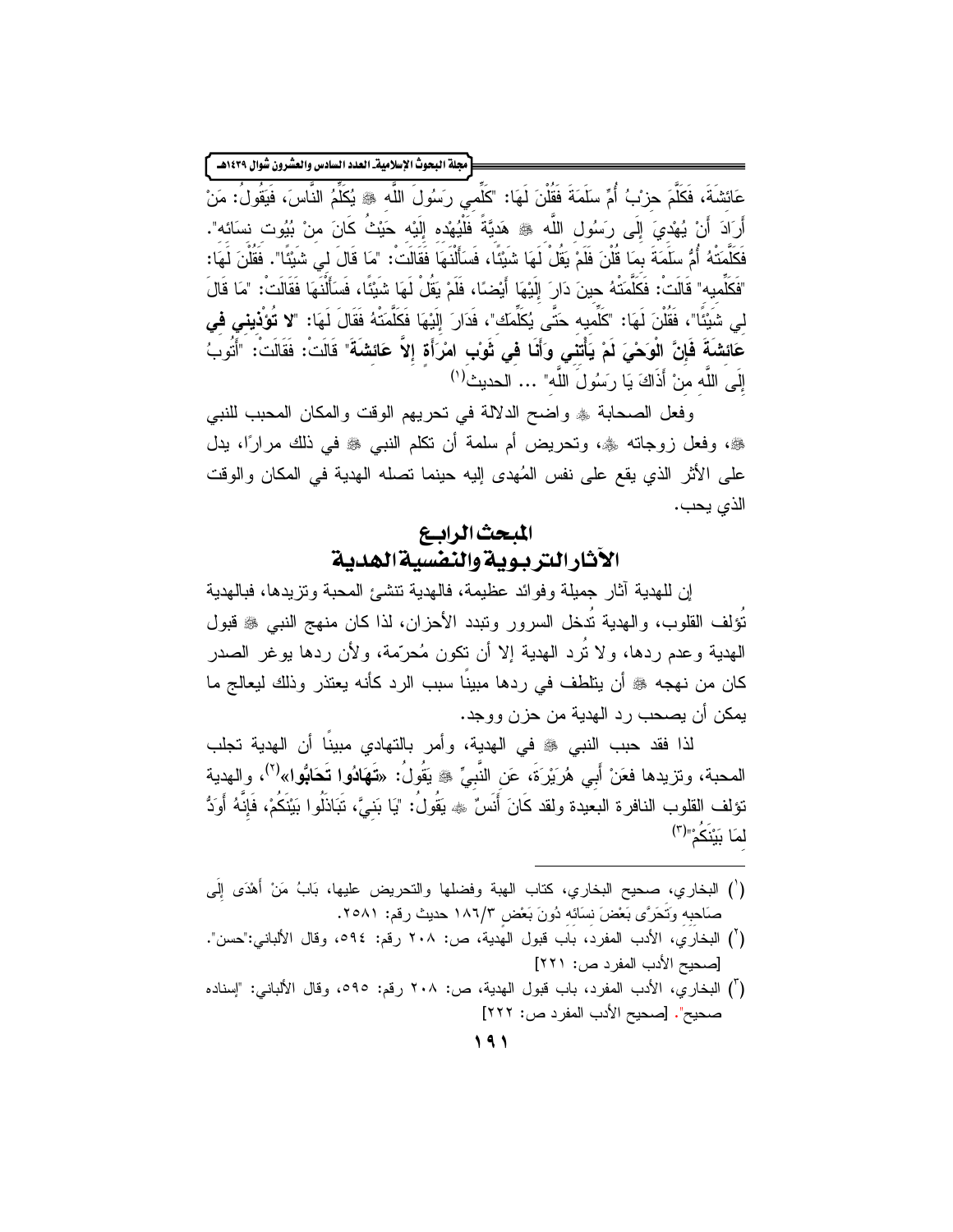عَائِشَةَ، فَكَلَّمَ حِزْبُ أُمِّ سَلَمَةَ فَقُلْنَ لَهَا: "كَلِّمِي رَسُولَ اللَّهِ ﷺ يُكَلِّمُ النَّاسَ، فَيَقُولُ: مَنْ أَرَادَ أَنْ يُهْدِيَ إِلَى رَسُولِ اللَّهِ ﷺ هَدِيَّةً فَلْيُهْدِهِ إِلَيْهِ حَيْثُ كَانَ مِنْ بُيُوتِ نِسَائِهِ". فَكَلَّمَتْهُ أُمُّ سَلَمَةَ بِمَا قُلْنَ فَلَمْ يَقُلْ لَهَا شَيْئًا، فَسَأَلْنَهَا فَقَالَتْ: "مَا قَالَ لِي شَيْئًا". فَقُلْنَ لَهَا: "فَكَلِّمِيهِ" قَالَتْ: فَكَلَّمَتْهُ حِينَ دَارَ إِلَيْهَا أَيْضًا، فَلَمْ يَقُلْ لَهَا شَيْئًا، فَسَأَلْنَهَا فَقَالَتْ: "مَا قَالَ لِي شَيْئًا"، فَقُلْنَ لَهَا: "كَلِّمِيهِ حَتَّى يُكَلِّمَكِ"، فَدَارَ إِلَيْهَا فَكَلَّمَتْهُ فَقَالَ لَهَا: "**لا تُؤْذِينِي فِي عَائِشَةَ فَإِنَّ الْوَحْيَ لَمْ يَأْتِنِي وَأَنَا فِي ثَوْبِ امْرَأَةٍ إِلاَّ عَائِشَةَ**" قَالَتْ: فَقَالَتْ: "أَتُوبُ إِلَى اللَّهِ مِنْ أَذَاكَ يَا رَسُولَ اللَّهِ" ... الحديث(1)

وفعل الصحابة ﷺ واضح الدلالة في تحريهم الوقت والمكان المحبب للنبي ﷺ، وفعل زوجاته ﷺ، وتحريض أم سلمة أن تكلم النبي ﷺ في ذلك مرارًا، يدل على الأثر الذي يقع على نفس المُهدى إليه حينما تصله الهدية في المكان والوقت الذي يحب.

## المبحث الرابع
## الآثار التربوية والنفسية الهدية

إن للهدية آثار جميلة وفوائد عظيمة، فالهدية تنشئ المحبة وتزيدها، فبالهدية تُؤلف القلوب، والهدية تُدخل السرور وتبدد الأحزان، لذا كان منهج النبي ﷺ قبول الهدية وعدم ردها، ولا تُرد الهدية إلا أن تكون مُحرّمة، ولأن ردها يوغر الصدر كان من نهجه ﷺ أن يتلطف في ردها مبينًا سبب الرد كأنه يعتذر وذلك ليعالج ما يمكن أن يصحب رد الهدية من حزن ووجد.

لذا فقد حبب النبي ﷺ في الهدية، وأمر بالتهادي مبينًا أن الهدية تجلب المحبة، وتزيدها فعَنْ أَبِي هُرَيْرَةَ، عَنِ النَّبِيِّ ﷺ يَقُولُ: «**تَهَادُوا تَحَابُّوا**»(2)، والهدية تؤلف القلوب النافرة البعيدة ولقد كَانَ أَنَسٌ ﷺ يَقُولُ: "يَا بَنِيَّ، تَبَاذَلُوا بَيْنَكُمْ، فَإِنَّهُ أَوَدُّ لِمَا بَيْنَكُمْ"(3)

---

(1) البخاري، صحيح البخاري، كتاب الهبة وفضلها والتحريض عليها، بَابُ مَنْ أَهْدَى إِلَى صَاحِبِهِ وَتَحَرَّى بَعْضَ نِسَائِهِ دُونَ بَعْضٍ ٣/١٨٦ حديث رقم: ٢٥٨١.

(2) البخاري، الأدب المفرد، باب قبول الهدية، ص: ٢٠٨ رقم: ٥٩٤، وقال الألباني:"حسن". [صحيح الأدب المفرد ص: ٢٢١]

(3) البخاري، الأدب المفرد، باب قبول الهدية، ص: ٢٠٨ رقم: ٥٩٥، وقال الألباني: "إسناده صحيح". [صحيح الأدب المفرد ص: ٢٢٢]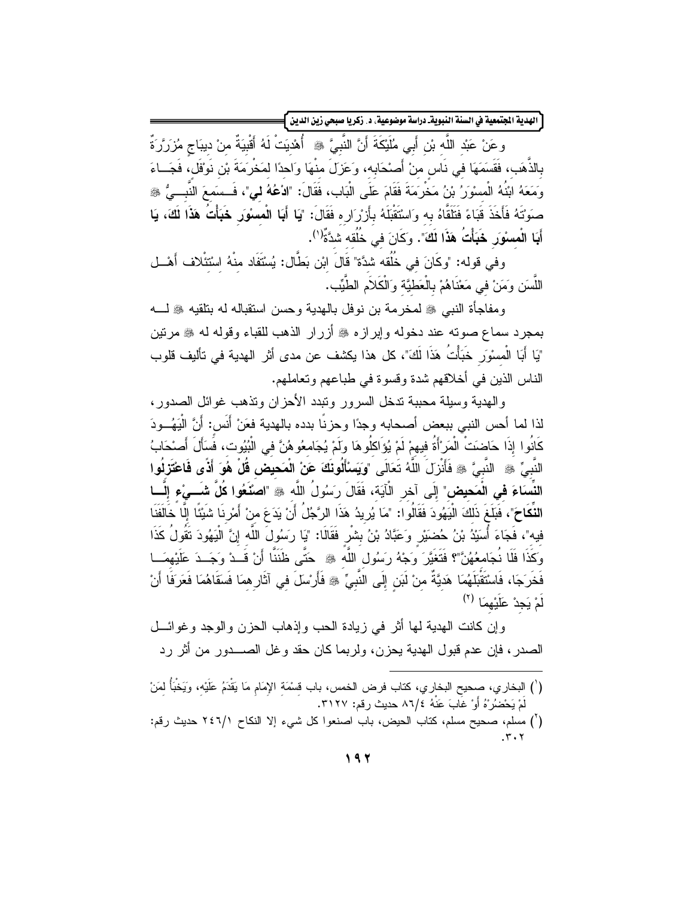وعَنْ عَبْدِ اللَّهِ بْنِ أَبِي مُلَيْكَةَ أَنَّ النَّبِيَّ ﷺ أُهْدِيَتْ لَهُ أَقْبِيَةٌ مِنْ دِيبَاجٍ مُزَرَّرَةٌ بِالذَّهَبِ، فَقَسَمَهَا فِي نَاسٍ مِنْ أَصْحَابِهِ، وَعَزَلَ مِنْهَا وَاحِدًا لِمَخْرَمَةَ بْنِ نَوْفَلٍ، فَجَاءَ وَمَعَهُ ابْنُهُ الْمِسْوَرُ بْنُ مَخْرَمَةَ فَقَامَ عَلَى الْبَابِ، فَقَالَ: "**ادْعُهُ لِي**"، فَسَمِعَ النَّبِيُّ ﷺ صَوْتَهُ فَأَخَذَ قَبَاءً فَتَلَقَّاهُ بِهِ وَاسْتَقْبَلَهُ بِأَزْرَارِهِ فَقَالَ: "**يَا أَبَا الْمِسْوَرِ خَبَأْتُ هَذَا لَكَ، يَا أَبَا الْمِسْوَرِ خَبَأْتُ هَذَا لَكَ**". وَكَانَ فِي خُلُقِهِ شِدَّةٌ[1].

وفي قوله: "وَكَانَ فِي خُلُقِهِ شِدَّة" قَالَ ابْن بَطَّال: يُسْتَفَاد مِنْهُ اِسْتِئْلَاف أَهْل اللَّسَن وَمَنْ فِي مَعْنَاهُمْ بِالْعَطِيَّةِ وَالْكَلَام الطَّيِّب.

ومفاجأة النبي ﷺ لمخرمة بن نوفل بالهدية وحسن استقباله له بتلقيه ﷺ له بمجرد سماع صوته عند دخوله وإبرازه ﷺ أزرار الذهب للقباء وقوله له ﷺ مرتين "يَا أَبَا الْمِسْوَرِ خَبَأْتُ هَذَا لَكَ"، كل هذا يكشف عن مدى أثر الهدية في تأليف قلوب الناس الذين في أخلاقهم شدة وقسوة في طباعهم وتعاملهم.

والهدية وسيلة محببة تدخل السرور وتبدد الأحزان وتذهب غوائل الصدور، لذا لما أحس النبي ببعض أصحابه وجدًا وحزنًا بدده بالهدية فعَنْ أَنَسٍ: أَنَّ الْيَهُودَ كَانُوا إِذَا حَاضَتْ الْمَرْأَةُ فِيهِمْ لَمْ يُؤَاكِلُوهَا وَلَمْ يُجَامِعُوهُنَّ فِي الْبُيُوتِ، فَسَأَلَ أَصْحَابُ النَّبِيِّ ﷺ النَّبِيَّ ﷺ فَأَنْزَلَ اللَّهُ تَعَالَى "**وَيَسْأَلُونَكَ عَنْ الْمَحِيضِ قُلْ هُوَ أَذًى فَاعْتَزِلُوا النِّسَاءَ فِي الْمَحِيضِ**" إِلَى آخِرِ الْآيَةِ، فَقَالَ رَسُولُ اللَّهِ ﷺ "**اصْنَعُوا كُلَّ شَيْءٍ إِلَّا النِّكَاحَ**"، فَبَلَغَ ذَلِكَ الْيَهُودَ فَقَالُوا: "مَا يُرِيدُ هَذَا الرَّجُلُ أَنْ يَدَعَ مِنْ أَمْرِنَا شَيْئًا إِلَّا خَالَفَنَا فِيهِ"، فَجَاءَ أُسَيْدُ بْنُ حُضَيْرٍ وَعَبَّادُ بْنُ بِشْرٍ فَقَالَا: "يَا رَسُولَ اللَّهِ إِنَّ الْيَهُودَ تَقُولُ كَذَا وَكَذَا فَلَا نُجَامِعُهُنَّ"؟ فَتَغَيَّرَ وَجْهُ رَسُولِ اللَّهِ ﷺ حَتَّى ظَنَنَّا أَنْ قَدْ وَجَدَ عَلَيْهِمَا فَخَرَجَا، فَاسْتَقْبَلَهُمَا هَدِيَّةٌ مِنْ لَبَنٍ إِلَى النَّبِيِّ ﷺ فَأَرْسَلَ فِي آثَارِهِمَا فَسَقَاهُمَا فَعَرَفَا أَنْ لَمْ يَجِدْ عَلَيْهِمَا [2]

وإن كانت الهدية لها أثر في زيادة الحب وإذهاب الحزن والوجد وغوائل الصدر، فإن عدم قبول الهدية يحزن، ولربما كان حقد وغل الصدور من أثر رد

---

(1) البخاري، صحيح البخاري، كتاب فرض الخمس، باب قِسْمَةِ الإِمَامِ مَا يَقْدَمُ عَلَيْهِ، وَيَخْبَأُ لِمَنْ لَمْ يَحْضُرْهُ أَوْ غَابَ عَنْهُ ٨٦/٤ حديث رقم: ٣١٢٧.

(2) مسلم، صحيح مسلم، كتاب الحيض، باب اصنعوا كل شيء إلا النكاح ٢٤٦/١ حديث رقم: ٣٠٢.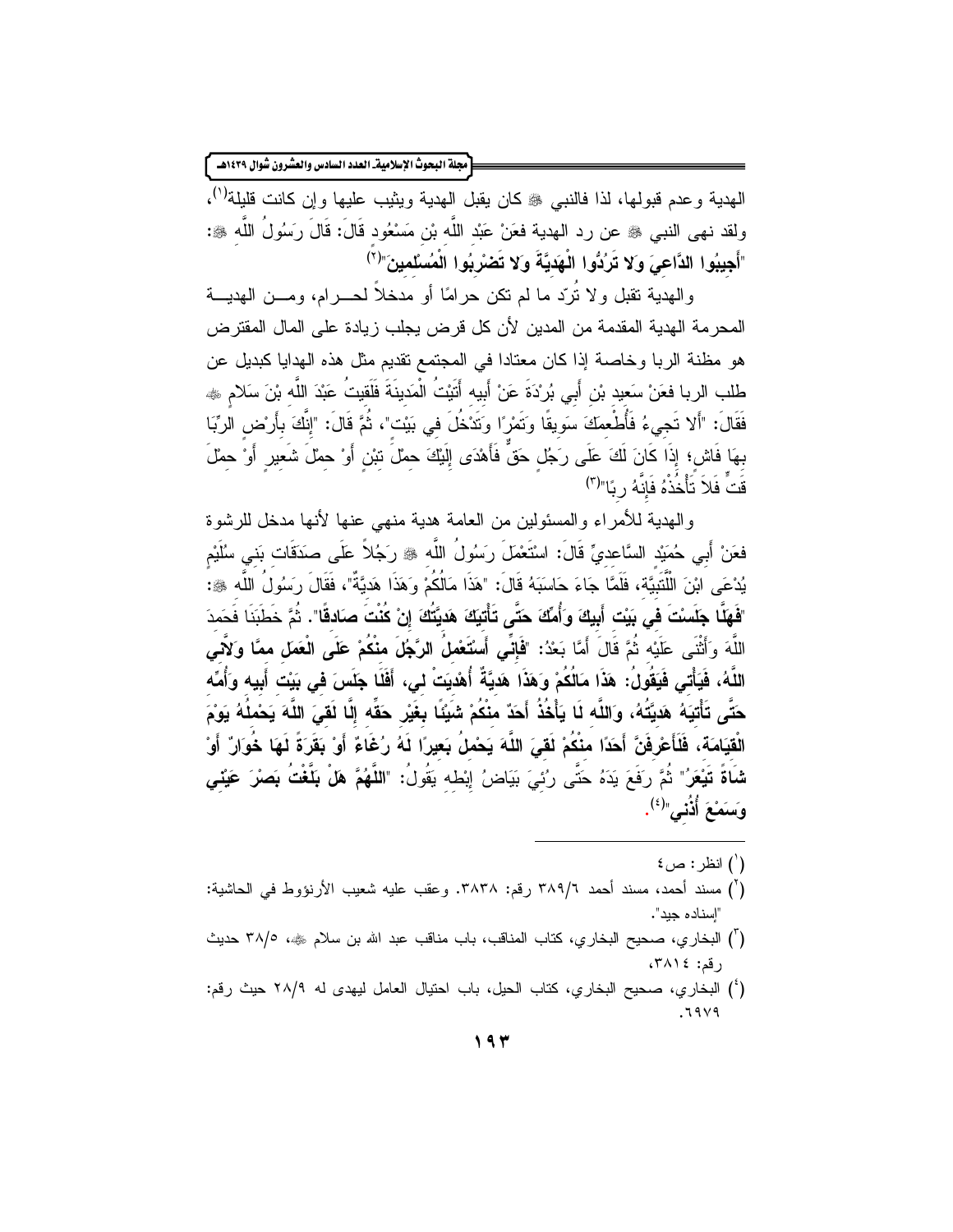الهدية وعدم قبولها، لذا فالنبي ﷺ كان يقبل الهدية ويثيب عليها وإن كانت قليلة[1]، ولقد نهى النبي ﷺ عن رد الهدية فعَنْ عَبْدِ اللَّهِ بْنِ مَسْعُودٍ قَالَ: قَالَ رَسُولُ اللَّهِ ﷺ: **"أَجِيبُوا الدَّاعِيَ وَلا تَرُدُّوا الْهَدِيَّةَ وَلا تَضْرِبُوا الْمُسْلِمِينَ"**[2]

والهدية تقبل ولا تُرَدّ ما لم تكن حرامًا أو مدخلاً لحرام، ومن الهدية المحرمة الهدية المقدمة من المدين لأن كل قرض يجلب زيادة على المال المقترض هو مظنة الربا وخاصة إذا كان معتادا في المجتمع تقديم مثل هذه الهدايا كبديل عن طلب الربا فعَنْ سَعِيدِ بْنِ أَبِي بُرْدَةَ عَنْ أَبِيهِ أَتَيْتُ الْمَدِينَةَ فَلَقِيتُ عَبْدَ اللَّهِ بْنَ سَلامٍ ﷺ فَقَالَ: "أَلا تَجِيءُ فَأُطْعِمَكَ سَوِيقًا وَتَمْرًا وَتَدْخُلَ فِي بَيْتٍ"، ثُمَّ قَالَ: "إِنَّكَ بِأَرْضٍ الرِّبَا بِهَا فَاشٍ؛ إِذَا كَانَ لَكَ عَلَى رَجُلٍ حَقٌّ فَأَهْدَى إِلَيْكَ حِمْلَ تِبْنٍ أَوْ حِمْلَ شَعِيرٍ أَوْ حِمْلَ قَتٍّ فَلا تَأْخُذْهُ فَإِنَّهُ رِبًا"[3]

والهدية للأمراء والمسئولين من العامة هدية منهي عنها لأنها مدخل للرشوة فعَنْ أَبِي حُمَيْدٍ السَّاعِدِيِّ قَالَ: اسْتَعْمَلَ رَسُولُ اللَّهِ ﷺ رَجُلاً عَلَى صَدَقَاتِ بَنِي سُلَيْمٍ يُدْعَى ابْنَ اللُّتْبِيَّةِ، فَلَمَّا جَاءَ حَاسَبَهُ قَالَ: "هَذَا مَالُكُمْ وَهَذَا هَدِيَّةٌ"، فَقَالَ رَسُولُ اللَّهِ ﷺ: **"فَهَلَّا جَلَسْتَ فِي بَيْتِ أَبِيكَ وَأُمِّكَ حَتَّى تَأْتِيَكَ هَدِيَّتُكَ إِنْ كُنْتَ صَادِقًا"**. ثُمَّ خَطَبَنَا فَحَمِدَ اللَّهَ وَأَثْنَى عَلَيْهِ ثُمَّ قَالَ أَمَّا بَعْدُ: **"فَإِنِّي أَسْتَعْمِلُ الرَّجُلَ مِنْكُمْ عَلَى الْعَمَلِ مِمَّا وَلَّانِي اللَّهُ، فَيَأْتِي فَيَقُولُ: هَذَا مَالُكُمْ وَهَذَا هَدِيَّةٌ أُهْدِيَتْ لِي، أَفَلَا جَلَسَ فِي بَيْتِ أَبِيهِ وَأُمِّهِ حَتَّى تَأْتِيَهُ هَدِيَّتُهُ، وَاللَّهِ لَا يَأْخُذُ أَحَدٌ مِنْكُمْ شَيْئًا بِغَيْرِ حَقِّهِ إِلَّا لَقِيَ اللَّهَ يَحْمِلُهُ يَوْمَ الْقِيَامَةِ، فَلَأَعْرِفَنَّ أَحَدًا مِنْكُمْ لَقِيَ اللَّهَ يَحْمِلُ بَعِيرًا لَهُ رُغَاءٌ أَوْ بَقَرَةً لَهَا خُوَارٌ أَوْ شَاةً تَيْعَرُ"** ثُمَّ رَفَعَ يَدَهُ حَتَّى رُئِيَ بَيَاضُ إِبْطِهِ يَقُولُ: **"اللَّهُمَّ هَلْ بَلَّغْتُ بَصُرَ عَيْنِي وَسَمِعَ أُذُنِي"**[4].

---

[1] انظر: ص٤

[2] مسند أحمد، مسند أحمد ٣٨٩/٦ رقم: ٣٨٣٨. وعقب عليه شعيب الأرنؤوط في الحاشية: "إسناده جيد".

[3] البخاري، صحيح البخاري، كتاب المناقب، باب مناقب عبد الله بن سلام ﷺ، ٣٨/٥ حديث رقم: ٣٨١٤،

[4] البخاري، صحيح البخاري، كتاب الحيل، باب احتيال العامل ليهدى له ٢٨/٩ حيث رقم: ٦٩٧٩.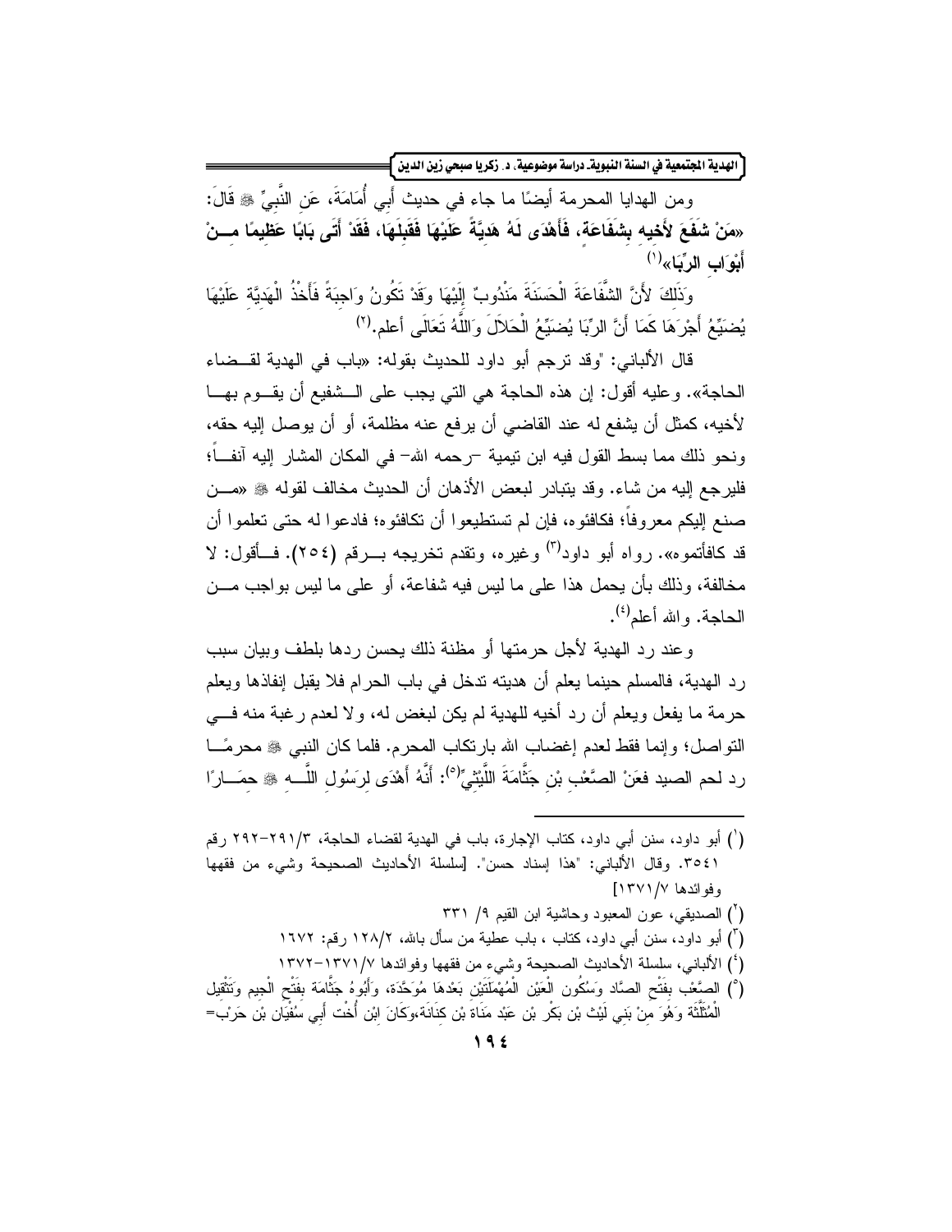ومن الهدايا المحرمة أيضًا ما جاء في حديث أَبِي أُمَامَةَ، عَنِ النَّبِيِّ ﷺ قَالَ: **«مَنْ شَفَعَ لأَخِيهِ بِشَفَاعَةٍ، فَأَهْدَى لَهُ هَدِيَّةً عَلَيْهَا فَقَبِلَهَا، فَقَدْ أَتَى بَابًا عَظِيمًا مِنْ أَبْوَابِ الرِّبَا»**[1]

وَذَلِكَ لأَنَّ الشَّفَاعَةَ الْحَسَنَةَ مَنْدُوبٌ إِلَيْهَا وَقَدْ تَكُونُ وَاجِبَةً فَأَخْذُ الْهَدِيَّةِ عَلَيْهَا يُضَيِّعُ أَجْرَهَا كَمَا أَنَّ الرِّبَا يُضَيِّعُ الْحَلاَلَ وَاللَّهُ تَعَالَى أعلم.[2]

قال الألباني: "وقد ترجم أبو داود للحديث بقوله: «باب في الهدية لقضاء الحاجة». وعليه أقول: إن هذه الحاجة هي التي يجب على الشفيع أن يقوم بها لأخيه، كمثل أن يشفع له عند القاضي أن يرفع عنه مظلمة، أو أن يوصل إليه حقه، ونحو ذلك مما بسط القول فيه ابن تيمية -رحمه الله- في المكان المشار إليه آنفاً؛ فليرجع إليه من شاء. وقد يتبادر لبعض الأذهان أن الحديث مخالف لقوله ﷺ «من صنع إليكم معروفاً؛ فكافئوه، فإن لم تستطيعوا أن تكافئوه؛ فادعوا له حتى تعلموا أن قد كافأتموه». رواه أبو داود[3] وغيره، وتقدم تخريجه برقم (٢٥٤). فأقول: لا مخالفة، وذلك بأن يحمل هذا على ما ليس فيه شفاعة، أو على ما ليس بواجب من الحاجة. والله أعلم[4].

وعند رد الهدية لأجل حرمتها أو مظنة ذلك يحسن ردها بلطف وبيان سبب رد الهدية، فالمسلم حينما يعلم أن هديته تدخل في باب الحرام فلا يقبل إنفاذها ويعلم حرمة ما يفعل ويعلم أن رد أخيه للهدية لم يكن لبغض له، ولا لعدم رغبة منه في التواصل؛ وإنما فقط لعدم إغضاب الله بارتكاب المحرم. فلما كان النبي ﷺ محرمًا رد لحم الصيد فعَنْ الصَّعْبِ بْنِ جَثَّامَةَ اللَّيْثِيِّ[5]: أَنَّهُ أَهْدَى لِرَسُولِ اللَّهِ ﷺ حمَارًا

---

(١) أبو داود، سنن أبي داود، كتاب الإجارة، باب في الهدية لقضاء الحاجة، ٣/٢٩١-٢٩٢ رقم ٣٥٤١. وقال الألباني: "هذا إسناد حسن". [سلسلة الأحاديث الصحيحة وشيء من فقهها وفوائدها ٧/١٣٧١]

(٢) الصديقي، عون المعبود وحاشية ابن القيم ٩/ ٣٣١

(٣) أبو داود، سنن أبي داود، كتاب ، باب عطية من سأل بالله، ٢/١٢٨ رقم: ١٦٧٢

(٤) الألباني، سلسلة الأحاديث الصحيحة وشيء من فقهها وفوائدها ٧/١٣٧١-١٣٧٢

(٥) الصَّعْب بِفَتْحِ الصَّاد وَسُكُون الْعَيْن الْمُهْمَلَتَيْنِ بَعْدهَا مُوَحَّدَة، وَأَبُوهُ جَثَّامَة بِفَتْحِ الْجِيم وَتَثْقِيل الْمُثَلَّثَة وَهُوَ مِنْ بَنِي لَيْث بْن بَكْر بْن عَبْد مَنَاة بْن كِنَانَة،وكَانَ اِبْن أُخْت أَبِي سُفْيَان بْن حَرْب=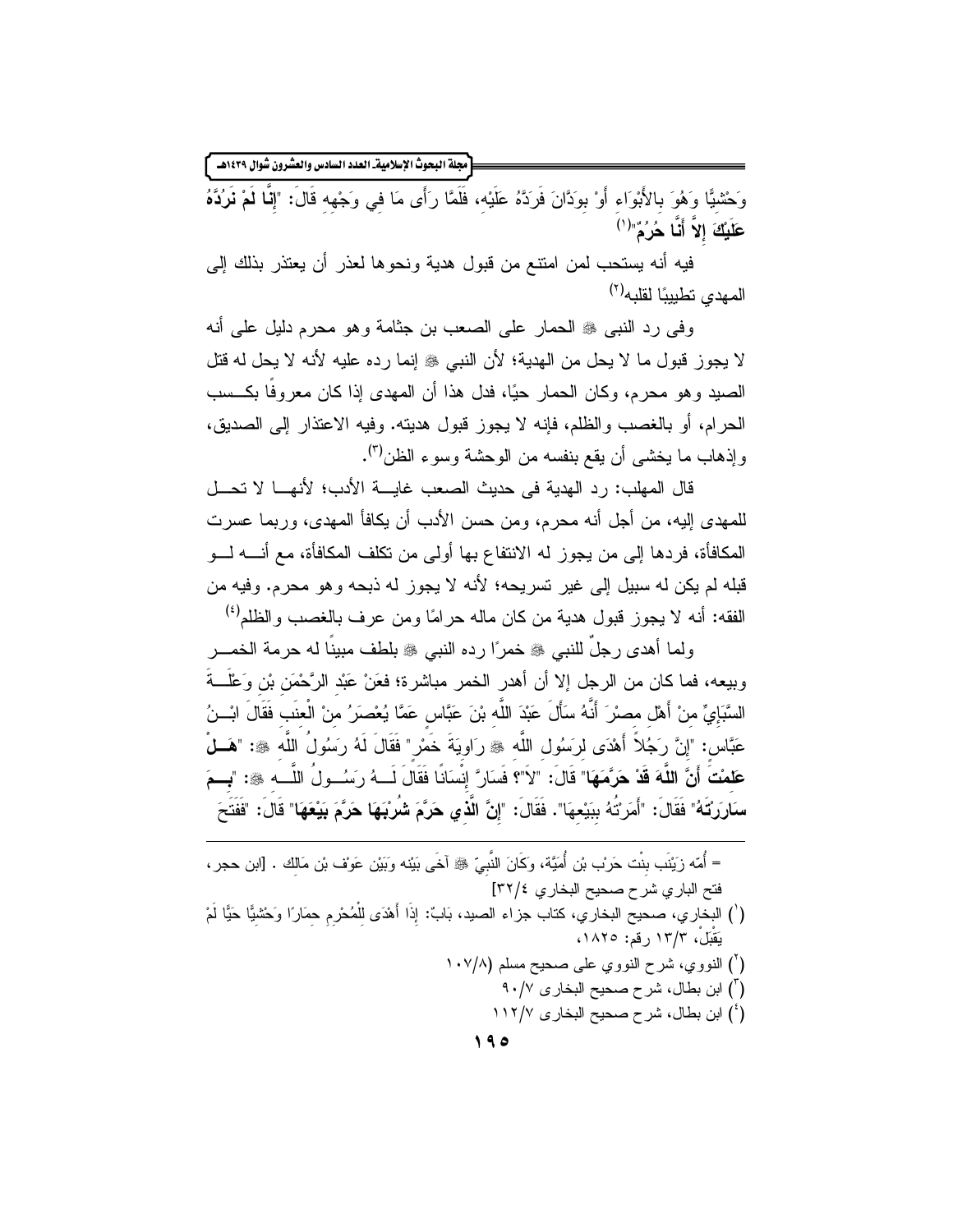وَحْشِيًّا وَهُوَ بِالأَبْوَاءِ أَوْ بِوَدَّانَ فَرَدَّهُ عَلَيْهِ، فَلَمَّا رَأَى مَا فِي وَجْهِهِ قَالَ: "**إِنَّا لَمْ نَرُدَّهُ عَلَيْكَ إِلاَّ أَنَّا حُرُمٌ**"[1]

فيه أنه يستحب لمن امتنع من قبول هدية ونحوها لعذر أن يعتذر بذلك إلى المهدي تطييبًا لقلبه[2]

وفى رد النبى ﷺ الحمار على الصعب بن جثامة وهو محرم دليل على أنه لا يجوز قبول ما لا يحل من الهدية؛ لأن النبي ﷺ إنما رده عليه لأنه لا يحل له قتل الصيد وهو محرم، وكان الحمار حيًا، فدل هذا أن المهدى إذا كان معروفًا بكسب الحرام، أو بالغصب والظلم، فإنه لا يجوز قبول هديته. وفيه الاعتذار إلى الصديق، وإذهاب ما يخشى أن يقع بنفسه من الوحشة وسوء الظن[3].

قال المهلب: رد الهدية فى حديث الصعب غاية الأدب؛ لأنها لا تحل للمهدى إليه، من أجل أنه محرم، ومن حسن الأدب أن يكافأ المهدى، وربما عسرت المكافأة، فردها إلى من يجوز له الانتفاع بها أولى من تكلف المكافأة، مع أنه لو قبله لم يكن له سبيل إلى غير تسريحه؛ لأنه لا يجوز له ذبحه وهو محرم. وفيه من الفقه: أنه لا يجوز قبول هدية من كان ماله حرامًا ومن عرف بالغصب والظلم[4]

ولما أهدى رجلٌ للنبي ﷺ خمرًا رده النبي ﷺ بلطف مبينًا له حرمة الخمر وبيعه، فما كان من الرجل إلا أن أهدر الخمر مباشرة؛ فعَنْ عَبْدِ الرَّحْمَنِ بْنِ وَعْلَةَ السَّبَإِيِّ مِنْ أَهْلِ مِصْرَ أَنَّهُ سَأَلَ عَبْدَ اللَّهِ بْنَ عَبَّاسٍ عَمَّا يُعْصَرُ مِنْ الْعِنَبِ فَقَالَ ابْنُ عَبَّاسٍ: "إِنَّ رَجُلاً أَهْدَى لِرَسُولِ اللَّهِ ﷺ رَاوِيَةَ خَمْرٍ" فَقَالَ لَهُ رَسُولُ اللَّهِ ﷺ: "**هَلْ عَلِمْتَ أَنَّ اللَّهَ قَدْ حَرَّمَهَا**" قَالَ: "لاَ"؟ فَسَارَّ إِنْسَانًا فَقَالَ لَهُ رَسُولُ اللَّهِ ﷺ: "**بِمَ سَارَرْتَهُ**" فَقَالَ: "أَمَرْتُهُ بِبَيْعِهَا". فَقَالَ: "**إِنَّ الَّذِي حَرَّمَ شُرْبَهَا حَرَّمَ بَيْعَهَا**" قَالَ: "فَفَتَحَ

---

= أُمّه زَيْنَب بِنْت حَرْب بْن أُمَيَّة، وَكَانَ النَّبِيّ ﷺ آخَى بَيْنه وَبَيْن عَوْف بْن مَالِك . [ابن حجر، فتح الباري شرح صحيح البخاري ٣٢/٤]

(1) البخاري، صحيح البخاري، كتاب جزاء الصيد، بَابٌ: إِذَا أَهْدَى لِلْمُحْرِمِ حِمَارًا وَحْشِيًّا حَيًّا لَمْ يَقْبَلْ، ١٣/٣ رقم: ١٨٢٥،

(2) النووي، شرح النووي على صحيح مسلم (١٠٧/٨)

(3) ابن بطال، شرح صحيح البخارى ٩٠/٧

(4) ابن بطال، شرح صحيح البخارى ١١٢/٧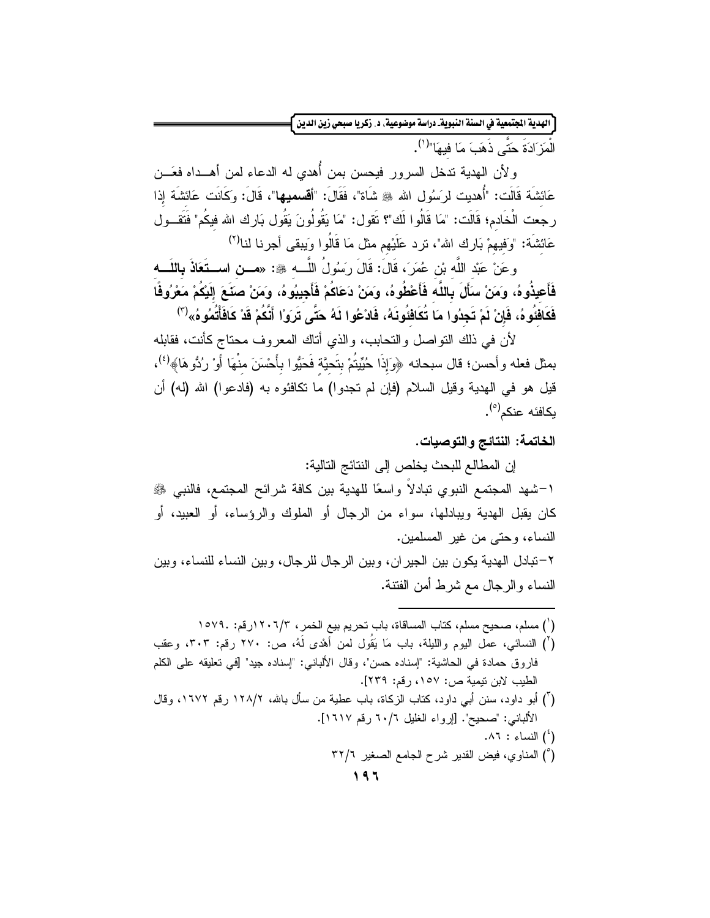الْمَزَادَةَ حَتَّى ذَهَبَ مَا فِيهَا"[1].

ولأن الهدية تدخل السرور فيحسن بمن أُهدي له الدعاء لمن أهداه فعَن عَائِشَةَ قَالَت: "أُهديت لرَسُول الله ﷺ شَاة"، فَقَالَ: "**أقسميها**"، قَالَ: وَكَانَت عَائِشَة إِذا رجعت الْخَادم؛ قَالَت: "مَا قَالُوا لَك"؟ تَقول: "مَا يَقُولُونَ يَقُول بَارك الله فيكُم" فَتَقول عَائِشَة: "وَفِيهِمْ بَارك الله"، ترد عَلَيْهِم مثل مَا قَالُوا وَيبقى أجرنا لنا[2]

وعَنْ عَبْدِ اللَّهِ بْنِ عُمَرَ، قَالَ: قَالَ رَسُولُ اللَّهِ ﷺ: «**مَنِ اسْتَعَاذَ بِاللَّهِ فَأَعِيذُوهُ، وَمَنْ سَأَلَ بِاللَّهِ فَأَعْطُوهُ، وَمَنْ دَعَاكُمْ فَأَجِيبُوهُ، وَمَنْ صَنَعَ إِلَيْكُمْ مَعْرُوفًا فَكَافِئُوهُ، فَإِنْ لَمْ تَجِدُوا مَا تُكَافِئُونَهُ، فَادْعُوا لَهُ حَتَّى تَرَوْا أَنَّكُمْ قَدْ كَافَأْتُمُوهُ**»[3]

لأن في ذلك التواصل والتحابب، والذي أتاك المعروف محتاج كأنت، فقابله بمثل فعله وأحسن؛ قال سبحانه ﴿وَإِذَا حُيِّيتُمْ بِتَحِيَّةٍ فَحَيُّوا بِأَحْسَنَ مِنْهَا أَوْ رُدُّوهَا﴾[4]، قيل هو في الهدية وقيل السلام (فإن لم تجدوا) ما تكافئوه به (فادعوا) الله (له) أن يكافئه عنكم[5].

## الخاتمة: النتائج والتوصيات.

إن المطالع للبحث يخلص إلى النتائج التالية:

١-شهد المجتمع النبوي تبادلاً واسعًا للهدية بين كافة شرائح المجتمع، فالنبي ﷺ كان يقبل الهدية ويبادلها، سواء من الرجال أو الملوك والرؤساء، أو العبيد، أو النساء، وحتى من غير المسلمين.

٢-تبادل الهدية يكون بين الجيران، وبين الرجال للرجال، وبين النساء للنساء، وبين النساء والرجال مع شرط أمن الفتنة.

---

[1] مسلم، صحيح مسلم، كتاب المساقاة، باب تحريم بيع الخمر، ١٢٠٦/٣رقم: ١٥٧٩.

[2] النسائي، عمل اليوم والليلة، باب مَا يَقُول لمن أهْدى لَهُ، ص: ٢٧٠ رقم: ٣٠٣، وعقب فاروق حمادة في الحاشية: "إسناده حسن"، وقال الألباني: "إسناده جيد" [في تعليقه على الكلم الطيب لابن تيمية ص: ١٥٧، رقم: ٢٣٩].

[3] أبو داود، سنن أبي داود، كتاب الزكاة، باب عطية من سأل بالله، ١٢٨/٢ رقم ١٦٧٢، وقال الألباني: "صحيح". [إرواء الغليل ٦٠/٦ رقم ١٦١٧].

[4] النساء : ٨٦.

[5] المناوي، فيض القدير شرح الجامع الصغير ٣٢/٦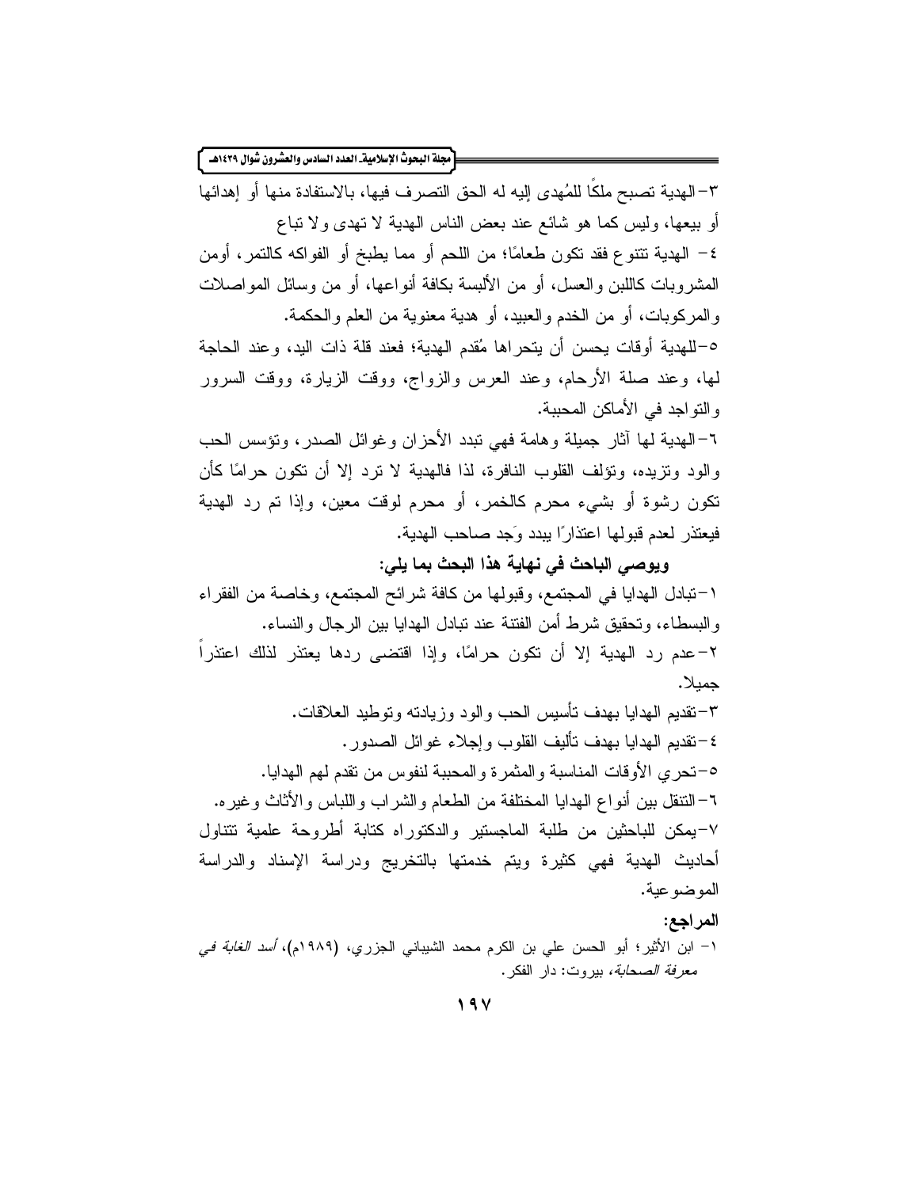٣-الهدية تصبح ملكًا للمُهدى إليه له الحق التصرف فيها، بالاستفادة منها أو إهدائها أو بيعها، وليس كما هو شائع عند بعض الناس الهدية لا تهدى ولا تباع

٤- الهدية تتنوع فقد تكون طعامًا؛ من اللحم أو مما يطبخ أو الفواكه كالتمر، أومن المشروبات كاللبن والعسل، أو من الألبسة بكافة أنواعها، أو من وسائل المواصلات والمركوبات، أو من الخدم والعبيد، أو هدية معنوية من العلم والحكمة.

٥-للهدية أوقات يحسن أن يتحراها مُقدم الهدية؛ فعند قلة ذات اليد، وعند الحاجة لها، وعند صلة الأرحام، وعند العرس والزواج، ووقت الزيارة، ووقت السرور والتواجد في الأماكن المحببة.

٦-الهدية لها آثار جميلة وهامة فهي تبدد الأحزان وغوائل الصدر، وتؤسس الحب والود وتزيده، وتؤلف القلوب النافرة، لذا فالهدية لا ترد إلا أن تكون حرامًا كأن تكون رشوة أو بشيء محرم كالخمر، أو محرم لوقت معين، وإذا تم رد الهدية فيعتذر لعدم قبولها اعتذارًا يبدد وَجد صاحب الهدية.

**ويوصي الباحث في نهاية هذا البحث بما يلي:**

١-تبادل الهدايا في المجتمع، وقبولها من كافة شرائح المجتمع، وخاصة من الفقراء والبسطاء، وتحقيق شرط أمن الفتنة عند تبادل الهدايا بين الرجال والنساء.

٢-عدم رد الهدية إلا أن تكون حرامًا، وإذا اقتضى ردها يعتذر لذلك اعتذراً جميلا.

٣-تقديم الهدايا بهدف تأسيس الحب والود وزيادته وتوطيد العلاقات.

٤-تقديم الهدايا بهدف تأليف القلوب وإجلاء غوائل الصدور.

٥-تحري الأوقات المناسبة والمثمرة والمحببة لنفوس من تقدم لهم الهدايا.

٦-التنقل بين أنواع الهدايا المختلفة من الطعام والشراب واللباس والأثاث وغيره.

٧-يمكن للباحثين من طلبة الماجستير والدكتوراه كتابة أطروحة علمية تتناول أحاديث الهدية فهي كثيرة ويتم خدمتها بالتخريج ودراسة الإسناد والدراسة الموضوعية.

**المراجع:**

١- ابن الأثير؛ أبو الحسن علي بن الكرم محمد الشيباني الجزري، (١٩٨٩م)، *أسد الغابة في معرفة الصحابة*، بيروت: دار الفكر.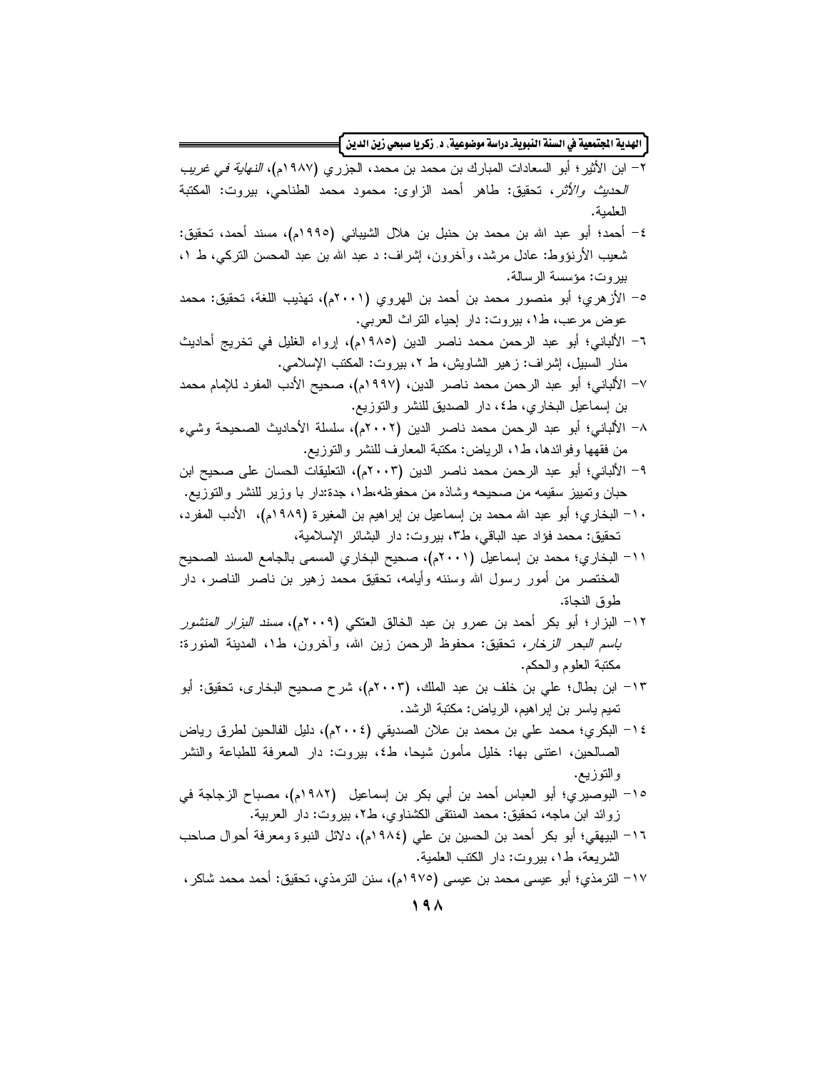٢- ابن الأثير؛ أبو السعادات المبارك بن محمد بن محمد، الجزري (١٩٨٧م)، *النهاية في غريب الحديث والأثر*، تحقيق: طاهر أحمد الزاوى: محمود محمد الطناحي، بيروت: المكتبة العلمية.

٤- أحمد؛ أبو عبد الله بن محمد بن حنبل بن هلال الشيباني (١٩٩٥م)، مسند أحمد، تحقيق: شعيب الأرنؤوط: عادل مرشد، وآخرون، إشراف: د عبد الله بن عبد المحسن التركي، ط ١، بيروت: مؤسسة الرسالة.

٥- الأزهري؛ أبو منصور محمد بن أحمد بن الهروي (٢٠٠١م)، تهذيب اللغة، تحقيق: محمد عوض مرعب، ط١، بيروت: دار إحياء التراث العربي.

٦- الألباني؛ أبو عبد الرحمن محمد ناصر الدين (١٩٨٥م)، إرواء الغليل في تخريج أحاديث منار السبيل، إشراف: زهير الشاويش، ط ٢، بيروت: المكتب الإسلامي.

٧- الألباني؛ أبو عبد الرحمن محمد ناصر الدين، (١٩٩٧م)، صحيح الأدب المفرد للإمام محمد بن إسماعيل البخاري، ط٤، دار الصديق للنشر والتوزيع.

٨- الألباني؛ أبو عبد الرحمن محمد ناصر الدين (٢٠٠٢م)، سلسلة الأحاديث الصحيحة وشيء من فقهها وفوائدها، ط١، الرياض: مكتبة المعارف للنشر والتوزيع.

٩- الألباني؛ أبو عبد الرحمن محمد ناصر الدين (٢٠٠٣م)، التعليقات الحسان على صحيح ابن حبان وتمييز سقيمه من صحيحه وشاذه من محفوظه،ط١، جدة:دار با وزير للنشر والتوزيع.

١٠- البخاري؛ أبو عبد الله محمد بن إسماعيل بن إبراهيم بن المغيرة (١٩٨٩م)، الأدب المفرد، تحقيق: محمد فؤاد عبد الباقي، ط٣، بيروت: دار البشائر الإسلامية،

١١- البخاري؛ محمد بن إسماعيل (٢٠٠١م)، صحيح البخاري المسمى بالجامع المسند الصحيح المختصر من أمور رسول الله وسننه وأيامه، تحقيق محمد زهير بن ناصر الناصر، دار طوق النجاة.

١٢- البزار؛ أبو بكر أحمد بن عمرو بن عبد الخالق العتكي (٢٠٠٩م)، *مسند البزار المنشور باسم البحر الزخار*، تحقيق: محفوظ الرحمن زين الله، وآخرون، ط١، المدينة المنورة: مكتبة العلوم والحكم.

١٣- ابن بطال؛ علي بن خلف بن عبد الملك، (٢٠٠٣م)، شرح صحيح البخارى، تحقيق: أبو تميم ياسر بن إبراهيم، الرياض: مكتبة الرشد.

١٤- البكري؛ محمد علي بن محمد بن علان الصديقي (٢٠٠٤م)، دليل الفالحين لطرق رياض الصالحين، اعتنى بها: خليل مأمون شيحا، ط٤، بيروت: دار المعرفة للطباعة والنشر والتوزيع.

١٥- البوصيري؛ أبو العباس أحمد بن أبي بكر بن إسماعيل (١٩٨٢م)، مصباح الزجاجة في زوائد ابن ماجه، تحقيق: محمد المنتقى الكشناوي، ط٢، بيروت: دار العربية.

١٦- البيهقي؛ أبو بكر أحمد بن الحسين بن علي (١٩٨٤م)، دلائل النبوة ومعرفة أحوال صاحب الشريعة، ط١، بيروت: دار الكتب العلمية.

١٧- الترمذي؛ أبو عيسى محمد بن عيسى (١٩٧٥م)، سنن الترمذي، تحقيق: أحمد محمد شاكر،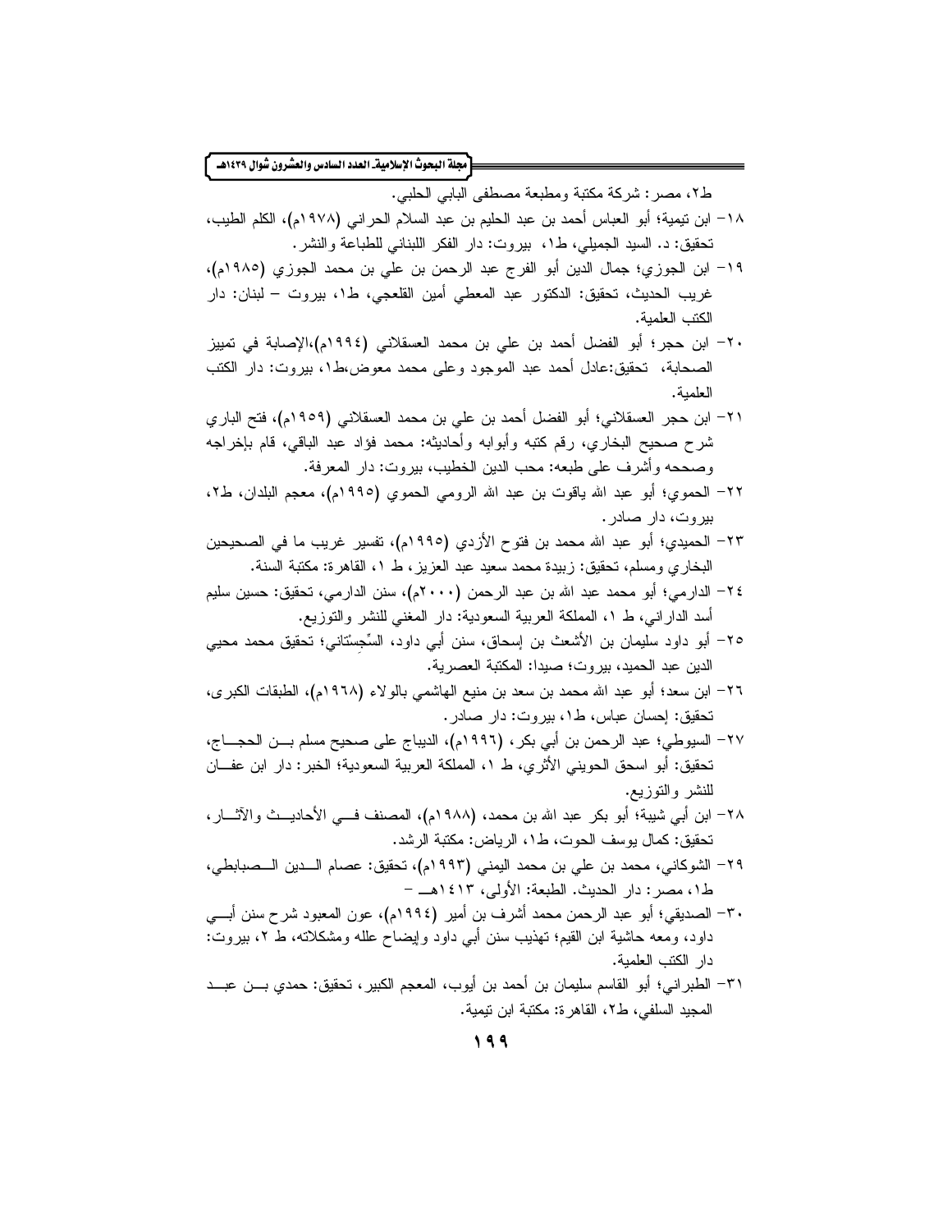ط٢، مصر: شركة مكتبة ومطبعة مصطفى البابي الحلبي.

١٨- ابن تيمية؛ أبو العباس أحمد بن عبد الحليم بن عبد السلام الحراني (١٩٧٨م)، الكلم الطيب، تحقيق: د. السيد الجميلي، ط١، بيروت: دار الفكر اللبناني للطباعة والنشر.

١٩- ابن الجوزي؛ جمال الدين أبو الفرج عبد الرحمن بن علي بن محمد الجوزي (١٩٨٥م)، غريب الحديث، تحقيق: الدكتور عبد المعطي أمين القلعجي، ط١، بيروت – لبنان: دار الكتب العلمية.

٢٠- ابن حجر؛ أبو الفضل أحمد بن علي بن محمد العسقلاني (١٩٩٤م)،الإصابة في تمييز الصحابة، تحقيق:عادل أحمد عبد الموجود وعلى محمد معوض،ط١، بيروت: دار الكتب العلمية.

٢١- ابن حجر العسقلاني؛ أبو الفضل أحمد بن علي بن محمد العسقلاني (١٩٥٩م)، فتح الباري شرح صحيح البخاري، رقم كتبه وأبوابه وأحاديثه: محمد فؤاد عبد الباقي، قام بإخراجه وصححه وأشرف على طبعه: محب الدين الخطيب، بيروت: دار المعرفة.

٢٢- الحموي؛ أبو عبد الله ياقوت بن عبد الله الرومي الحموي (١٩٩٥م)، معجم البلدان، ط٢، بيروت، دار صادر.

٢٣- الحميدي؛ أبو عبد الله محمد بن فتوح الأزدي (١٩٩٥م)، تفسير غريب ما في الصحيحين البخاري ومسلم، تحقيق: زبيدة محمد سعيد عبد العزيز، ط ١، القاهرة: مكتبة السنة.

٢٤- الدارمي؛ أبو محمد عبد الله بن عبد الرحمن (٢٠٠٠م)، سنن الدارمي، تحقيق: حسين سليم أسد الداراني، ط ١، المملكة العربية السعودية: دار المغني للنشر والتوزيع.

٢٥- أبو داود سليمان بن الأشعث بن إسحاق، سنن أبي داود، السِّجِسْتاني؛ تحقيق محمد محيي الدين عبد الحميد، بيروت؛ صيدا: المكتبة العصرية.

٢٦- ابن سعد؛ أبو عبد الله محمد بن سعد بن منيع الهاشمي بالولاء (١٩٦٨م)، الطبقات الكبرى، تحقيق: إحسان عباس، ط١، بيروت: دار صادر.

٢٧- السيوطي؛ عبد الرحمن بن أبي بكر، (١٩٩٦م)، الديباج على صحيح مسلم بن الحجاج، تحقيق: أبو اسحق الحويني الأثري، ط ١، المملكة العربية السعودية؛ الخبر: دار ابن عفان للنشر والتوزيع.

٢٨- ابن أبي شيبة؛ أبو بكر عبد الله بن محمد، (١٩٨٨م)، المصنف في الأحاديث والآثار، تحقيق: كمال يوسف الحوت، ط١، الرياض: مكتبة الرشد.

٢٩- الشوكاني، محمد بن علي بن محمد اليمني (١٩٩٣م)، تحقيق: عصام الدين الصبابطي، ط١، مصر: دار الحديث. الطبعة: الأولى، ١٤١٣هـ –

٣٠- الصديقي؛ أبو عبد الرحمن محمد أشرف بن أمير (١٩٩٤م)، عون المعبود شرح سنن أبي داود، ومعه حاشية ابن القيم؛ تهذيب سنن أبي داود وإيضاح علله ومشكلاته، ط ٢، بيروت: دار الكتب العلمية.

٣١- الطبراني؛ أبو القاسم سليمان بن أحمد بن أيوب، المعجم الكبير، تحقيق: حمدي بن عبد المجيد السلفي، ط٢، القاهرة: مكتبة ابن تيمية.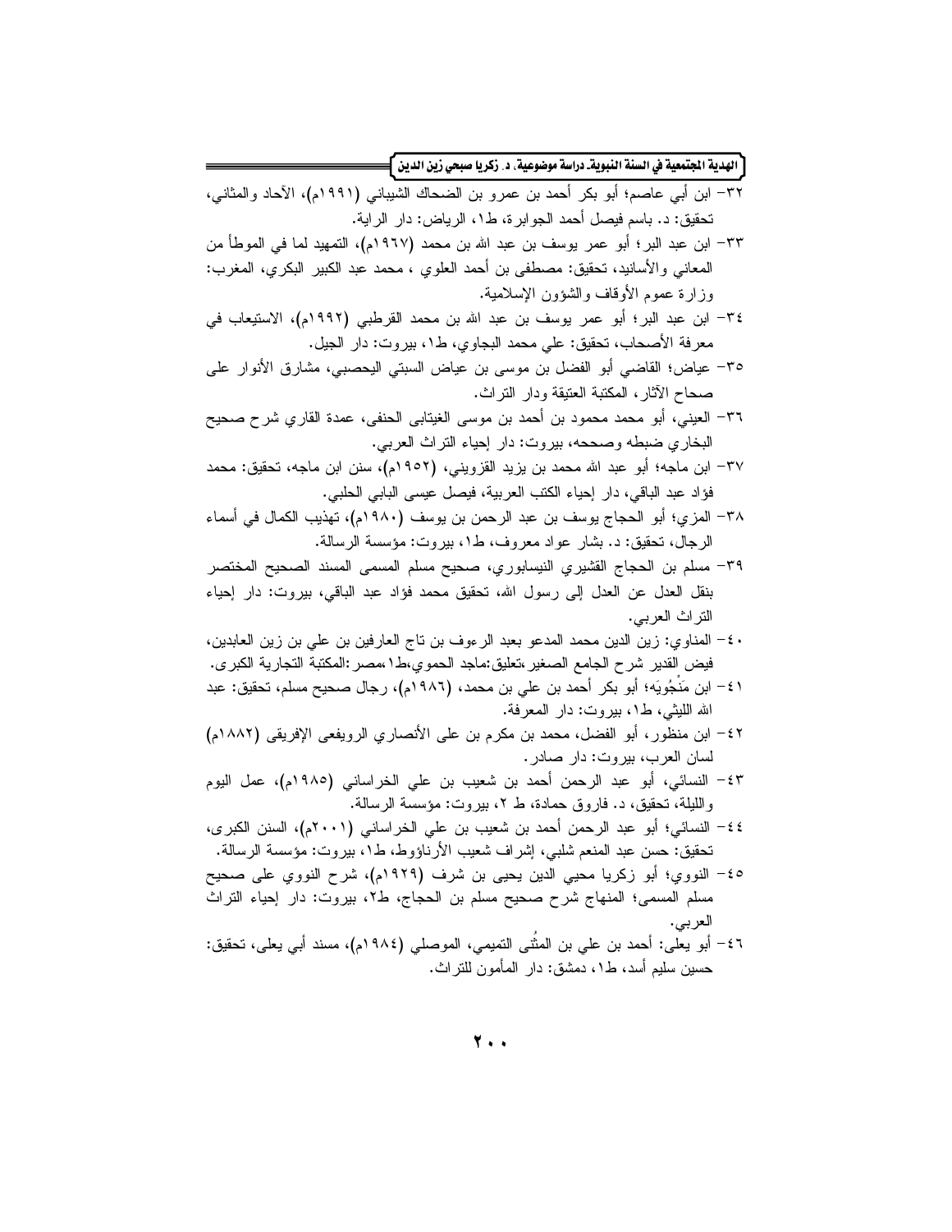٣٢- ابن أبي عاصم؛ أبو بكر أحمد بن عمرو بن الضحاك الشيباني (١٩٩١م)، الآحاد والمثاني، تحقيق: د. باسم فيصل أحمد الجوابرة، ط١، الرياض: دار الراية.

٣٣- ابن عبد البر؛ أبو عمر يوسف بن عبد الله بن محمد (١٩٦٧م)، التمهيد لما في الموطأ من المعاني والأسانيد، تحقيق: مصطفى بن أحمد العلوي ، محمد عبد الكبير البكري، المغرب: وزارة عموم الأوقاف والشؤون الإسلامية.

٣٤- ابن عبد البر؛ أبو عمر يوسف بن عبد الله بن محمد القرطبي (١٩٩٢م)، الاستيعاب في معرفة الأصحاب، تحقيق: علي محمد البجاوي، ط١، بيروت: دار الجيل.

٣٥- عياض؛ القاضي أبو الفضل بن موسى بن عياض السبتي اليحصبي، مشارق الأنوار على صحاح الآثار، المكتبة العتيقة ودار التراث.

٣٦- العيني، أبو محمد محمود بن أحمد بن موسى الغيتابى الحنفى، عمدة القاري شرح صحيح البخاري ضبطه وصححه، بيروت: دار إحياء التراث العربي.

٣٧- ابن ماجه؛ أبو عبد الله محمد بن يزيد القزويني، (١٩٥٢م)، سنن ابن ماجه، تحقيق: محمد فؤاد عبد الباقي، دار إحياء الكتب العربية، فيصل عيسى البابي الحلبي.

٣٨- المزي؛ أبو الحجاج يوسف بن عبد الرحمن بن يوسف (١٩٨٠م)، تهذيب الكمال في أسماء الرجال، تحقيق: د. بشار عواد معروف، ط١، بيروت: مؤسسة الرسالة.

٣٩- مسلم بن الحجاج القشيري النيسابوري، صحيح مسلم المسمى المسند الصحيح المختصر بنقل العدل عن العدل إلى رسول الله، تحقيق محمد فؤاد عبد الباقي، بيروت: دار إحياء التراث العربي.

٤٠- المناوي: زين الدين محمد المدعو بعبد الرءوف بن تاج العارفين بن علي بن زين العابدين، فيض القدير شرح الجامع الصغير ،تعليق:ماجد الحموي،ط١،مصر:المكتبة التجارية الكبرى.

٤١- ابن مَنْجُويَه؛ أبو بكر أحمد بن علي بن محمد، (١٩٨٦م)، رجال صحيح مسلم، تحقيق: عبد الله الليثي، ط١، بيروت: دار المعرفة.

٤٢- ابن منظور، أبو الفضل، محمد بن مكرم بن على الأنصاري الرويفعى الإفريقى (١٨٨٢م) لسان العرب، بيروت: دار صادر.

٤٣- النسائي، أبو عبد الرحمن أحمد بن شعيب بن علي الخراساني (١٩٨٥م)، عمل اليوم والليلة، تحقيق، د. فاروق حمادة، ط ٢، بيروت: مؤسسة الرسالة.

٤٤- النسائي؛ أبو عبد الرحمن أحمد بن شعيب بن علي الخراساني (٢٠٠١م)، السنن الكبرى، تحقيق: حسن عبد المنعم شلبي، إشراف شعيب الأرناؤوط، ط١، بيروت: مؤسسة الرسالة.

٤٥- النووي؛ أبو زكريا محيي الدين يحيى بن شرف (١٩٢٩م)، شرح النووي على صحيح مسلم المسمى؛ المنهاج شرح صحيح مسلم بن الحجاج، ط٢، بيروت: دار إحياء التراث العربي.

٤٦- أبو يعلى: أحمد بن علي بن المثُنى التميمي، الموصلي (١٩٨٤م)، مسند أبي يعلى، تحقيق: حسين سليم أسد، ط١، دمشق: دار المأمون للتراث.